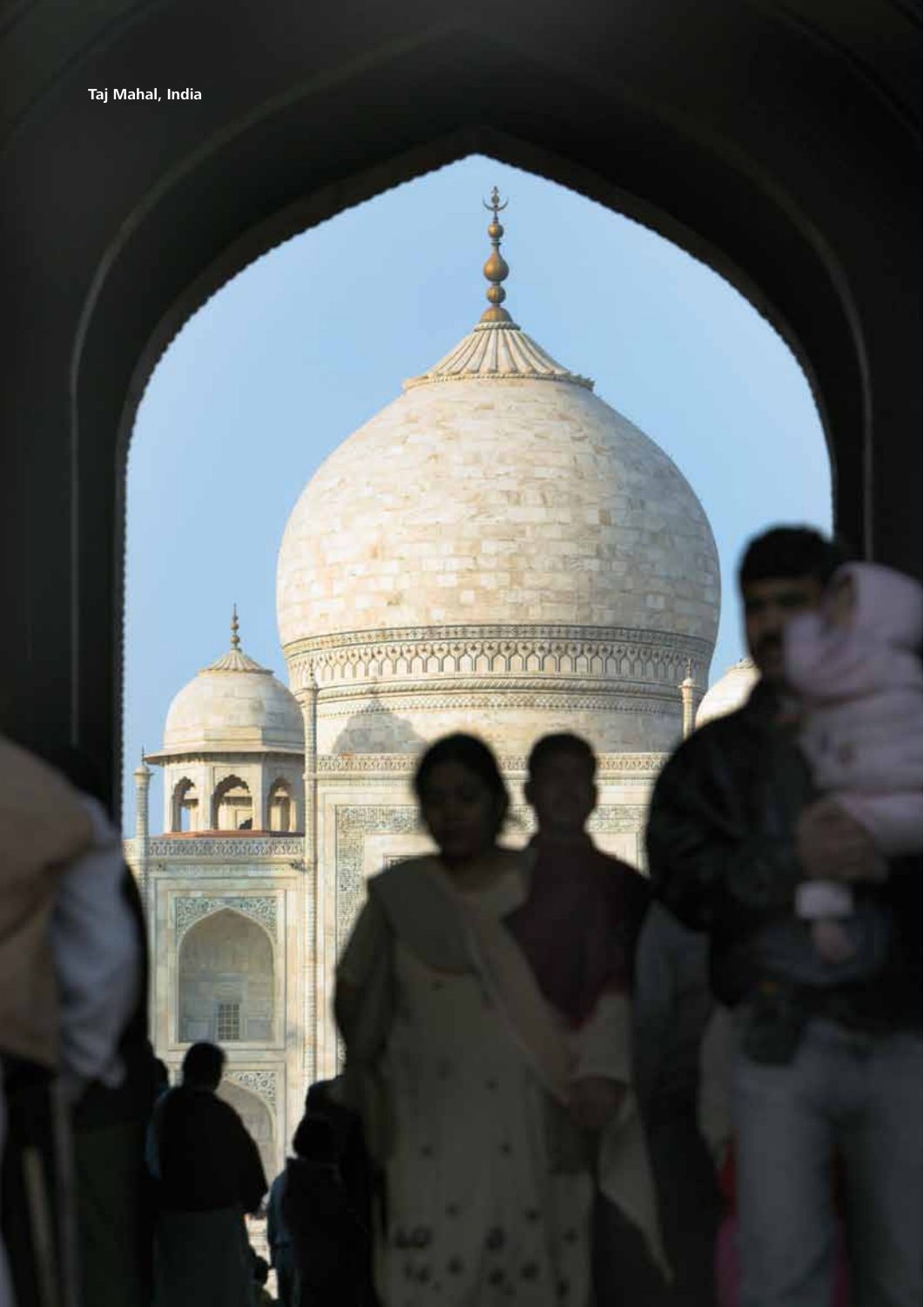Taj Mahal, India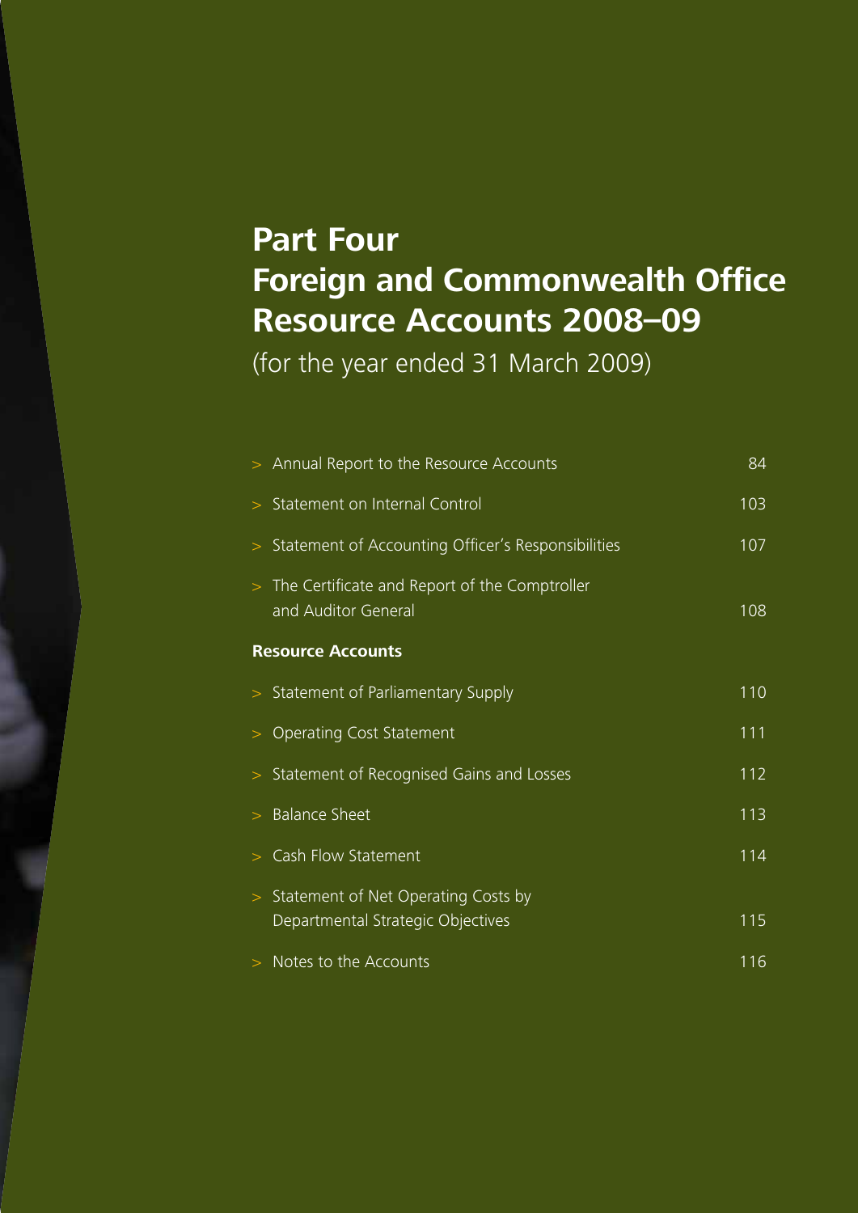# Part Four
# Foreign and Commonwealth Office Resource Accounts 2008–09

(for the year ended 31 March 2009)

| | |
|---|---|
| > Annual Report to the Resource Accounts | 84 |
| > Statement on Internal Control | 103 |
| > Statement of Accounting Officer's Responsibilities | 107 |
| > The Certificate and Report of the Comptroller and Auditor General | 108 |
| **Resource Accounts** | |
| > Statement of Parliamentary Supply | 110 |
| > Operating Cost Statement | 111 |
| > Statement of Recognised Gains and Losses | 112 |
| > Balance Sheet | 113 |
| > Cash Flow Statement | 114 |
| > Statement of Net Operating Costs by Departmental Strategic Objectives | 115 |
| > Notes to the Accounts | 116 |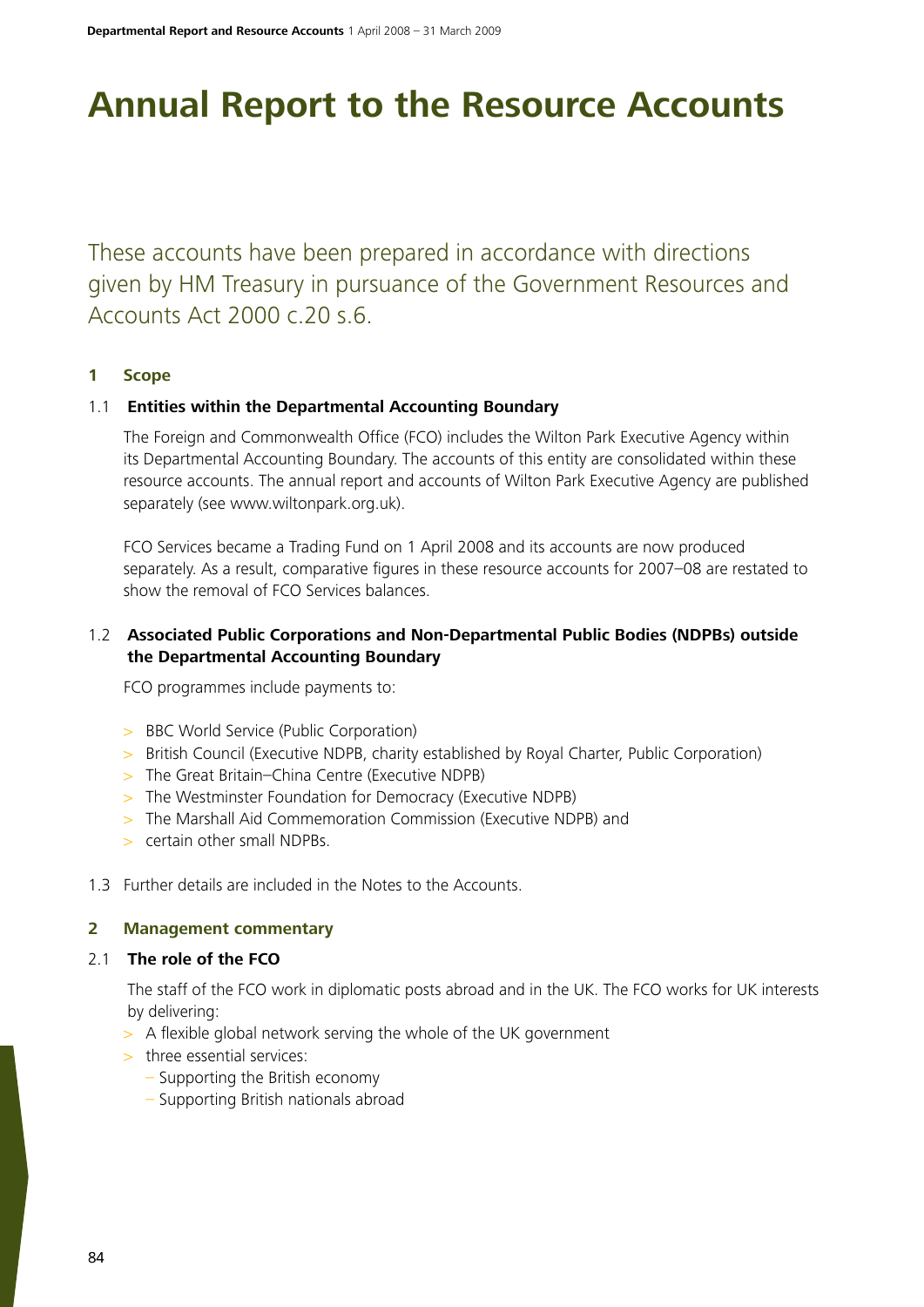# Annual Report to the Resource Accounts

These accounts have been prepared in accordance with directions given by HM Treasury in pursuance of the Government Resources and Accounts Act 2000 c.20 s.6.

## 1 Scope

### 1.1 Entities within the Departmental Accounting Boundary

The Foreign and Commonwealth Office (FCO) includes the Wilton Park Executive Agency within its Departmental Accounting Boundary. The accounts of this entity are consolidated within these resource accounts. The annual report and accounts of Wilton Park Executive Agency are published separately (see www.wiltonpark.org.uk).

FCO Services became a Trading Fund on 1 April 2008 and its accounts are now produced separately. As a result, comparative figures in these resource accounts for 2007–08 are restated to show the removal of FCO Services balances.

### 1.2 Associated Public Corporations and Non-Departmental Public Bodies (NDPBs) outside the Departmental Accounting Boundary

FCO programmes include payments to:

- BBC World Service (Public Corporation)
- British Council (Executive NDPB, charity established by Royal Charter, Public Corporation)
- The Great Britain–China Centre (Executive NDPB)
- The Westminster Foundation for Democracy (Executive NDPB)
- The Marshall Aid Commemoration Commission (Executive NDPB) and
- certain other small NDPBs.

1.3 Further details are included in the Notes to the Accounts.

## 2 Management commentary

### 2.1 The role of the FCO

The staff of the FCO work in diplomatic posts abroad and in the UK. The FCO works for UK interests by delivering:

- A flexible global network serving the whole of the UK government
- three essential services:
  - Supporting the British economy
  - Supporting British nationals abroad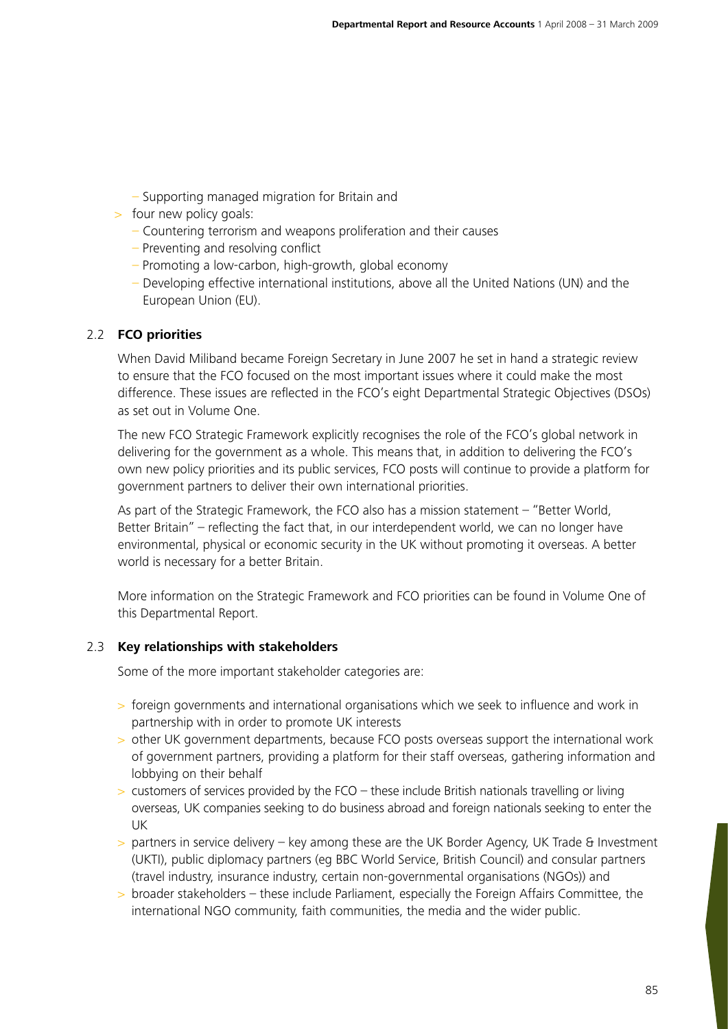- Supporting managed migration for Britain and
- four new policy goals:
  - Countering terrorism and weapons proliferation and their causes
  - Preventing and resolving conflict
  - Promoting a low-carbon, high-growth, global economy
  - Developing effective international institutions, above all the United Nations (UN) and the European Union (EU).

## 2.2 FCO priorities

When David Miliband became Foreign Secretary in June 2007 he set in hand a strategic review to ensure that the FCO focused on the most important issues where it could make the most difference. These issues are reflected in the FCO's eight Departmental Strategic Objectives (DSOs) as set out in Volume One.

The new FCO Strategic Framework explicitly recognises the role of the FCO's global network in delivering for the government as a whole. This means that, in addition to delivering the FCO's own new policy priorities and its public services, FCO posts will continue to provide a platform for government partners to deliver their own international priorities.

As part of the Strategic Framework, the FCO also has a mission statement – "Better World, Better Britain" – reflecting the fact that, in our interdependent world, we can no longer have environmental, physical or economic security in the UK without promoting it overseas. A better world is necessary for a better Britain.

More information on the Strategic Framework and FCO priorities can be found in Volume One of this Departmental Report.

## 2.3 Key relationships with stakeholders

Some of the more important stakeholder categories are:

- foreign governments and international organisations which we seek to influence and work in partnership with in order to promote UK interests
- other UK government departments, because FCO posts overseas support the international work of government partners, providing a platform for their staff overseas, gathering information and lobbying on their behalf
- customers of services provided by the FCO – these include British nationals travelling or living overseas, UK companies seeking to do business abroad and foreign nationals seeking to enter the UK
- partners in service delivery – key among these are the UK Border Agency, UK Trade & Investment (UKTI), public diplomacy partners (eg BBC World Service, British Council) and consular partners (travel industry, insurance industry, certain non-governmental organisations (NGOs)) and
- broader stakeholders – these include Parliament, especially the Foreign Affairs Committee, the international NGO community, faith communities, the media and the wider public.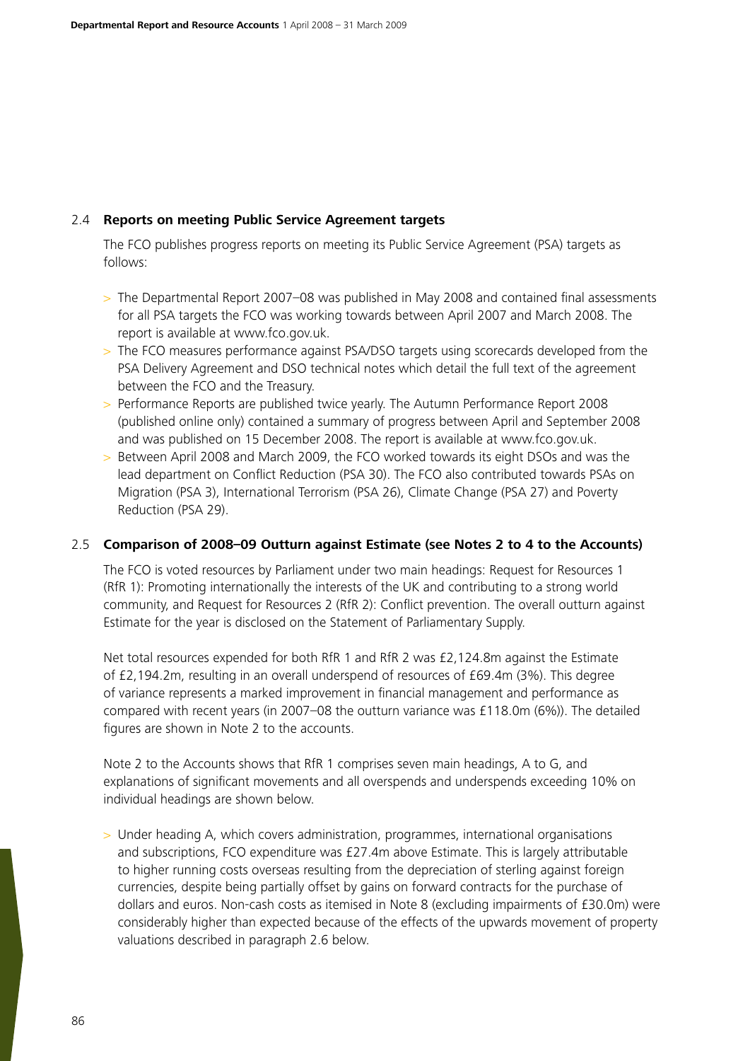## 2.4 Reports on meeting Public Service Agreement targets

The FCO publishes progress reports on meeting its Public Service Agreement (PSA) targets as follows:

- The Departmental Report 2007–08 was published in May 2008 and contained final assessments for all PSA targets the FCO was working towards between April 2007 and March 2008. The report is available at www.fco.gov.uk.
- The FCO measures performance against PSA/DSO targets using scorecards developed from the PSA Delivery Agreement and DSO technical notes which detail the full text of the agreement between the FCO and the Treasury.
- Performance Reports are published twice yearly. The Autumn Performance Report 2008 (published online only) contained a summary of progress between April and September 2008 and was published on 15 December 2008. The report is available at www.fco.gov.uk.
- Between April 2008 and March 2009, the FCO worked towards its eight DSOs and was the lead department on Conflict Reduction (PSA 30). The FCO also contributed towards PSAs on Migration (PSA 3), International Terrorism (PSA 26), Climate Change (PSA 27) and Poverty Reduction (PSA 29).

## 2.5 Comparison of 2008–09 Outturn against Estimate (see Notes 2 to 4 to the Accounts)

The FCO is voted resources by Parliament under two main headings: Request for Resources 1 (RfR 1): Promoting internationally the interests of the UK and contributing to a strong world community, and Request for Resources 2 (RfR 2): Conflict prevention. The overall outturn against Estimate for the year is disclosed on the Statement of Parliamentary Supply.

Net total resources expended for both RfR 1 and RfR 2 was £2,124.8m against the Estimate of £2,194.2m, resulting in an overall underspend of resources of £69.4m (3%). This degree of variance represents a marked improvement in financial management and performance as compared with recent years (in 2007–08 the outturn variance was £118.0m (6%)). The detailed figures are shown in Note 2 to the accounts.

Note 2 to the Accounts shows that RfR 1 comprises seven main headings, A to G, and explanations of significant movements and all overspends and underspends exceeding 10% on individual headings are shown below.

- Under heading A, which covers administration, programmes, international organisations and subscriptions, FCO expenditure was £27.4m above Estimate. This is largely attributable to higher running costs overseas resulting from the depreciation of sterling against foreign currencies, despite being partially offset by gains on forward contracts for the purchase of dollars and euros. Non-cash costs as itemised in Note 8 (excluding impairments of £30.0m) were considerably higher than expected because of the effects of the upwards movement of property valuations described in paragraph 2.6 below.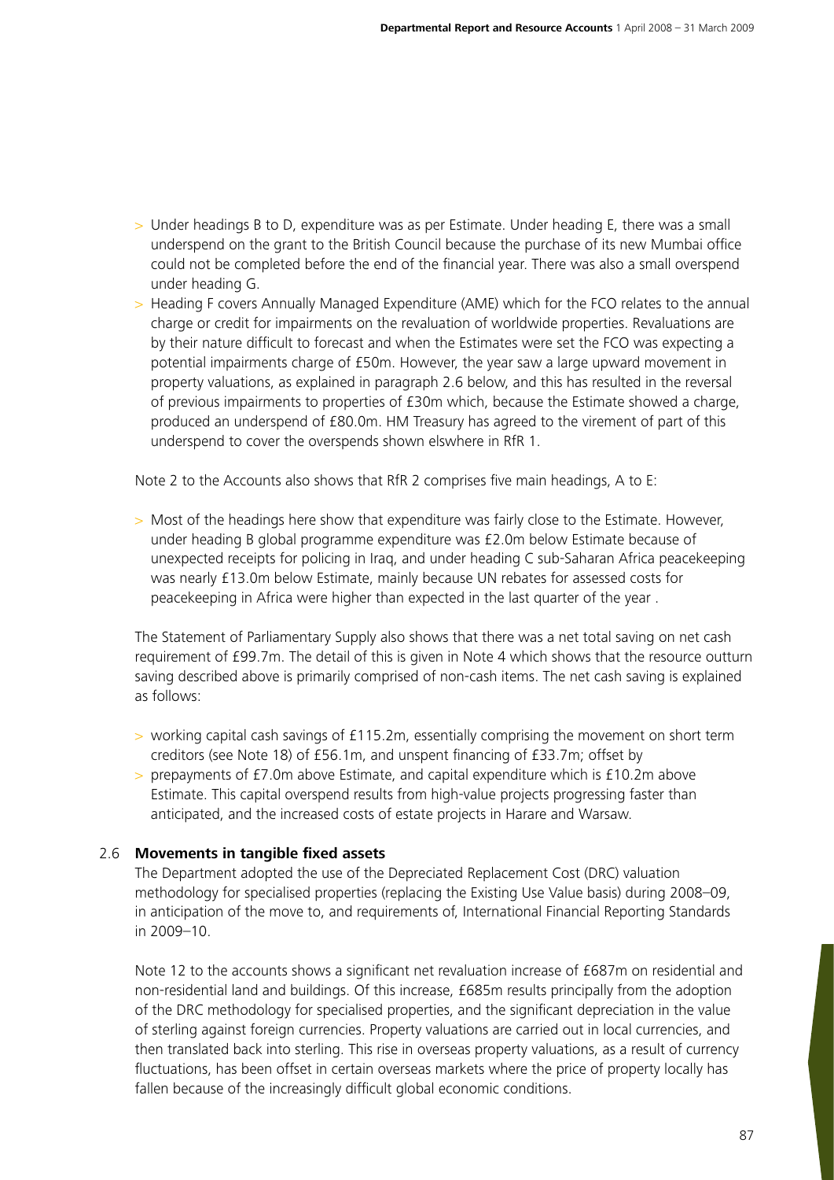- Under headings B to D, expenditure was as per Estimate. Under heading E, there was a small underspend on the grant to the British Council because the purchase of its new Mumbai office could not be completed before the end of the financial year. There was also a small overspend under heading G.
- Heading F covers Annually Managed Expenditure (AME) which for the FCO relates to the annual charge or credit for impairments on the revaluation of worldwide properties. Revaluations are by their nature difficult to forecast and when the Estimates were set the FCO was expecting a potential impairments charge of £50m. However, the year saw a large upward movement in property valuations, as explained in paragraph 2.6 below, and this has resulted in the reversal of previous impairments to properties of £30m which, because the Estimate showed a charge, produced an underspend of £80.0m. HM Treasury has agreed to the virement of part of this underspend to cover the overspends shown elswhere in RfR 1.

Note 2 to the Accounts also shows that RfR 2 comprises five main headings, A to E:

- Most of the headings here show that expenditure was fairly close to the Estimate. However, under heading B global programme expenditure was £2.0m below Estimate because of unexpected receipts for policing in Iraq, and under heading C sub-Saharan Africa peacekeeping was nearly £13.0m below Estimate, mainly because UN rebates for assessed costs for peacekeeping in Africa were higher than expected in the last quarter of the year .

The Statement of Parliamentary Supply also shows that there was a net total saving on net cash requirement of £99.7m. The detail of this is given in Note 4 which shows that the resource outturn saving described above is primarily comprised of non-cash items. The net cash saving is explained as follows:

- working capital cash savings of £115.2m, essentially comprising the movement on short term creditors (see Note 18) of £56.1m, and unspent financing of £33.7m; offset by
- prepayments of £7.0m above Estimate, and capital expenditure which is £10.2m above Estimate. This capital overspend results from high-value projects progressing faster than anticipated, and the increased costs of estate projects in Harare and Warsaw.

## 2.6 Movements in tangible fixed assets

The Department adopted the use of the Depreciated Replacement Cost (DRC) valuation methodology for specialised properties (replacing the Existing Use Value basis) during 2008–09, in anticipation of the move to, and requirements of, International Financial Reporting Standards in 2009–10.

Note 12 to the accounts shows a significant net revaluation increase of £687m on residential and non-residential land and buildings. Of this increase, £685m results principally from the adoption of the DRC methodology for specialised properties, and the significant depreciation in the value of sterling against foreign currencies. Property valuations are carried out in local currencies, and then translated back into sterling. This rise in overseas property valuations, as a result of currency fluctuations, has been offset in certain overseas markets where the price of property locally has fallen because of the increasingly difficult global economic conditions.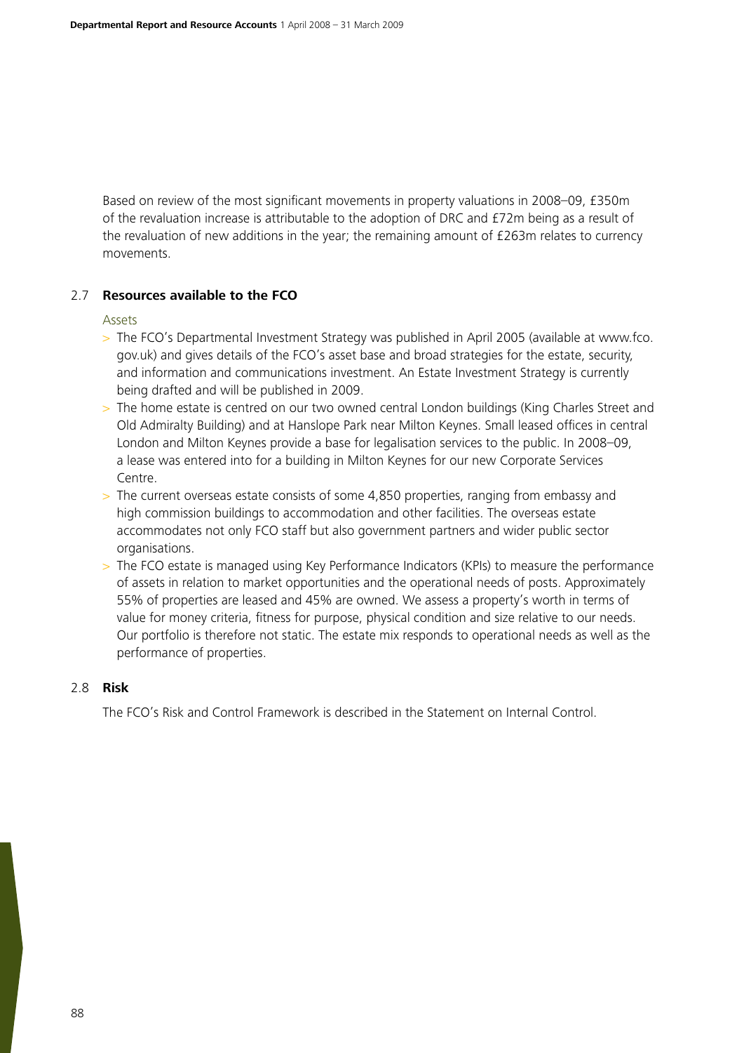Based on review of the most significant movements in property valuations in 2008–09, £350m of the revaluation increase is attributable to the adoption of DRC and £72m being as a result of the revaluation of new additions in the year; the remaining amount of £263m relates to currency movements.

## 2.7 Resources available to the FCO

Assets

- The FCO's Departmental Investment Strategy was published in April 2005 (available at www.fco.gov.uk) and gives details of the FCO's asset base and broad strategies for the estate, security, and information and communications investment. An Estate Investment Strategy is currently being drafted and will be published in 2009.
- The home estate is centred on our two owned central London buildings (King Charles Street and Old Admiralty Building) and at Hanslope Park near Milton Keynes. Small leased offices in central London and Milton Keynes provide a base for legalisation services to the public. In 2008–09, a lease was entered into for a building in Milton Keynes for our new Corporate Services Centre.
- The current overseas estate consists of some 4,850 properties, ranging from embassy and high commission buildings to accommodation and other facilities. The overseas estate accommodates not only FCO staff but also government partners and wider public sector organisations.
- The FCO estate is managed using Key Performance Indicators (KPIs) to measure the performance of assets in relation to market opportunities and the operational needs of posts. Approximately 55% of properties are leased and 45% are owned. We assess a property's worth in terms of value for money criteria, fitness for purpose, physical condition and size relative to our needs. Our portfolio is therefore not static. The estate mix responds to operational needs as well as the performance of properties.

## 2.8 Risk

The FCO's Risk and Control Framework is described in the Statement on Internal Control.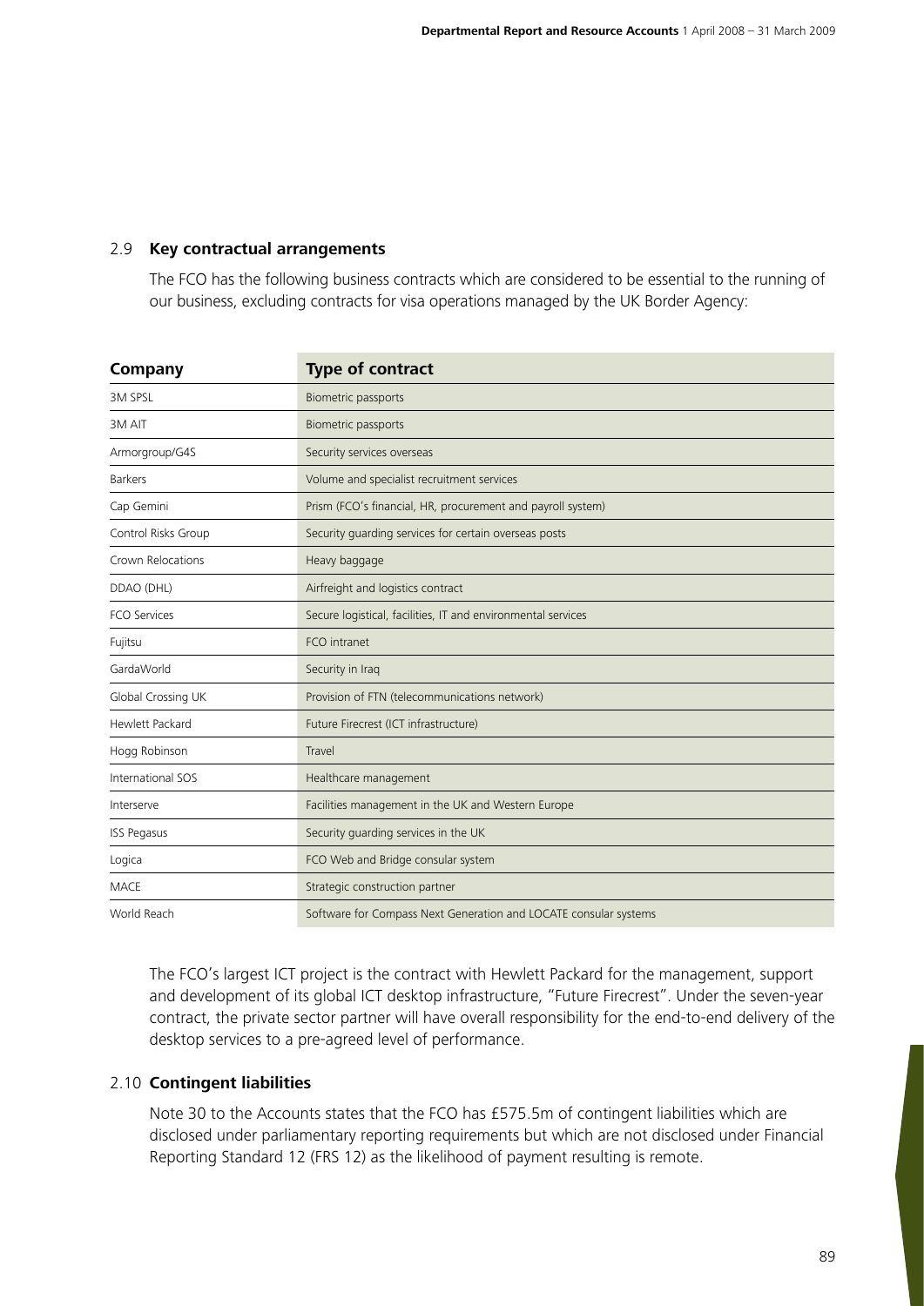## 2.9 Key contractual arrangements

The FCO has the following business contracts which are considered to be essential to the running of our business, excluding contracts for visa operations managed by the UK Border Agency:

| Company | Type of contract |
|---|---|
| 3M SPSL | Biometric passports |
| 3M AIT | Biometric passports |
| Armorgroup/G4S | Security services overseas |
| Barkers | Volume and specialist recruitment services |
| Cap Gemini | Prism (FCO's financial, HR, procurement and payroll system) |
| Control Risks Group | Security guarding services for certain overseas posts |
| Crown Relocations | Heavy baggage |
| DDAO (DHL) | Airfreight and logistics contract |
| FCO Services | Secure logistical, facilities, IT and environmental services |
| Fujitsu | FCO intranet |
| GardaWorld | Security in Iraq |
| Global Crossing UK | Provision of FTN (telecommunications network) |
| Hewlett Packard | Future Firecrest (ICT infrastructure) |
| Hogg Robinson | Travel |
| International SOS | Healthcare management |
| Interserve | Facilities management in the UK and Western Europe |
| ISS Pegasus | Security guarding services in the UK |
| Logica | FCO Web and Bridge consular system |
| MACE | Strategic construction partner |
| World Reach | Software for Compass Next Generation and LOCATE consular systems |

The FCO's largest ICT project is the contract with Hewlett Packard for the management, support and development of its global ICT desktop infrastructure, "Future Firecrest". Under the seven-year contract, the private sector partner will have overall responsibility for the end-to-end delivery of the desktop services to a pre-agreed level of performance.

## 2.10 Contingent liabilities

Note 30 to the Accounts states that the FCO has £575.5m of contingent liabilities which are disclosed under parliamentary reporting requirements but which are not disclosed under Financial Reporting Standard 12 (FRS 12) as the likelihood of payment resulting is remote.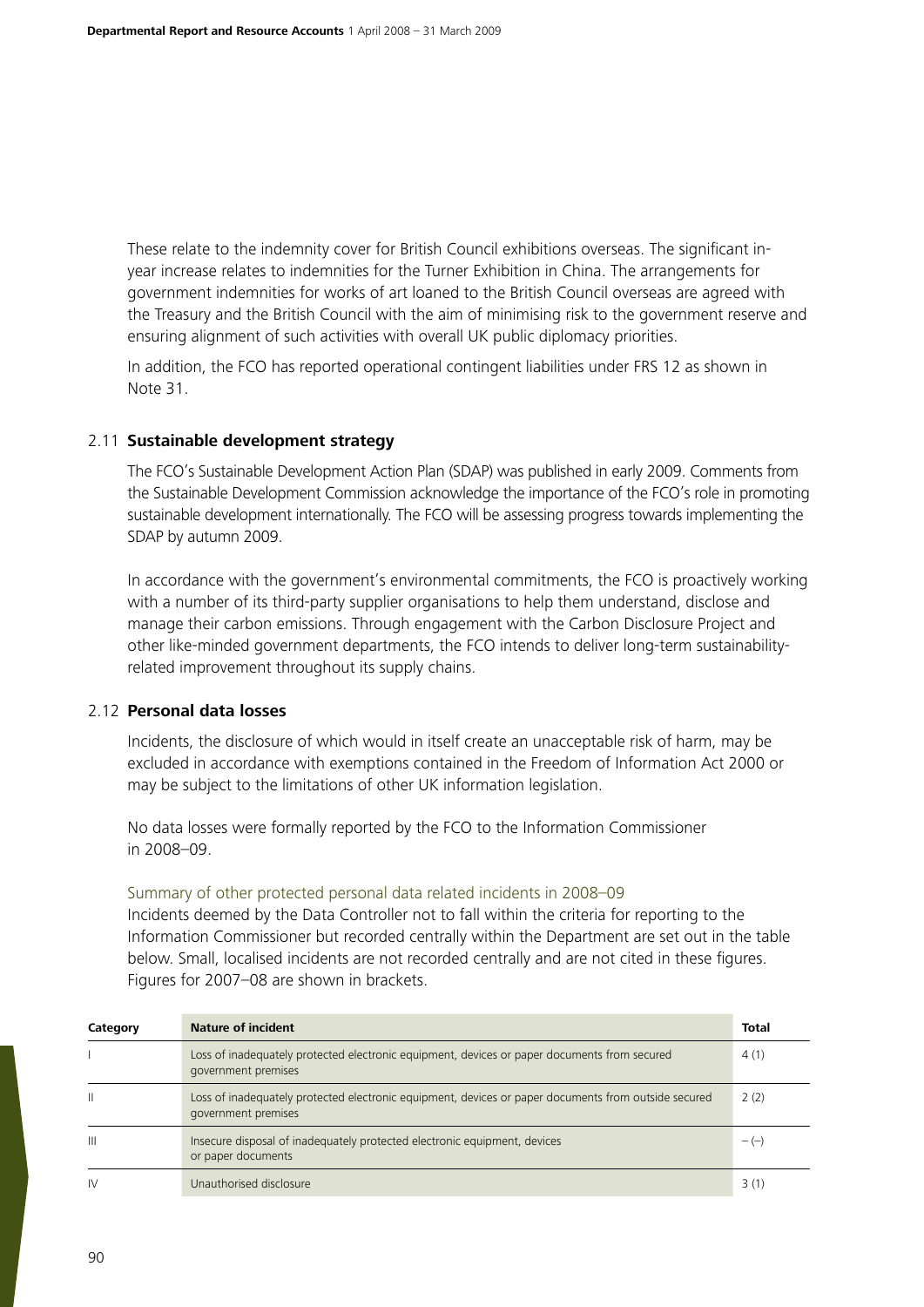These relate to the indemnity cover for British Council exhibitions overseas. The significant in-year increase relates to indemnities for the Turner Exhibition in China. The arrangements for government indemnities for works of art loaned to the British Council overseas are agreed with the Treasury and the British Council with the aim of minimising risk to the government reserve and ensuring alignment of such activities with overall UK public diplomacy priorities.

In addition, the FCO has reported operational contingent liabilities under FRS 12 as shown in Note 31.

## 2.11 Sustainable development strategy

The FCO's Sustainable Development Action Plan (SDAP) was published in early 2009. Comments from the Sustainable Development Commission acknowledge the importance of the FCO's role in promoting sustainable development internationally. The FCO will be assessing progress towards implementing the SDAP by autumn 2009.

In accordance with the government's environmental commitments, the FCO is proactively working with a number of its third-party supplier organisations to help them understand, disclose and manage their carbon emissions. Through engagement with the Carbon Disclosure Project and other like-minded government departments, the FCO intends to deliver long-term sustainability-related improvement throughout its supply chains.

## 2.12 Personal data losses

Incidents, the disclosure of which would in itself create an unacceptable risk of harm, may be excluded in accordance with exemptions contained in the Freedom of Information Act 2000 or may be subject to the limitations of other UK information legislation.

No data losses were formally reported by the FCO to the Information Commissioner in 2008–09.

### Summary of other protected personal data related incidents in 2008–09

Incidents deemed by the Data Controller not to fall within the criteria for reporting to the Information Commissioner but recorded centrally within the Department are set out in the table below. Small, localised incidents are not recorded centrally and are not cited in these figures. Figures for 2007–08 are shown in brackets.

| Category | Nature of incident | Total |
|---|---|---|
| I | Loss of inadequately protected electronic equipment, devices or paper documents from secured government premises | 4 (1) |
| II | Loss of inadequately protected electronic equipment, devices or paper documents from outside secured government premises | 2 (2) |
| III | Insecure disposal of inadequately protected electronic equipment, devices or paper documents | – (–) |
| IV | Unauthorised disclosure | 3 (1) |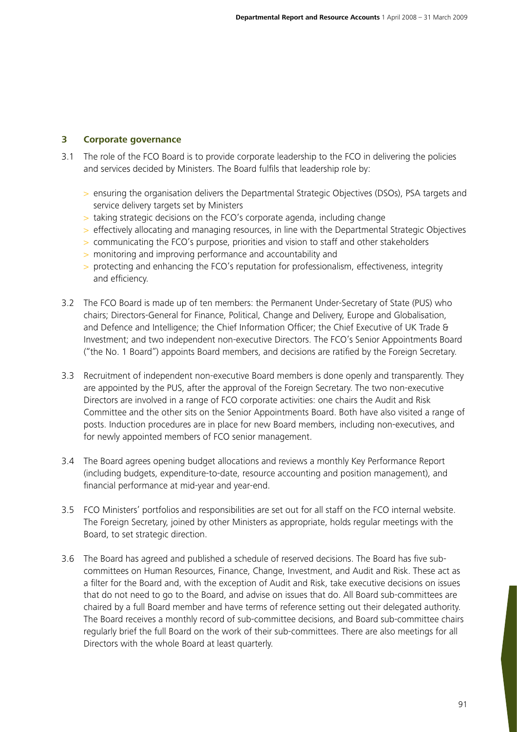## 3 Corporate governance

3.1 The role of the FCO Board is to provide corporate leadership to the FCO in delivering the policies and services decided by Ministers. The Board fulfils that leadership role by:

- ensuring the organisation delivers the Departmental Strategic Objectives (DSOs), PSA targets and service delivery targets set by Ministers
- taking strategic decisions on the FCO's corporate agenda, including change
- effectively allocating and managing resources, in line with the Departmental Strategic Objectives
- communicating the FCO's purpose, priorities and vision to staff and other stakeholders
- monitoring and improving performance and accountability and
- protecting and enhancing the FCO's reputation for professionalism, effectiveness, integrity and efficiency.

3.2 The FCO Board is made up of ten members: the Permanent Under-Secretary of State (PUS) who chairs; Directors-General for Finance, Political, Change and Delivery, Europe and Globalisation, and Defence and Intelligence; the Chief Information Officer; the Chief Executive of UK Trade & Investment; and two independent non-executive Directors. The FCO's Senior Appointments Board ("the No. 1 Board") appoints Board members, and decisions are ratified by the Foreign Secretary.

3.3 Recruitment of independent non-executive Board members is done openly and transparently. They are appointed by the PUS, after the approval of the Foreign Secretary. The two non-executive Directors are involved in a range of FCO corporate activities: one chairs the Audit and Risk Committee and the other sits on the Senior Appointments Board. Both have also visited a range of posts. Induction procedures are in place for new Board members, including non-executives, and for newly appointed members of FCO senior management.

3.4 The Board agrees opening budget allocations and reviews a monthly Key Performance Report (including budgets, expenditure-to-date, resource accounting and position management), and financial performance at mid-year and year-end.

3.5 FCO Ministers' portfolios and responsibilities are set out for all staff on the FCO internal website. The Foreign Secretary, joined by other Ministers as appropriate, holds regular meetings with the Board, to set strategic direction.

3.6 The Board has agreed and published a schedule of reserved decisions. The Board has five sub-committees on Human Resources, Finance, Change, Investment, and Audit and Risk. These act as a filter for the Board and, with the exception of Audit and Risk, take executive decisions on issues that do not need to go to the Board, and advise on issues that do. All Board sub-committees are chaired by a full Board member and have terms of reference setting out their delegated authority. The Board receives a monthly record of sub-committee decisions, and Board sub-committee chairs regularly brief the full Board on the work of their sub-committees. There are also meetings for all Directors with the whole Board at least quarterly.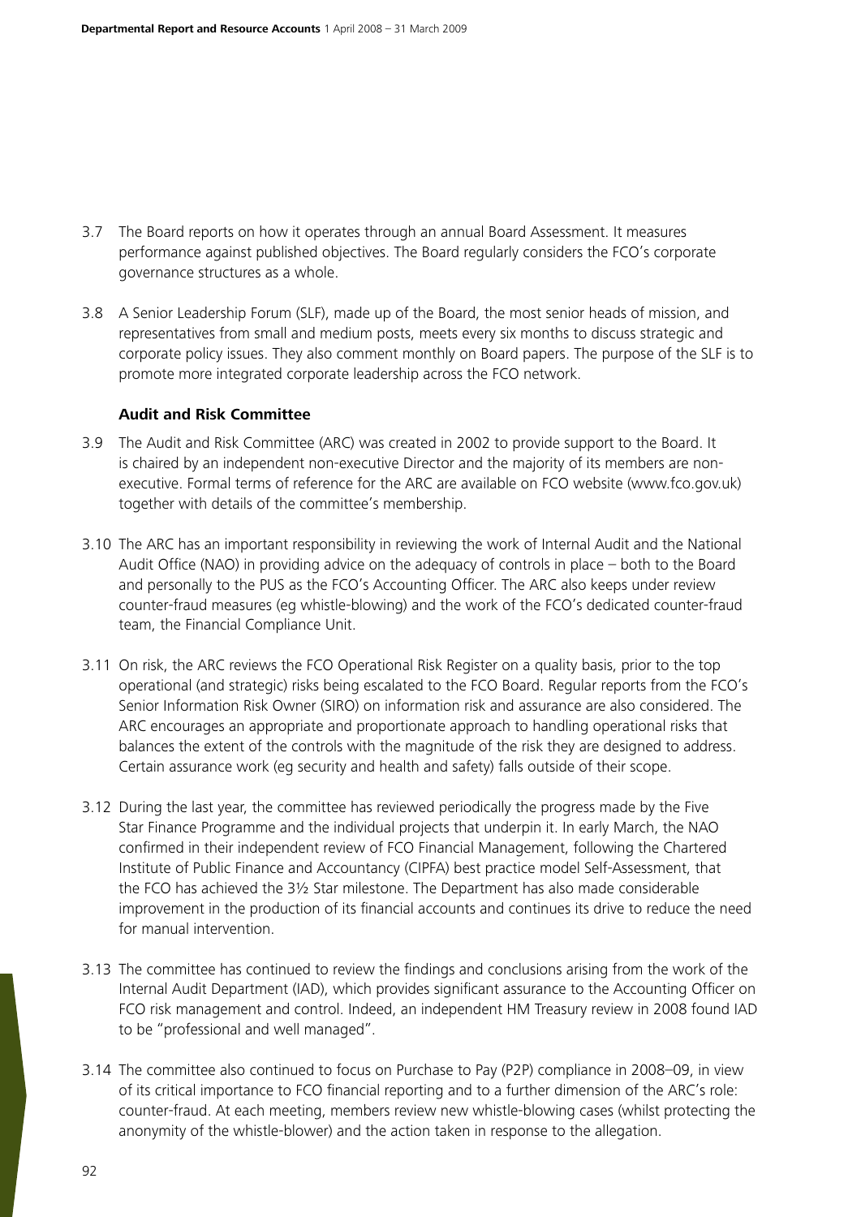3.7 The Board reports on how it operates through an annual Board Assessment. It measures performance against published objectives. The Board regularly considers the FCO's corporate governance structures as a whole.

3.8 A Senior Leadership Forum (SLF), made up of the Board, the most senior heads of mission, and representatives from small and medium posts, meets every six months to discuss strategic and corporate policy issues. They also comment monthly on Board papers. The purpose of the SLF is to promote more integrated corporate leadership across the FCO network.

**Audit and Risk Committee**

3.9 The Audit and Risk Committee (ARC) was created in 2002 to provide support to the Board. It is chaired by an independent non-executive Director and the majority of its members are non-executive. Formal terms of reference for the ARC are available on FCO website (www.fco.gov.uk) together with details of the committee's membership.

3.10 The ARC has an important responsibility in reviewing the work of Internal Audit and the National Audit Office (NAO) in providing advice on the adequacy of controls in place – both to the Board and personally to the PUS as the FCO's Accounting Officer. The ARC also keeps under review counter-fraud measures (eg whistle-blowing) and the work of the FCO's dedicated counter-fraud team, the Financial Compliance Unit.

3.11 On risk, the ARC reviews the FCO Operational Risk Register on a quality basis, prior to the top operational (and strategic) risks being escalated to the FCO Board. Regular reports from the FCO's Senior Information Risk Owner (SIRO) on information risk and assurance are also considered. The ARC encourages an appropriate and proportionate approach to handling operational risks that balances the extent of the controls with the magnitude of the risk they are designed to address. Certain assurance work (eg security and health and safety) falls outside of their scope.

3.12 During the last year, the committee has reviewed periodically the progress made by the Five Star Finance Programme and the individual projects that underpin it. In early March, the NAO confirmed in their independent review of FCO Financial Management, following the Chartered Institute of Public Finance and Accountancy (CIPFA) best practice model Self-Assessment, that the FCO has achieved the 3½ Star milestone. The Department has also made considerable improvement in the production of its financial accounts and continues its drive to reduce the need for manual intervention.

3.13 The committee has continued to review the findings and conclusions arising from the work of the Internal Audit Department (IAD), which provides significant assurance to the Accounting Officer on FCO risk management and control. Indeed, an independent HM Treasury review in 2008 found IAD to be "professional and well managed".

3.14 The committee also continued to focus on Purchase to Pay (P2P) compliance in 2008–09, in view of its critical importance to FCO financial reporting and to a further dimension of the ARC's role: counter-fraud. At each meeting, members review new whistle-blowing cases (whilst protecting the anonymity of the whistle-blower) and the action taken in response to the allegation.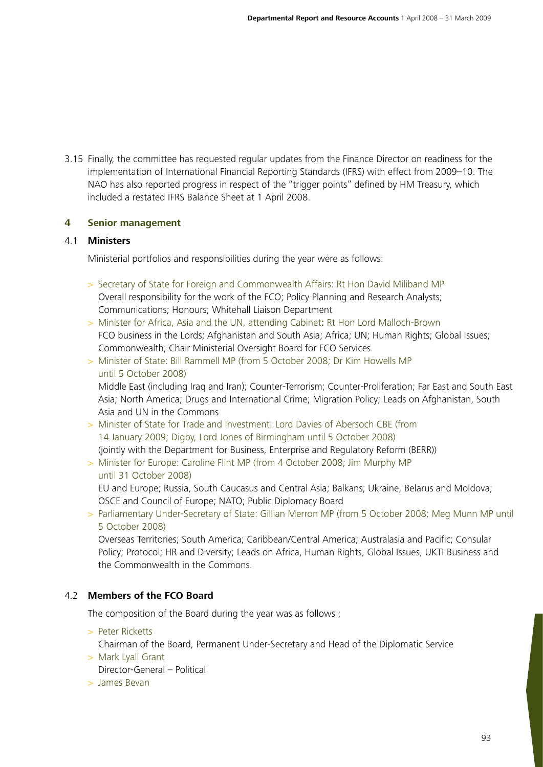3.15 Finally, the committee has requested regular updates from the Finance Director on readiness for the implementation of International Financial Reporting Standards (IFRS) with effect from 2009–10. The NAO has also reported progress in respect of the "trigger points" defined by HM Treasury, which included a restated IFRS Balance Sheet at 1 April 2008.

## 4 Senior management

### 4.1 Ministers

Ministerial portfolios and responsibilities during the year were as follows:

- Secretary of State for Foreign and Commonwealth Affairs: Rt Hon David Miliband MP
  Overall responsibility for the work of the FCO; Policy Planning and Research Analysts; Communications; Honours; Whitehall Liaison Department
- Minister for Africa, Asia and the UN, attending Cabinet**:** Rt Hon Lord Malloch-Brown
  FCO business in the Lords; Afghanistan and South Asia; Africa; UN; Human Rights; Global Issues; Commonwealth; Chair Ministerial Oversight Board for FCO Services
- Minister of State: Bill Rammell MP (from 5 October 2008; Dr Kim Howells MP until 5 October 2008)
  Middle East (including Iraq and Iran); Counter-Terrorism; Counter-Proliferation; Far East and South East Asia; North America; Drugs and International Crime; Migration Policy; Leads on Afghanistan, South Asia and UN in the Commons
- Minister of State for Trade and Investment: Lord Davies of Abersoch CBE (from 14 January 2009; Digby, Lord Jones of Birmingham until 5 October 2008)
  (jointly with the Department for Business, Enterprise and Regulatory Reform (BERR))
- Minister for Europe: Caroline Flint MP (from 4 October 2008; Jim Murphy MP until 31 October 2008)
  EU and Europe; Russia, South Caucasus and Central Asia; Balkans; Ukraine, Belarus and Moldova; OSCE and Council of Europe; NATO; Public Diplomacy Board
- Parliamentary Under-Secretary of State: Gillian Merron MP (from 5 October 2008; Meg Munn MP until 5 October 2008)
  Overseas Territories; South America; Caribbean/Central America; Australasia and Pacific; Consular Policy; Protocol; HR and Diversity; Leads on Africa, Human Rights, Global Issues, UKTI Business and the Commonwealth in the Commons.

### 4.2 Members of the FCO Board

The composition of the Board during the year was as follows :

- Peter Ricketts
  Chairman of the Board, Permanent Under-Secretary and Head of the Diplomatic Service
- Mark Lyall Grant
  Director-General – Political
- James Bevan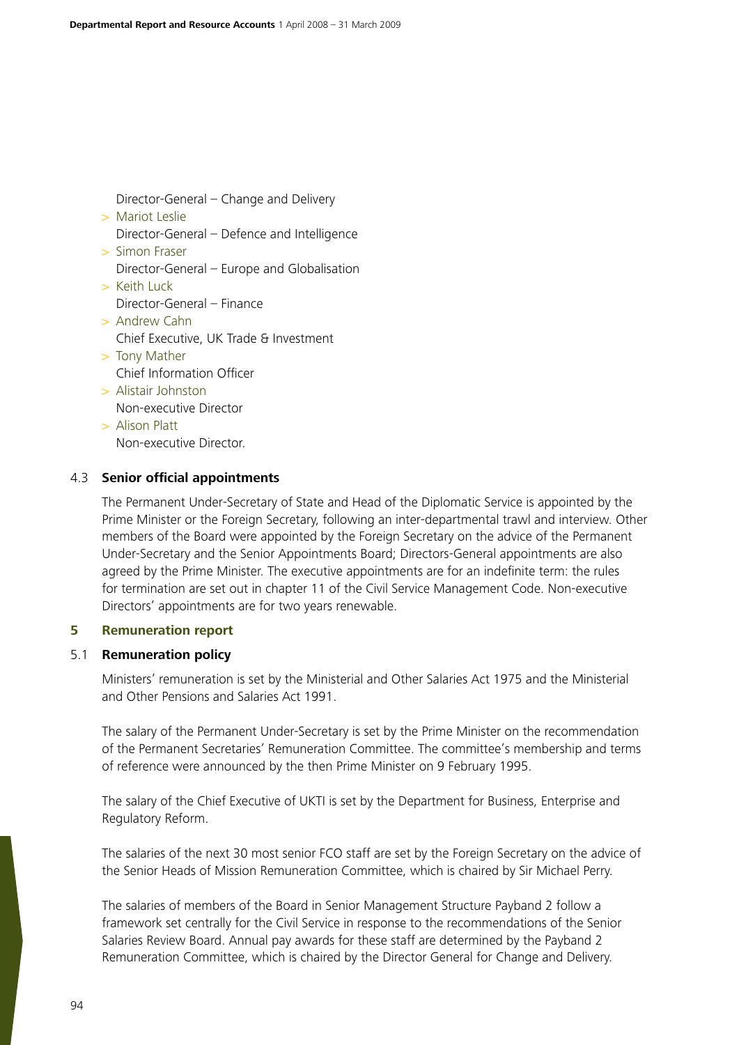Director-General – Change and Delivery

- > Mariot Leslie
  Director-General – Defence and Intelligence
- > Simon Fraser
  Director-General – Europe and Globalisation
- > Keith Luck
  Director-General – Finance
- > Andrew Cahn
  Chief Executive, UK Trade & Investment
- > Tony Mather
  Chief Information Officer
- > Alistair Johnston
  Non-executive Director
- > Alison Platt
  Non-executive Director.

### 4.3 Senior official appointments

The Permanent Under-Secretary of State and Head of the Diplomatic Service is appointed by the Prime Minister or the Foreign Secretary, following an inter-departmental trawl and interview. Other members of the Board were appointed by the Foreign Secretary on the advice of the Permanent Under-Secretary and the Senior Appointments Board; Directors-General appointments are also agreed by the Prime Minister. The executive appointments are for an indefinite term: the rules for termination are set out in chapter 11 of the Civil Service Management Code. Non-executive Directors' appointments are for two years renewable.

## 5 Remuneration report

### 5.1 Remuneration policy

Ministers' remuneration is set by the Ministerial and Other Salaries Act 1975 and the Ministerial and Other Pensions and Salaries Act 1991.

The salary of the Permanent Under-Secretary is set by the Prime Minister on the recommendation of the Permanent Secretaries' Remuneration Committee. The committee's membership and terms of reference were announced by the then Prime Minister on 9 February 1995.

The salary of the Chief Executive of UKTI is set by the Department for Business, Enterprise and Regulatory Reform.

The salaries of the next 30 most senior FCO staff are set by the Foreign Secretary on the advice of the Senior Heads of Mission Remuneration Committee, which is chaired by Sir Michael Perry.

The salaries of members of the Board in Senior Management Structure Payband 2 follow a framework set centrally for the Civil Service in response to the recommendations of the Senior Salaries Review Board. Annual pay awards for these staff are determined by the Payband 2 Remuneration Committee, which is chaired by the Director General for Change and Delivery.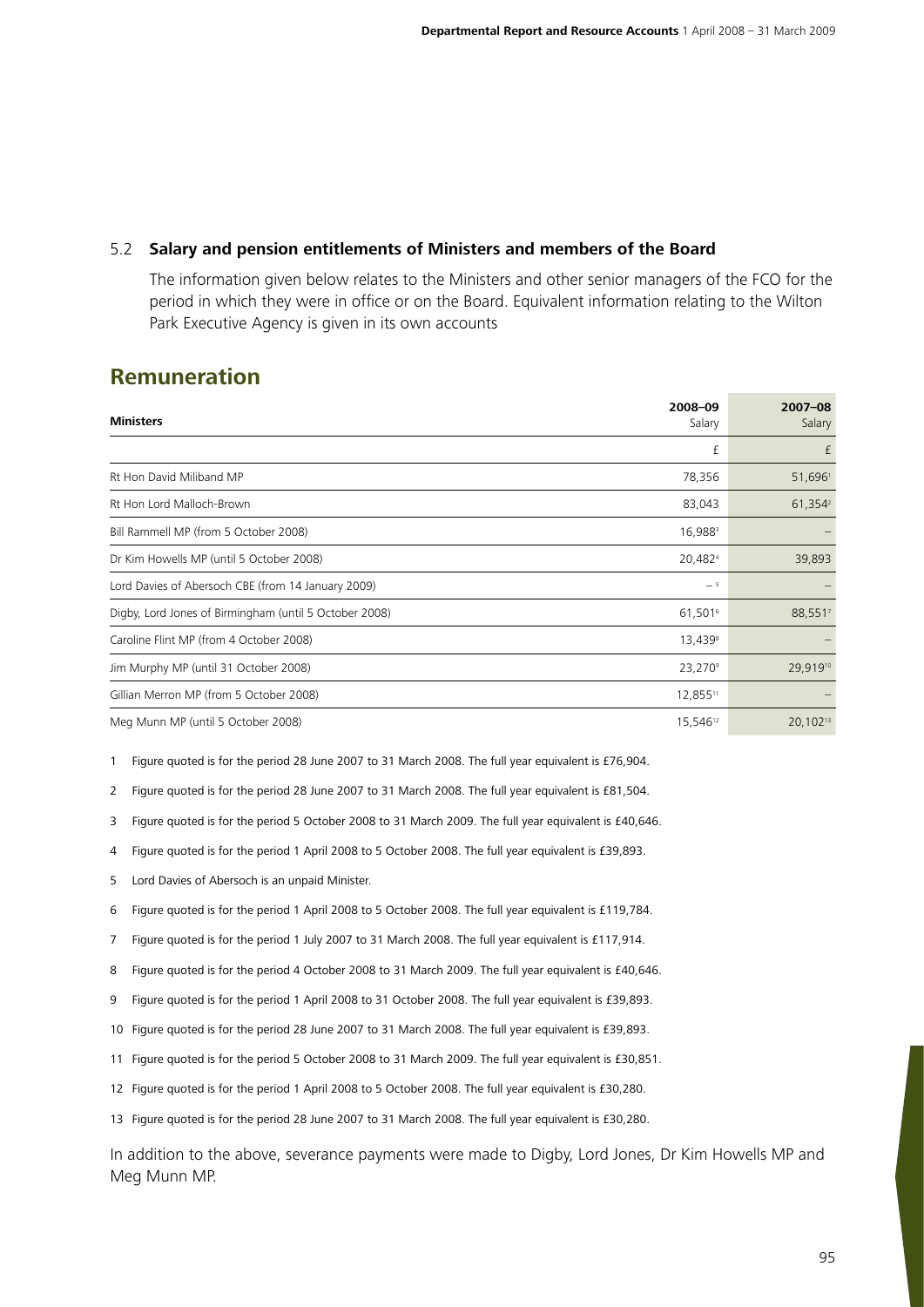## 5.2 Salary and pension entitlements of Ministers and members of the Board

The information given below relates to the Ministers and other senior managers of the FCO for the period in which they were in office or on the Board. Equivalent information relating to the Wilton Park Executive Agency is given in its own accounts

# Remuneration

| Ministers | 2008–09 Salary | 2007–08 Salary |
|---|---|---|
| | £ | £ |
| Rt Hon David Miliband MP | 78,356 | 51,696[1] |
| Rt Hon Lord Malloch-Brown | 83,043 | 61,354[2] |
| Bill Rammell MP (from 5 October 2008) | 16,988[3] | – |
| Dr Kim Howells MP (until 5 October 2008) | 20,482[4] | 39,893 |
| Lord Davies of Abersoch CBE (from 14 January 2009) | –[5] | – |
| Digby, Lord Jones of Birmingham (until 5 October 2008) | 61,501[6] | 88,551[7] |
| Caroline Flint MP (from 4 October 2008) | 13,439[8] | – |
| Jim Murphy MP (until 31 October 2008) | 23,270[9] | 29,919[10] |
| Gillian Merron MP (from 5 October 2008) | 12,855[11] | – |
| Meg Munn MP (until 5 October 2008) | 15,546[12] | 20,102[13] |

1 Figure quoted is for the period 28 June 2007 to 31 March 2008. The full year equivalent is £76,904.

2 Figure quoted is for the period 28 June 2007 to 31 March 2008. The full year equivalent is £81,504.

3 Figure quoted is for the period 5 October 2008 to 31 March 2009. The full year equivalent is £40,646.

4 Figure quoted is for the period 1 April 2008 to 5 October 2008. The full year equivalent is £39,893.

5 Lord Davies of Abersoch is an unpaid Minister.

6 Figure quoted is for the period 1 April 2008 to 5 October 2008. The full year equivalent is £119,784.

7 Figure quoted is for the period 1 July 2007 to 31 March 2008. The full year equivalent is £117,914.

8 Figure quoted is for the period 4 October 2008 to 31 March 2009. The full year equivalent is £40,646.

9 Figure quoted is for the period 1 April 2008 to 31 October 2008. The full year equivalent is £39,893.

10 Figure quoted is for the period 28 June 2007 to 31 March 2008. The full year equivalent is £39,893.

11 Figure quoted is for the period 5 October 2008 to 31 March 2009. The full year equivalent is £30,851.

12 Figure quoted is for the period 1 April 2008 to 5 October 2008. The full year equivalent is £30,280.

13 Figure quoted is for the period 28 June 2007 to 31 March 2008. The full year equivalent is £30,280.

In addition to the above, severance payments were made to Digby, Lord Jones, Dr Kim Howells MP and Meg Munn MP.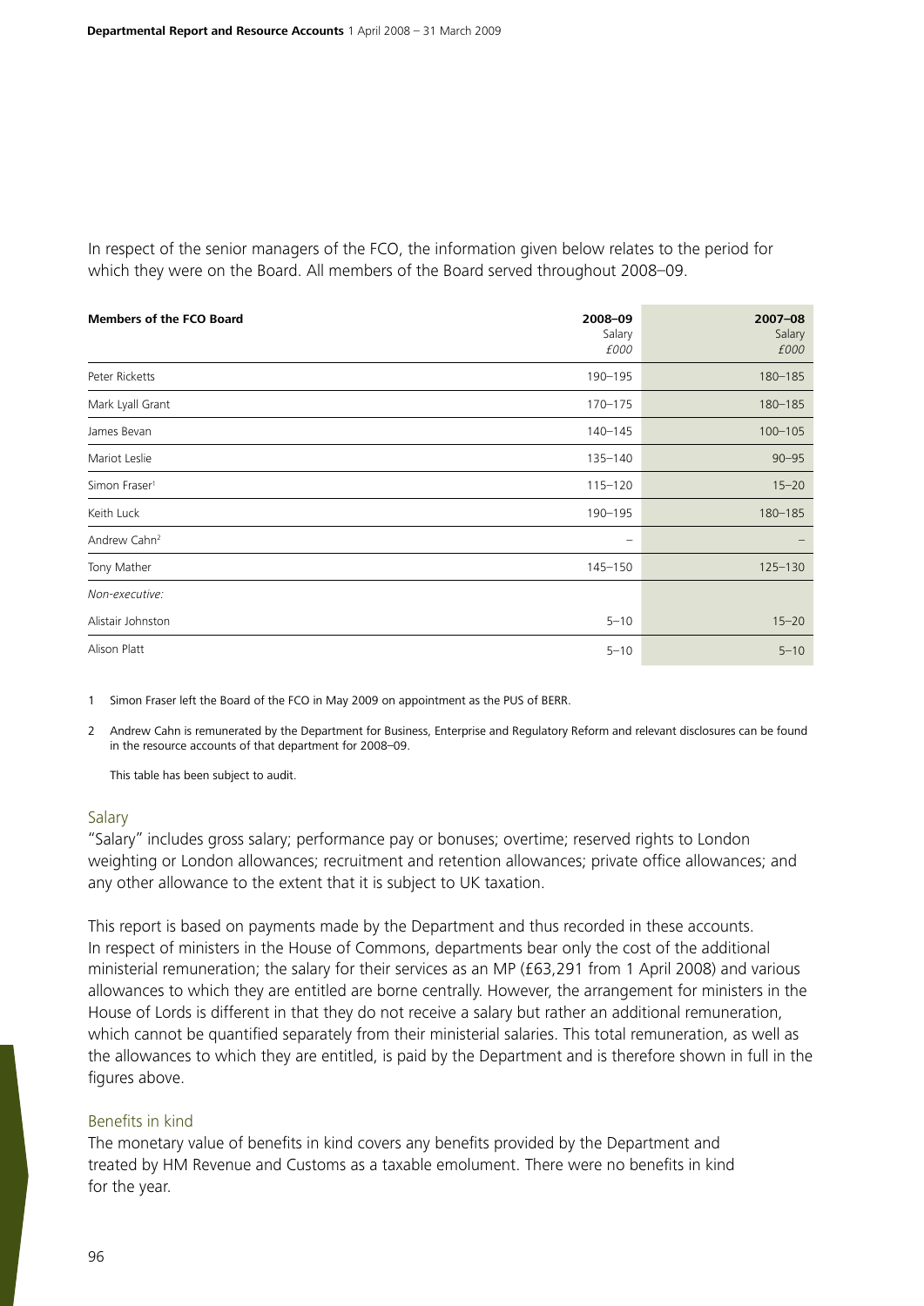In respect of the senior managers of the FCO, the information given below relates to the period for which they were on the Board. All members of the Board served throughout 2008–09.

| Members of the FCO Board | 2008–09 Salary £000 | 2007–08 Salary £000 |
|---|---|---|
| Peter Ricketts | 190–195 | 180–185 |
| Mark Lyall Grant | 170–175 | 180–185 |
| James Bevan | 140–145 | 100–105 |
| Mariot Leslie | 135–140 | 90–95 |
| Simon Fraser[1] | 115–120 | 15–20 |
| Keith Luck | 190–195 | 180–185 |
| Andrew Cahn[2] | – | – |
| Tony Mather | 145–150 | 125–130 |
| *Non-executive:* | | |
| Alistair Johnston | 5–10 | 15–20 |
| Alison Platt | 5–10 | 5–10 |

1 Simon Fraser left the Board of the FCO in May 2009 on appointment as the PUS of BERR.

2 Andrew Cahn is remunerated by the Department for Business, Enterprise and Regulatory Reform and relevant disclosures can be found in the resource accounts of that department for 2008–09.

This table has been subject to audit.

## Salary

"Salary" includes gross salary; performance pay or bonuses; overtime; reserved rights to London weighting or London allowances; recruitment and retention allowances; private office allowances; and any other allowance to the extent that it is subject to UK taxation.

This report is based on payments made by the Department and thus recorded in these accounts. In respect of ministers in the House of Commons, departments bear only the cost of the additional ministerial remuneration; the salary for their services as an MP (£63,291 from 1 April 2008) and various allowances to which they are entitled are borne centrally. However, the arrangement for ministers in the House of Lords is different in that they do not receive a salary but rather an additional remuneration, which cannot be quantified separately from their ministerial salaries. This total remuneration, as well as the allowances to which they are entitled, is paid by the Department and is therefore shown in full in the figures above.

## Benefits in kind

The monetary value of benefits in kind covers any benefits provided by the Department and treated by HM Revenue and Customs as a taxable emolument. There were no benefits in kind for the year.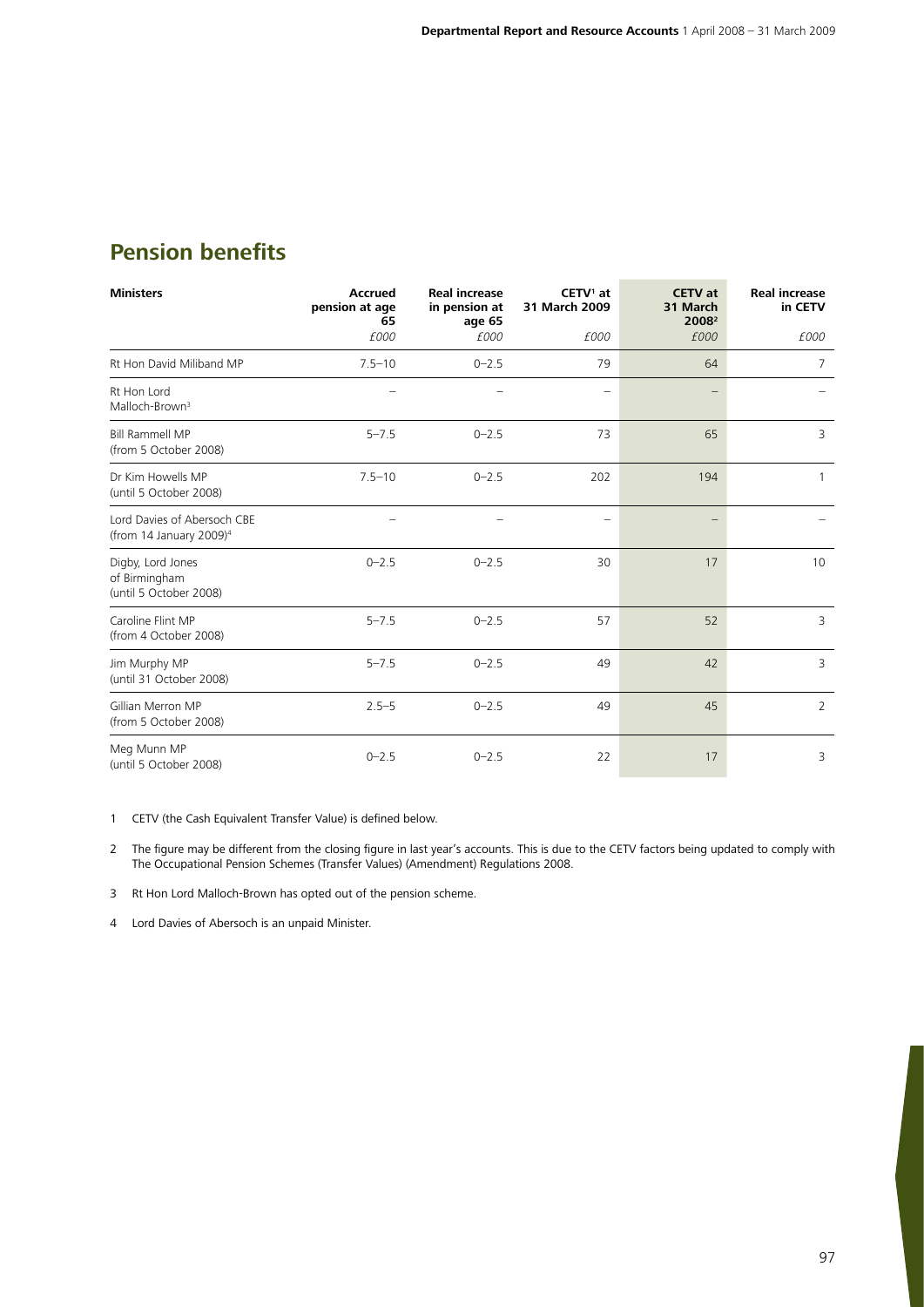## Pension benefits

| Ministers | Accrued pension at age 65 | Real increase in pension at age 65 | CETV[1] at 31 March 2009 | CETV at 31 March 2008[2] | Real increase in CETV |
|---|---|---|---|---|---|
| | *£000* | *£000* | *£000* | *£000* | *£000* |
| Rt Hon David Miliband MP | 7.5–10 | 0–2.5 | 79 | 64 | 7 |
| Rt Hon Lord Malloch-Brown[3] | – | – | – | – | – |
| Bill Rammell MP (from 5 October 2008) | 5–7.5 | 0–2.5 | 73 | 65 | 3 |
| Dr Kim Howells MP (until 5 October 2008) | 7.5–10 | 0–2.5 | 202 | 194 | 1 |
| Lord Davies of Abersoch CBE (from 14 January 2009)[4] | – | – | – | – | – |
| Digby, Lord Jones of Birmingham (until 5 October 2008) | 0–2.5 | 0–2.5 | 30 | 17 | 10 |
| Caroline Flint MP (from 4 October 2008) | 5–7.5 | 0–2.5 | 57 | 52 | 3 |
| Jim Murphy MP (until 31 October 2008) | 5–7.5 | 0–2.5 | 49 | 42 | 3 |
| Gillian Merron MP (from 5 October 2008) | 2.5–5 | 0–2.5 | 49 | 45 | 2 |
| Meg Munn MP (until 5 October 2008) | 0–2.5 | 0–2.5 | 22 | 17 | 3 |

1 CETV (the Cash Equivalent Transfer Value) is defined below.

2 The figure may be different from the closing figure in last year's accounts. This is due to the CETV factors being updated to comply with The Occupational Pension Schemes (Transfer Values) (Amendment) Regulations 2008.

3 Rt Hon Lord Malloch-Brown has opted out of the pension scheme.

4 Lord Davies of Abersoch is an unpaid Minister.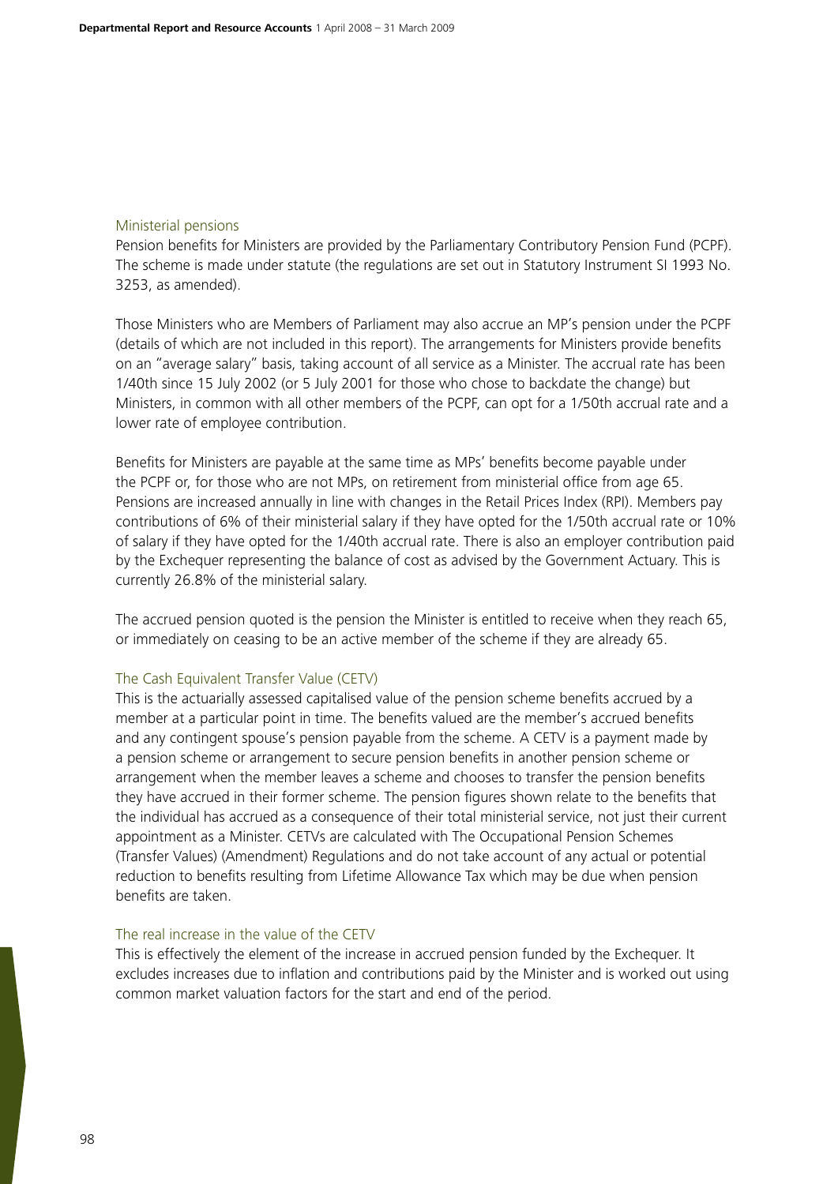### Ministerial pensions

Pension benefits for Ministers are provided by the Parliamentary Contributory Pension Fund (PCPF). The scheme is made under statute (the regulations are set out in Statutory Instrument SI 1993 No. 3253, as amended).

Those Ministers who are Members of Parliament may also accrue an MP's pension under the PCPF (details of which are not included in this report). The arrangements for Ministers provide benefits on an "average salary" basis, taking account of all service as a Minister. The accrual rate has been 1/40th since 15 July 2002 (or 5 July 2001 for those who chose to backdate the change) but Ministers, in common with all other members of the PCPF, can opt for a 1/50th accrual rate and a lower rate of employee contribution.

Benefits for Ministers are payable at the same time as MPs' benefits become payable under the PCPF or, for those who are not MPs, on retirement from ministerial office from age 65. Pensions are increased annually in line with changes in the Retail Prices Index (RPI). Members pay contributions of 6% of their ministerial salary if they have opted for the 1/50th accrual rate or 10% of salary if they have opted for the 1/40th accrual rate. There is also an employer contribution paid by the Exchequer representing the balance of cost as advised by the Government Actuary. This is currently 26.8% of the ministerial salary.

The accrued pension quoted is the pension the Minister is entitled to receive when they reach 65, or immediately on ceasing to be an active member of the scheme if they are already 65.

### The Cash Equivalent Transfer Value (CETV)

This is the actuarially assessed capitalised value of the pension scheme benefits accrued by a member at a particular point in time. The benefits valued are the member's accrued benefits and any contingent spouse's pension payable from the scheme. A CETV is a payment made by a pension scheme or arrangement to secure pension benefits in another pension scheme or arrangement when the member leaves a scheme and chooses to transfer the pension benefits they have accrued in their former scheme. The pension figures shown relate to the benefits that the individual has accrued as a consequence of their total ministerial service, not just their current appointment as a Minister. CETVs are calculated with The Occupational Pension Schemes (Transfer Values) (Amendment) Regulations and do not take account of any actual or potential reduction to benefits resulting from Lifetime Allowance Tax which may be due when pension benefits are taken.

### The real increase in the value of the CETV

This is effectively the element of the increase in accrued pension funded by the Exchequer. It excludes increases due to inflation and contributions paid by the Minister and is worked out using common market valuation factors for the start and end of the period.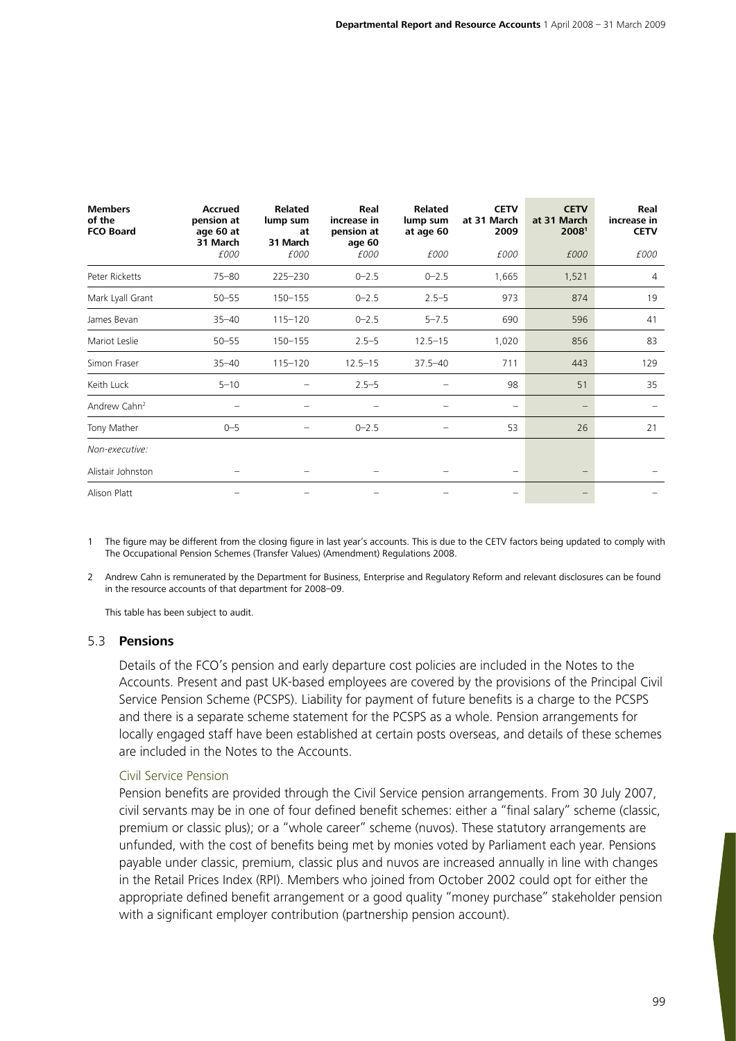| Members of the FCO Board | Accrued pension at age 60 at 31 March | Related lump sum at 31 March | Real increase in pension at age 60 | Related lump sum at age 60 | CETV at 31 March 2009 | CETV at 31 March 2008[1] | Real increase in CETV |
|---|---|---|---|---|---|---|---|
| | £000 | £000 | £000 | £000 | £000 | £000 | £000 |
| Peter Ricketts | 75–80 | 225–230 | 0–2.5 | 0–2.5 | 1,665 | 1,521 | 4 |
| Mark Lyall Grant | 50–55 | 150–155 | 0–2.5 | 2.5–5 | 973 | 874 | 19 |
| James Bevan | 35–40 | 115–120 | 0–2.5 | 5–7.5 | 690 | 596 | 41 |
| Mariot Leslie | 50–55 | 150–155 | 2.5–5 | 12.5–15 | 1,020 | 856 | 83 |
| Simon Fraser | 35–40 | 115–120 | 12.5–15 | 37.5–40 | 711 | 443 | 129 |
| Keith Luck | 5–10 | – | 2.5–5 | – | 98 | 51 | 35 |
| Andrew Cahn[2] | – | – | – | – | – | – | – |
| Tony Mather | 0–5 | – | 0–2.5 | – | 53 | 26 | 21 |
| *Non-executive:* | | | | | | | |
| Alistair Johnston | – | – | – | – | – | – | – |
| Alison Platt | – | – | – | – | – | – | – |

1 The figure may be different from the closing figure in last year's accounts. This is due to the CETV factors being updated to comply with The Occupational Pension Schemes (Transfer Values) (Amendment) Regulations 2008.

2 Andrew Cahn is remunerated by the Department for Business, Enterprise and Regulatory Reform and relevant disclosures can be found in the resource accounts of that department for 2008–09.

This table has been subject to audit.

### 5.3 Pensions

Details of the FCO's pension and early departure cost policies are included in the Notes to the Accounts. Present and past UK-based employees are covered by the provisions of the Principal Civil Service Pension Scheme (PCSPS). Liability for payment of future benefits is a charge to the PCSPS and there is a separate scheme statement for the PCSPS as a whole. Pension arrangements for locally engaged staff have been established at certain posts overseas, and details of these schemes are included in the Notes to the Accounts.

#### Civil Service Pension

Pension benefits are provided through the Civil Service pension arrangements. From 30 July 2007, civil servants may be in one of four defined benefit schemes: either a "final salary" scheme (classic, premium or classic plus); or a "whole career" scheme (nuvos). These statutory arrangements are unfunded, with the cost of benefits being met by monies voted by Parliament each year. Pensions payable under classic, premium, classic plus and nuvos are increased annually in line with changes in the Retail Prices Index (RPI). Members who joined from October 2002 could opt for either the appropriate defined benefit arrangement or a good quality "money purchase" stakeholder pension with a significant employer contribution (partnership pension account).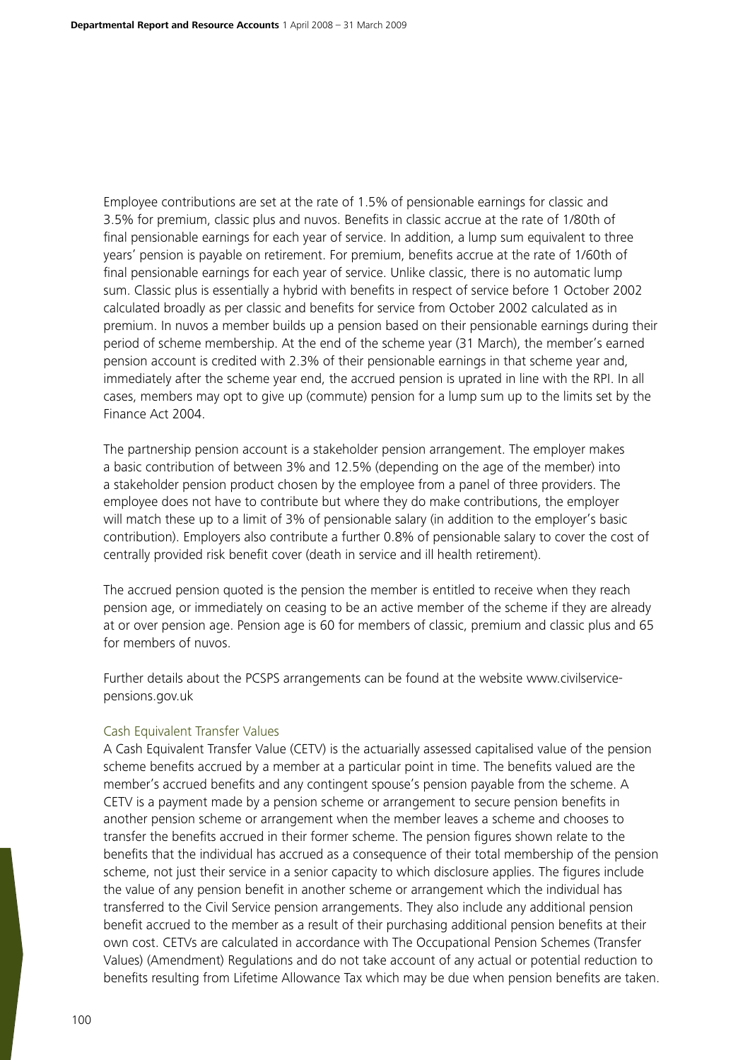Employee contributions are set at the rate of 1.5% of pensionable earnings for classic and 3.5% for premium, classic plus and nuvos. Benefits in classic accrue at the rate of 1/80th of final pensionable earnings for each year of service. In addition, a lump sum equivalent to three years' pension is payable on retirement. For premium, benefits accrue at the rate of 1/60th of final pensionable earnings for each year of service. Unlike classic, there is no automatic lump sum. Classic plus is essentially a hybrid with benefits in respect of service before 1 October 2002 calculated broadly as per classic and benefits for service from October 2002 calculated as in premium. In nuvos a member builds up a pension based on their pensionable earnings during their period of scheme membership. At the end of the scheme year (31 March), the member's earned pension account is credited with 2.3% of their pensionable earnings in that scheme year and, immediately after the scheme year end, the accrued pension is uprated in line with the RPI. In all cases, members may opt to give up (commute) pension for a lump sum up to the limits set by the Finance Act 2004.

The partnership pension account is a stakeholder pension arrangement. The employer makes a basic contribution of between 3% and 12.5% (depending on the age of the member) into a stakeholder pension product chosen by the employee from a panel of three providers. The employee does not have to contribute but where they do make contributions, the employer will match these up to a limit of 3% of pensionable salary (in addition to the employer's basic contribution). Employers also contribute a further 0.8% of pensionable salary to cover the cost of centrally provided risk benefit cover (death in service and ill health retirement).

The accrued pension quoted is the pension the member is entitled to receive when they reach pension age, or immediately on ceasing to be an active member of the scheme if they are already at or over pension age. Pension age is 60 for members of classic, premium and classic plus and 65 for members of nuvos.

Further details about the PCSPS arrangements can be found at the website www.civilservice-pensions.gov.uk

### Cash Equivalent Transfer Values

A Cash Equivalent Transfer Value (CETV) is the actuarially assessed capitalised value of the pension scheme benefits accrued by a member at a particular point in time. The benefits valued are the member's accrued benefits and any contingent spouse's pension payable from the scheme. A CETV is a payment made by a pension scheme or arrangement to secure pension benefits in another pension scheme or arrangement when the member leaves a scheme and chooses to transfer the benefits accrued in their former scheme. The pension figures shown relate to the benefits that the individual has accrued as a consequence of their total membership of the pension scheme, not just their service in a senior capacity to which disclosure applies. The figures include the value of any pension benefit in another scheme or arrangement which the individual has transferred to the Civil Service pension arrangements. They also include any additional pension benefit accrued to the member as a result of their purchasing additional pension benefits at their own cost. CETVs are calculated in accordance with The Occupational Pension Schemes (Transfer Values) (Amendment) Regulations and do not take account of any actual or potential reduction to benefits resulting from Lifetime Allowance Tax which may be due when pension benefits are taken.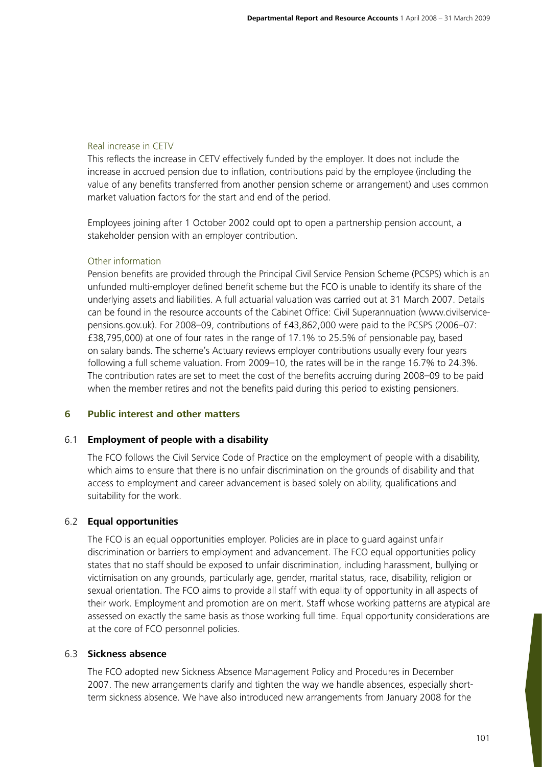#### Real increase in CETV

This reflects the increase in CETV effectively funded by the employer. It does not include the increase in accrued pension due to inflation, contributions paid by the employee (including the value of any benefits transferred from another pension scheme or arrangement) and uses common market valuation factors for the start and end of the period.

Employees joining after 1 October 2002 could opt to open a partnership pension account, a stakeholder pension with an employer contribution.

#### Other information

Pension benefits are provided through the Principal Civil Service Pension Scheme (PCSPS) which is an unfunded multi-employer defined benefit scheme but the FCO is unable to identify its share of the underlying assets and liabilities. A full actuarial valuation was carried out at 31 March 2007. Details can be found in the resource accounts of the Cabinet Office: Civil Superannuation (www.civilservice-pensions.gov.uk). For 2008–09, contributions of £43,862,000 were paid to the PCSPS (2006–07: £38,795,000) at one of four rates in the range of 17.1% to 25.5% of pensionable pay, based on salary bands. The scheme's Actuary reviews employer contributions usually every four years following a full scheme valuation. From 2009–10, the rates will be in the range 16.7% to 24.3%. The contribution rates are set to meet the cost of the benefits accruing during 2008–09 to be paid when the member retires and not the benefits paid during this period to existing pensioners.

## 6 Public interest and other matters

### 6.1 Employment of people with a disability

The FCO follows the Civil Service Code of Practice on the employment of people with a disability, which aims to ensure that there is no unfair discrimination on the grounds of disability and that access to employment and career advancement is based solely on ability, qualifications and suitability for the work.

### 6.2 Equal opportunities

The FCO is an equal opportunities employer. Policies are in place to guard against unfair discrimination or barriers to employment and advancement. The FCO equal opportunities policy states that no staff should be exposed to unfair discrimination, including harassment, bullying or victimisation on any grounds, particularly age, gender, marital status, race, disability, religion or sexual orientation. The FCO aims to provide all staff with equality of opportunity in all aspects of their work. Employment and promotion are on merit. Staff whose working patterns are atypical are assessed on exactly the same basis as those working full time. Equal opportunity considerations are at the core of FCO personnel policies.

### 6.3 Sickness absence

The FCO adopted new Sickness Absence Management Policy and Procedures in December 2007. The new arrangements clarify and tighten the way we handle absences, especially short-term sickness absence. We have also introduced new arrangements from January 2008 for the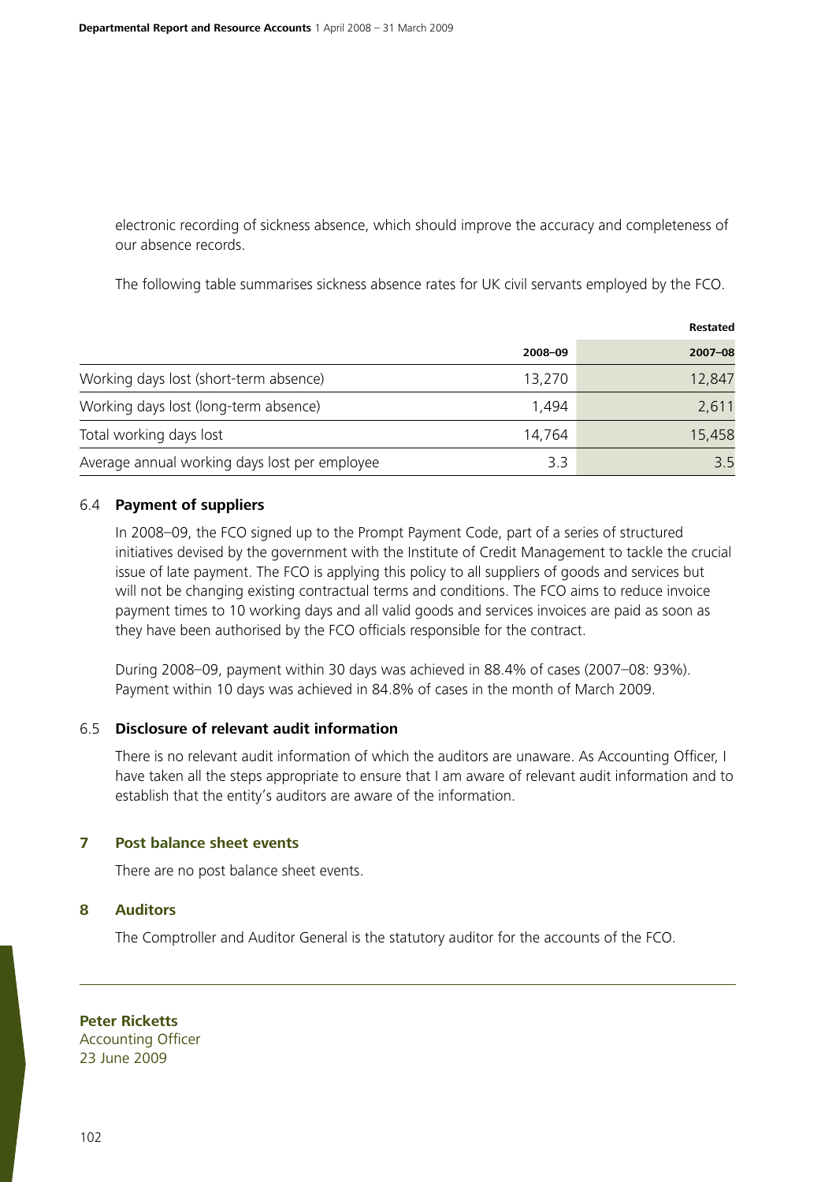electronic recording of sickness absence, which should improve the accuracy and completeness of our absence records.

The following table summarises sickness absence rates for UK civil servants employed by the FCO.

| | 2008–09 | Restated 2007–08 |
|---|---|---|
| Working days lost (short-term absence) | 13,270 | 12,847 |
| Working days lost (long-term absence) | 1,494 | 2,611 |
| Total working days lost | 14,764 | 15,458 |
| Average annual working days lost per employee | 3.3 | 3.5 |

### 6.4 Payment of suppliers

In 2008–09, the FCO signed up to the Prompt Payment Code, part of a series of structured initiatives devised by the government with the Institute of Credit Management to tackle the crucial issue of late payment. The FCO is applying this policy to all suppliers of goods and services but will not be changing existing contractual terms and conditions. The FCO aims to reduce invoice payment times to 10 working days and all valid goods and services invoices are paid as soon as they have been authorised by the FCO officials responsible for the contract.

During 2008–09, payment within 30 days was achieved in 88.4% of cases (2007–08: 93%). Payment within 10 days was achieved in 84.8% of cases in the month of March 2009.

### 6.5 Disclosure of relevant audit information

There is no relevant audit information of which the auditors are unaware. As Accounting Officer, I have taken all the steps appropriate to ensure that I am aware of relevant audit information and to establish that the entity's auditors are aware of the information.

## 7 Post balance sheet events

There are no post balance sheet events.

## 8 Auditors

The Comptroller and Auditor General is the statutory auditor for the accounts of the FCO.

---

**Peter Ricketts**
Accounting Officer
23 June 2009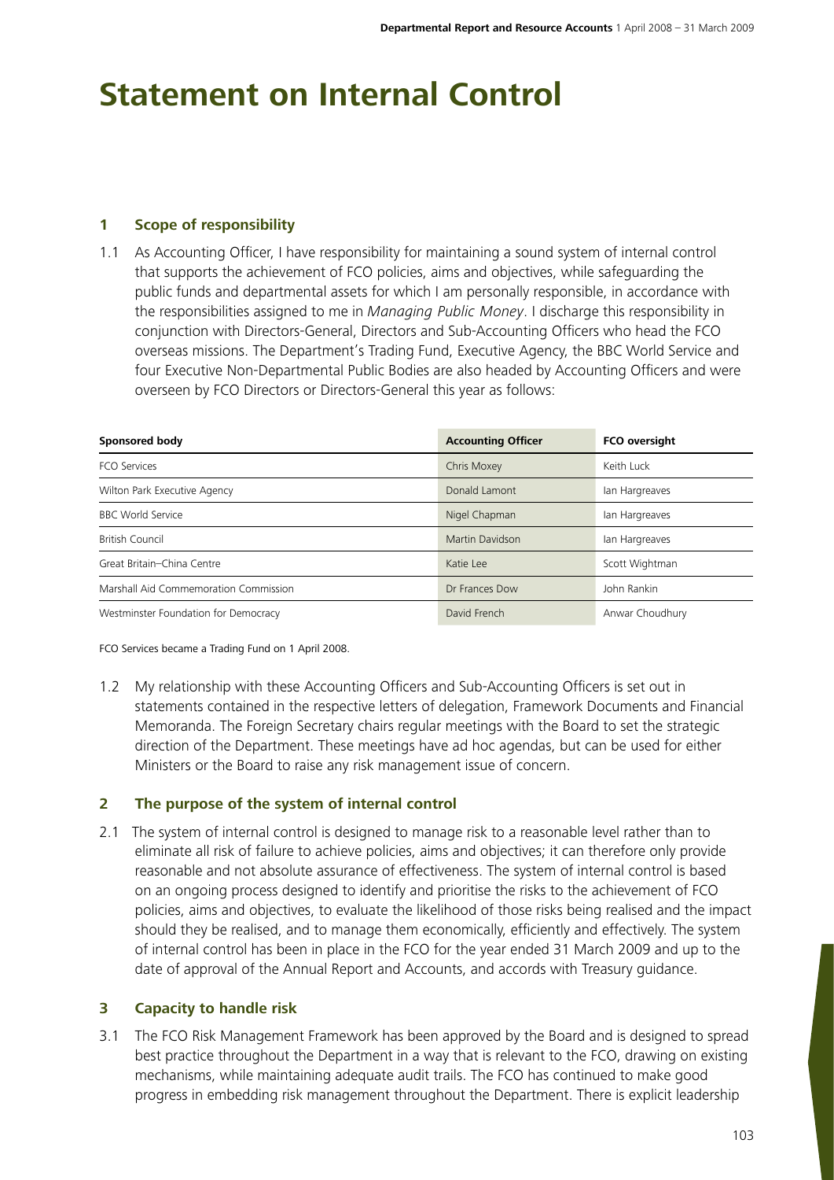# Statement on Internal Control

## 1 Scope of responsibility

1.1 As Accounting Officer, I have responsibility for maintaining a sound system of internal control that supports the achievement of FCO policies, aims and objectives, while safeguarding the public funds and departmental assets for which I am personally responsible, in accordance with the responsibilities assigned to me in *Managing Public Money*. I discharge this responsibility in conjunction with Directors-General, Directors and Sub-Accounting Officers who head the FCO overseas missions. The Department's Trading Fund, Executive Agency, the BBC World Service and four Executive Non-Departmental Public Bodies are also headed by Accounting Officers and were overseen by FCO Directors or Directors-General this year as follows:

| Sponsored body | Accounting Officer | FCO oversight |
|---|---|---|
| FCO Services | Chris Moxey | Keith Luck |
| Wilton Park Executive Agency | Donald Lamont | Ian Hargreaves |
| BBC World Service | Nigel Chapman | Ian Hargreaves |
| British Council | Martin Davidson | Ian Hargreaves |
| Great Britain–China Centre | Katie Lee | Scott Wightman |
| Marshall Aid Commemoration Commission | Dr Frances Dow | John Rankin |
| Westminster Foundation for Democracy | David French | Anwar Choudhury |

FCO Services became a Trading Fund on 1 April 2008.

1.2 My relationship with these Accounting Officers and Sub-Accounting Officers is set out in statements contained in the respective letters of delegation, Framework Documents and Financial Memoranda. The Foreign Secretary chairs regular meetings with the Board to set the strategic direction of the Department. These meetings have ad hoc agendas, but can be used for either Ministers or the Board to raise any risk management issue of concern.

## 2 The purpose of the system of internal control

2.1 The system of internal control is designed to manage risk to a reasonable level rather than to eliminate all risk of failure to achieve policies, aims and objectives; it can therefore only provide reasonable and not absolute assurance of effectiveness. The system of internal control is based on an ongoing process designed to identify and prioritise the risks to the achievement of FCO policies, aims and objectives, to evaluate the likelihood of those risks being realised and the impact should they be realised, and to manage them economically, efficiently and effectively. The system of internal control has been in place in the FCO for the year ended 31 March 2009 and up to the date of approval of the Annual Report and Accounts, and accords with Treasury guidance.

## 3 Capacity to handle risk

3.1 The FCO Risk Management Framework has been approved by the Board and is designed to spread best practice throughout the Department in a way that is relevant to the FCO, drawing on existing mechanisms, while maintaining adequate audit trails. The FCO has continued to make good progress in embedding risk management throughout the Department. There is explicit leadership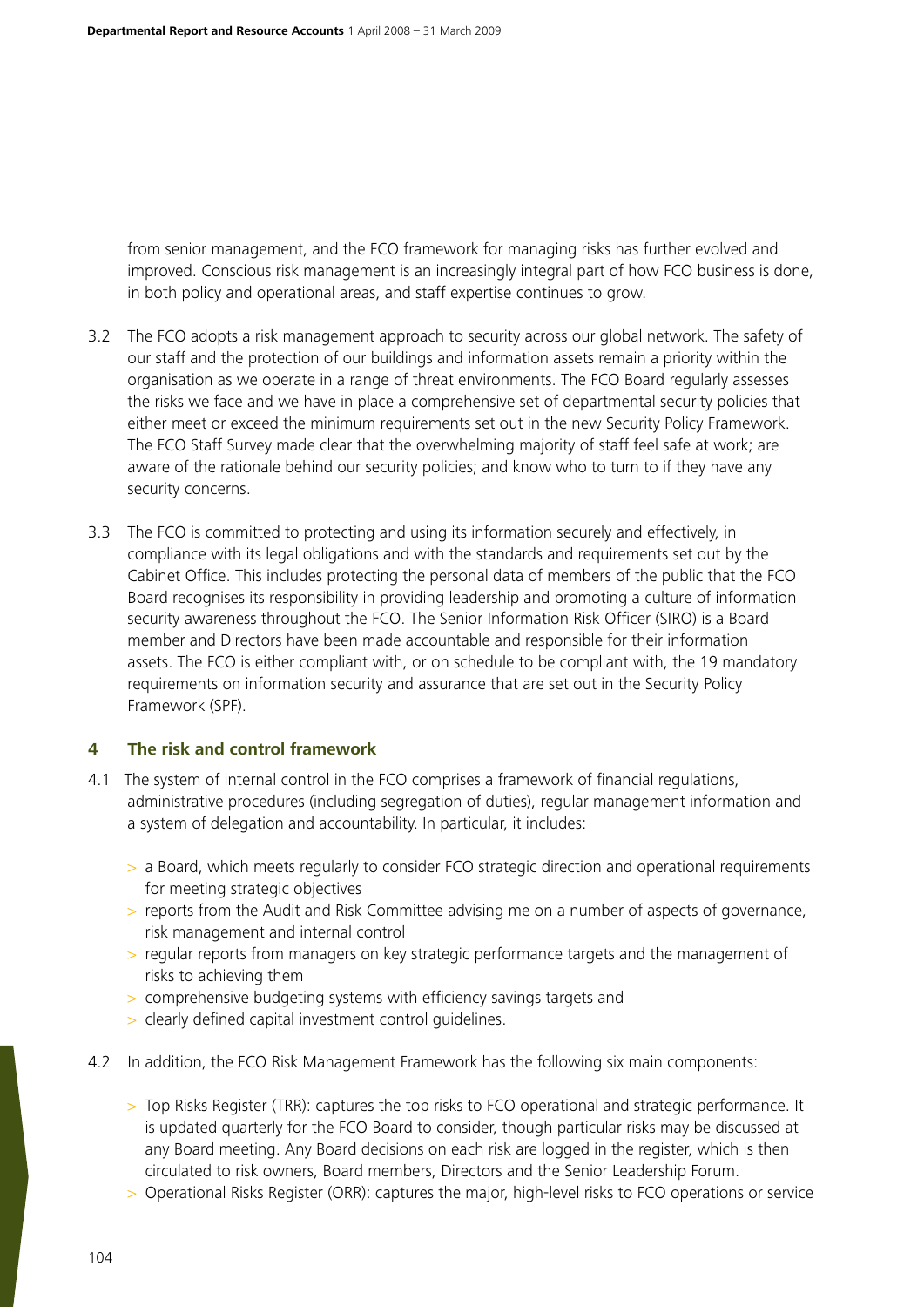from senior management, and the FCO framework for managing risks has further evolved and improved. Conscious risk management is an increasingly integral part of how FCO business is done, in both policy and operational areas, and staff expertise continues to grow.

3.2 The FCO adopts a risk management approach to security across our global network. The safety of our staff and the protection of our buildings and information assets remain a priority within the organisation as we operate in a range of threat environments. The FCO Board regularly assesses the risks we face and we have in place a comprehensive set of departmental security policies that either meet or exceed the minimum requirements set out in the new Security Policy Framework. The FCO Staff Survey made clear that the overwhelming majority of staff feel safe at work; are aware of the rationale behind our security policies; and know who to turn to if they have any security concerns.

3.3 The FCO is committed to protecting and using its information securely and effectively, in compliance with its legal obligations and with the standards and requirements set out by the Cabinet Office. This includes protecting the personal data of members of the public that the FCO Board recognises its responsibility in providing leadership and promoting a culture of information security awareness throughout the FCO. The Senior Information Risk Officer (SIRO) is a Board member and Directors have been made accountable and responsible for their information assets. The FCO is either compliant with, or on schedule to be compliant with, the 19 mandatory requirements on information security and assurance that are set out in the Security Policy Framework (SPF).

## 4 The risk and control framework

4.1 The system of internal control in the FCO comprises a framework of financial regulations, administrative procedures (including segregation of duties), regular management information and a system of delegation and accountability. In particular, it includes:

- a Board, which meets regularly to consider FCO strategic direction and operational requirements for meeting strategic objectives
- reports from the Audit and Risk Committee advising me on a number of aspects of governance, risk management and internal control
- regular reports from managers on key strategic performance targets and the management of risks to achieving them
- comprehensive budgeting systems with efficiency savings targets and
- clearly defined capital investment control guidelines.

4.2 In addition, the FCO Risk Management Framework has the following six main components:

- Top Risks Register (TRR): captures the top risks to FCO operational and strategic performance. It is updated quarterly for the FCO Board to consider, though particular risks may be discussed at any Board meeting. Any Board decisions on each risk are logged in the register, which is then circulated to risk owners, Board members, Directors and the Senior Leadership Forum.
- Operational Risks Register (ORR): captures the major, high-level risks to FCO operations or service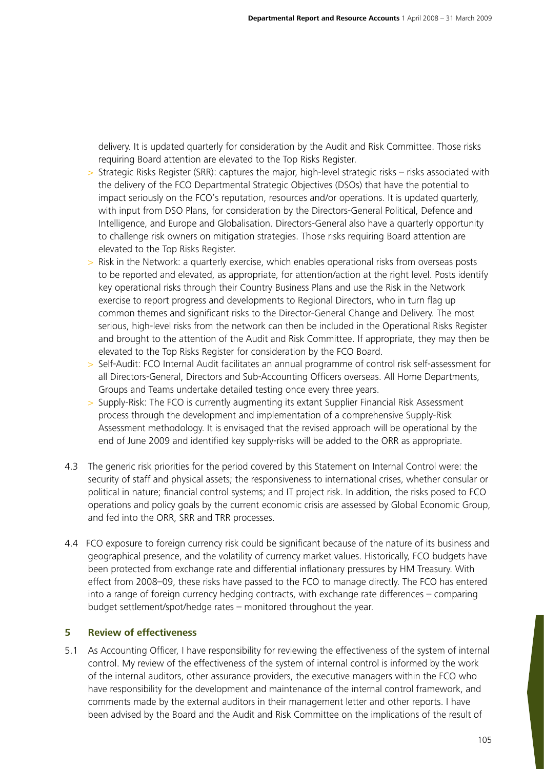delivery. It is updated quarterly for consideration by the Audit and Risk Committee. Those risks requiring Board attention are elevated to the Top Risks Register.

- Strategic Risks Register (SRR): captures the major, high-level strategic risks – risks associated with the delivery of the FCO Departmental Strategic Objectives (DSOs) that have the potential to impact seriously on the FCO's reputation, resources and/or operations. It is updated quarterly, with input from DSO Plans, for consideration by the Directors-General Political, Defence and Intelligence, and Europe and Globalisation. Directors-General also have a quarterly opportunity to challenge risk owners on mitigation strategies. Those risks requiring Board attention are elevated to the Top Risks Register.
- Risk in the Network: a quarterly exercise, which enables operational risks from overseas posts to be reported and elevated, as appropriate, for attention/action at the right level. Posts identify key operational risks through their Country Business Plans and use the Risk in the Network exercise to report progress and developments to Regional Directors, who in turn flag up common themes and significant risks to the Director-General Change and Delivery. The most serious, high-level risks from the network can then be included in the Operational Risks Register and brought to the attention of the Audit and Risk Committee. If appropriate, they may then be elevated to the Top Risks Register for consideration by the FCO Board.
- Self-Audit: FCO Internal Audit facilitates an annual programme of control risk self-assessment for all Directors-General, Directors and Sub-Accounting Officers overseas. All Home Departments, Groups and Teams undertake detailed testing once every three years.
- Supply-Risk: The FCO is currently augmenting its extant Supplier Financial Risk Assessment process through the development and implementation of a comprehensive Supply-Risk Assessment methodology. It is envisaged that the revised approach will be operational by the end of June 2009 and identified key supply-risks will be added to the ORR as appropriate.

4.3 The generic risk priorities for the period covered by this Statement on Internal Control were: the security of staff and physical assets; the responsiveness to international crises, whether consular or political in nature; financial control systems; and IT project risk. In addition, the risks posed to FCO operations and policy goals by the current economic crisis are assessed by Global Economic Group, and fed into the ORR, SRR and TRR processes.

4.4 FCO exposure to foreign currency risk could be significant because of the nature of its business and geographical presence, and the volatility of currency market values. Historically, FCO budgets have been protected from exchange rate and differential inflationary pressures by HM Treasury. With effect from 2008–09, these risks have passed to the FCO to manage directly. The FCO has entered into a range of foreign currency hedging contracts, with exchange rate differences – comparing budget settlement/spot/hedge rates – monitored throughout the year.

## 5 Review of effectiveness

5.1 As Accounting Officer, I have responsibility for reviewing the effectiveness of the system of internal control. My review of the effectiveness of the system of internal control is informed by the work of the internal auditors, other assurance providers, the executive managers within the FCO who have responsibility for the development and maintenance of the internal control framework, and comments made by the external auditors in their management letter and other reports. I have been advised by the Board and the Audit and Risk Committee on the implications of the result of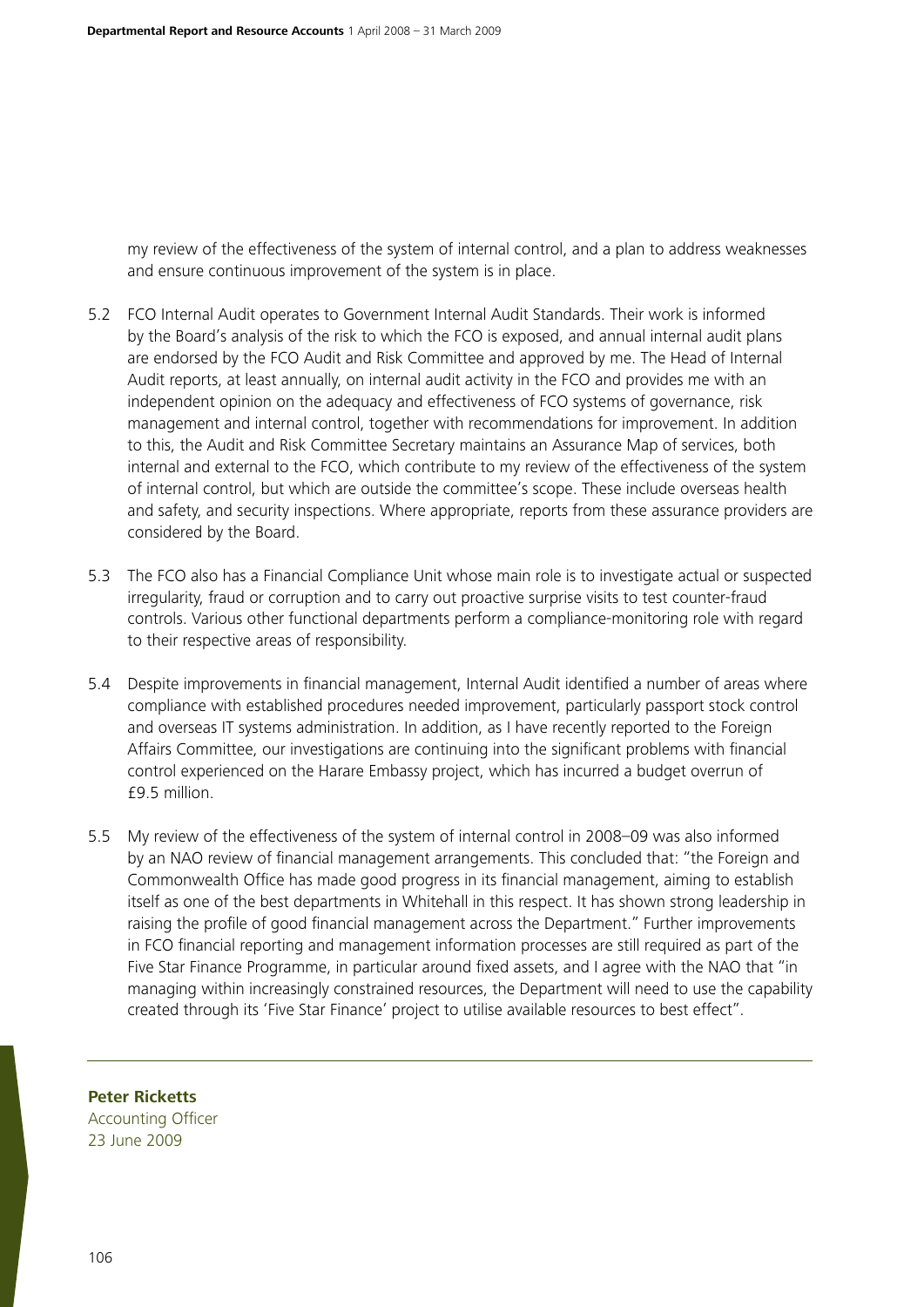my review of the effectiveness of the system of internal control, and a plan to address weaknesses and ensure continuous improvement of the system is in place.

5.2 FCO Internal Audit operates to Government Internal Audit Standards. Their work is informed by the Board's analysis of the risk to which the FCO is exposed, and annual internal audit plans are endorsed by the FCO Audit and Risk Committee and approved by me. The Head of Internal Audit reports, at least annually, on internal audit activity in the FCO and provides me with an independent opinion on the adequacy and effectiveness of FCO systems of governance, risk management and internal control, together with recommendations for improvement. In addition to this, the Audit and Risk Committee Secretary maintains an Assurance Map of services, both internal and external to the FCO, which contribute to my review of the effectiveness of the system of internal control, but which are outside the committee's scope. These include overseas health and safety, and security inspections. Where appropriate, reports from these assurance providers are considered by the Board.

5.3 The FCO also has a Financial Compliance Unit whose main role is to investigate actual or suspected irregularity, fraud or corruption and to carry out proactive surprise visits to test counter-fraud controls. Various other functional departments perform a compliance-monitoring role with regard to their respective areas of responsibility.

5.4 Despite improvements in financial management, Internal Audit identified a number of areas where compliance with established procedures needed improvement, particularly passport stock control and overseas IT systems administration. In addition, as I have recently reported to the Foreign Affairs Committee, our investigations are continuing into the significant problems with financial control experienced on the Harare Embassy project, which has incurred a budget overrun of £9.5 million.

5.5 My review of the effectiveness of the system of internal control in 2008–09 was also informed by an NAO review of financial management arrangements. This concluded that: "the Foreign and Commonwealth Office has made good progress in its financial management, aiming to establish itself as one of the best departments in Whitehall in this respect. It has shown strong leadership in raising the profile of good financial management across the Department." Further improvements in FCO financial reporting and management information processes are still required as part of the Five Star Finance Programme, in particular around fixed assets, and I agree with the NAO that "in managing within increasingly constrained resources, the Department will need to use the capability created through its 'Five Star Finance' project to utilise available resources to best effect".

---

**Peter Ricketts**
Accounting Officer
23 June 2009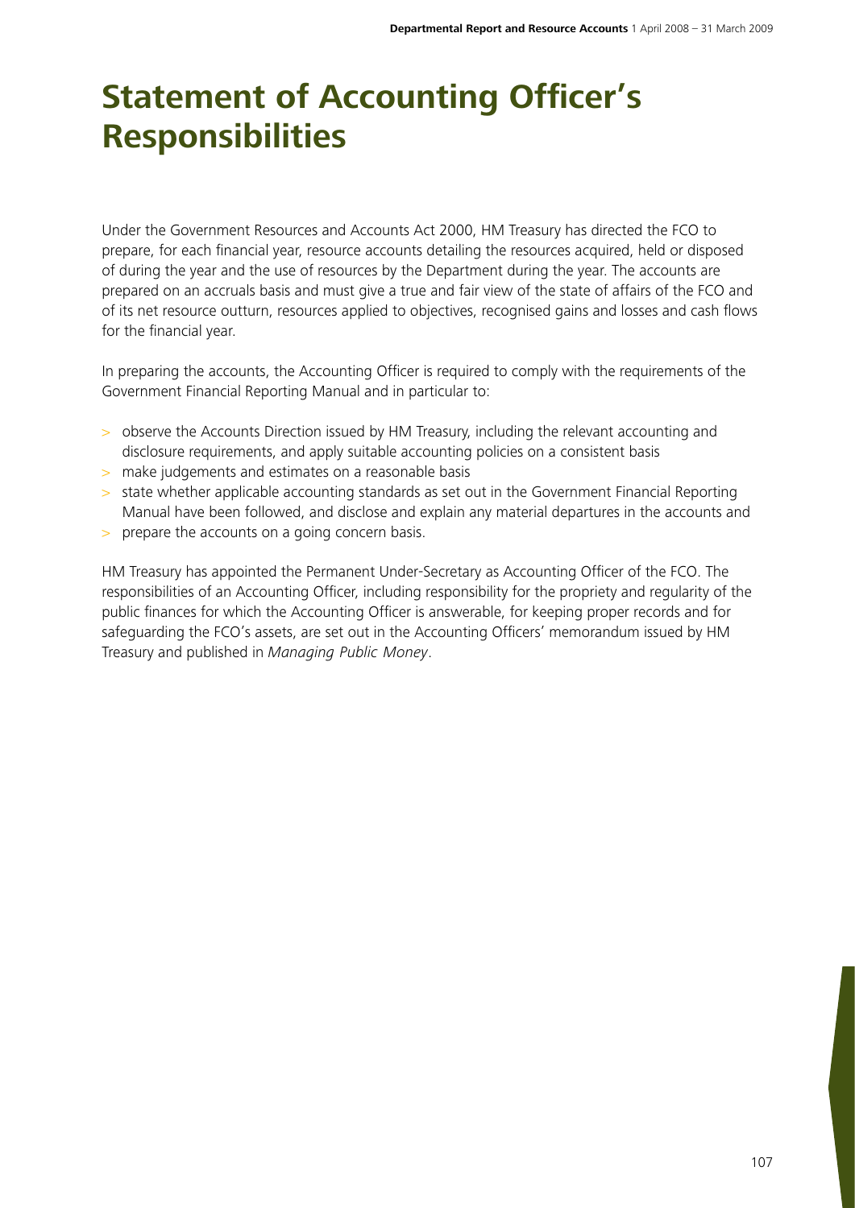# Statement of Accounting Officer's Responsibilities

Under the Government Resources and Accounts Act 2000, HM Treasury has directed the FCO to prepare, for each financial year, resource accounts detailing the resources acquired, held or disposed of during the year and the use of resources by the Department during the year. The accounts are prepared on an accruals basis and must give a true and fair view of the state of affairs of the FCO and of its net resource outturn, resources applied to objectives, recognised gains and losses and cash flows for the financial year.

In preparing the accounts, the Accounting Officer is required to comply with the requirements of the Government Financial Reporting Manual and in particular to:

- observe the Accounts Direction issued by HM Treasury, including the relevant accounting and disclosure requirements, and apply suitable accounting policies on a consistent basis
- make judgements and estimates on a reasonable basis
- state whether applicable accounting standards as set out in the Government Financial Reporting Manual have been followed, and disclose and explain any material departures in the accounts and
- prepare the accounts on a going concern basis.

HM Treasury has appointed the Permanent Under-Secretary as Accounting Officer of the FCO. The responsibilities of an Accounting Officer, including responsibility for the propriety and regularity of the public finances for which the Accounting Officer is answerable, for keeping proper records and for safeguarding the FCO's assets, are set out in the Accounting Officers' memorandum issued by HM Treasury and published in *Managing Public Money*.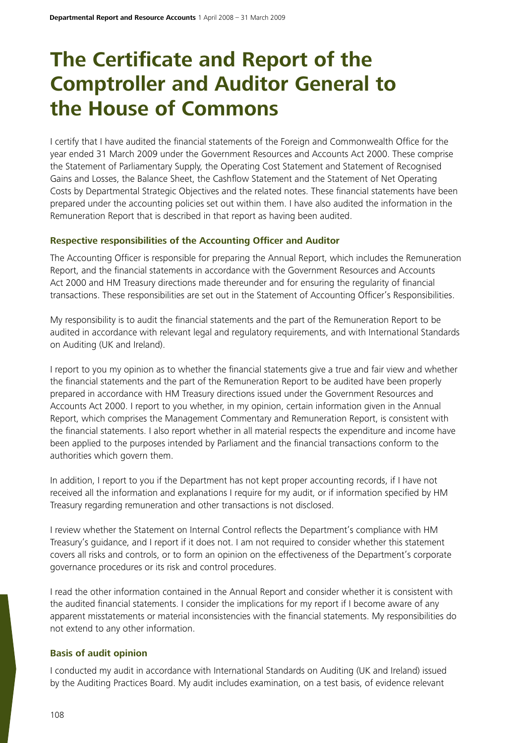# The Certificate and Report of the Comptroller and Auditor General to the House of Commons

I certify that I have audited the financial statements of the Foreign and Commonwealth Office for the year ended 31 March 2009 under the Government Resources and Accounts Act 2000. These comprise the Statement of Parliamentary Supply, the Operating Cost Statement and Statement of Recognised Gains and Losses, the Balance Sheet, the Cashflow Statement and the Statement of Net Operating Costs by Departmental Strategic Objectives and the related notes. These financial statements have been prepared under the accounting policies set out within them. I have also audited the information in the Remuneration Report that is described in that report as having been audited.

### Respective responsibilities of the Accounting Officer and Auditor

The Accounting Officer is responsible for preparing the Annual Report, which includes the Remuneration Report, and the financial statements in accordance with the Government Resources and Accounts Act 2000 and HM Treasury directions made thereunder and for ensuring the regularity of financial transactions. These responsibilities are set out in the Statement of Accounting Officer's Responsibilities.

My responsibility is to audit the financial statements and the part of the Remuneration Report to be audited in accordance with relevant legal and regulatory requirements, and with International Standards on Auditing (UK and Ireland).

I report to you my opinion as to whether the financial statements give a true and fair view and whether the financial statements and the part of the Remuneration Report to be audited have been properly prepared in accordance with HM Treasury directions issued under the Government Resources and Accounts Act 2000. I report to you whether, in my opinion, certain information given in the Annual Report, which comprises the Management Commentary and Remuneration Report, is consistent with the financial statements. I also report whether in all material respects the expenditure and income have been applied to the purposes intended by Parliament and the financial transactions conform to the authorities which govern them.

In addition, I report to you if the Department has not kept proper accounting records, if I have not received all the information and explanations I require for my audit, or if information specified by HM Treasury regarding remuneration and other transactions is not disclosed.

I review whether the Statement on Internal Control reflects the Department's compliance with HM Treasury's guidance, and I report if it does not. I am not required to consider whether this statement covers all risks and controls, or to form an opinion on the effectiveness of the Department's corporate governance procedures or its risk and control procedures.

I read the other information contained in the Annual Report and consider whether it is consistent with the audited financial statements. I consider the implications for my report if I become aware of any apparent misstatements or material inconsistencies with the financial statements. My responsibilities do not extend to any other information.

### Basis of audit opinion

I conducted my audit in accordance with International Standards on Auditing (UK and Ireland) issued by the Auditing Practices Board. My audit includes examination, on a test basis, of evidence relevant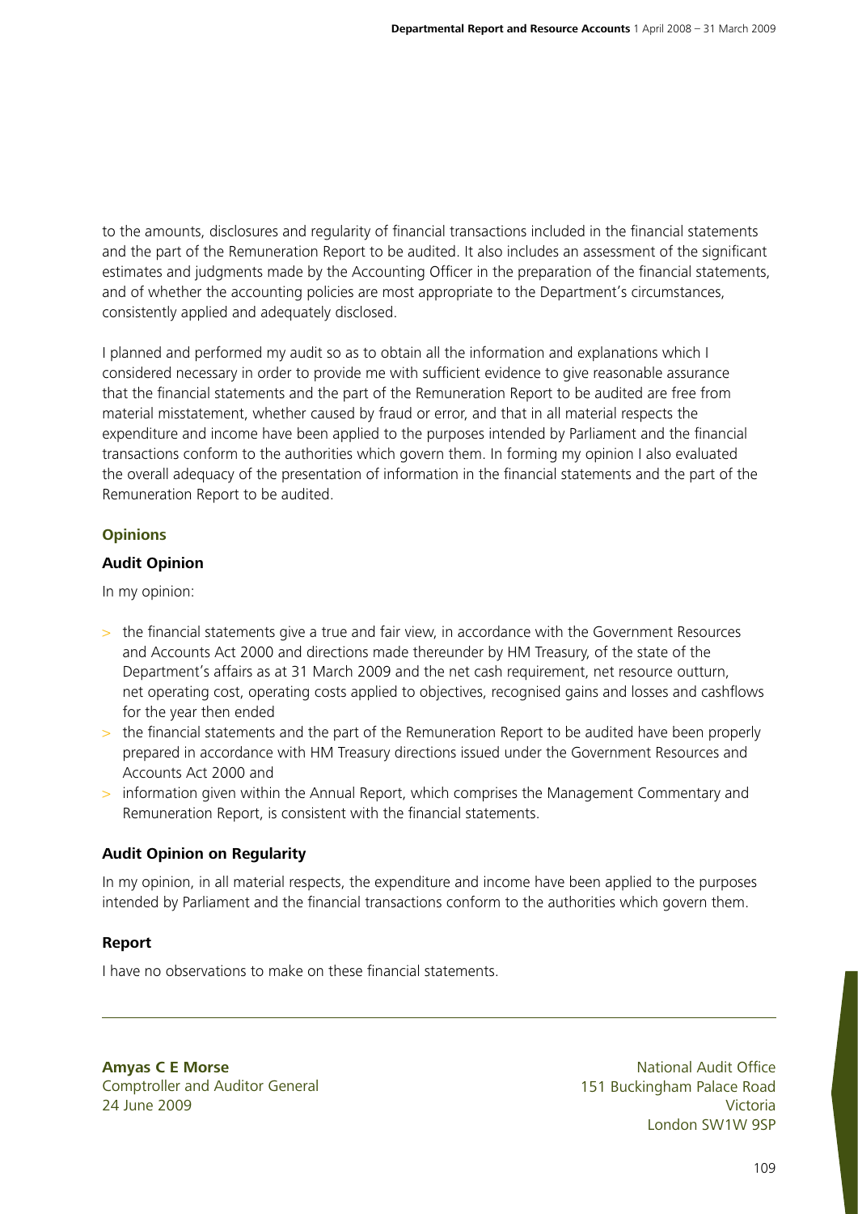to the amounts, disclosures and regularity of financial transactions included in the financial statements and the part of the Remuneration Report to be audited. It also includes an assessment of the significant estimates and judgments made by the Accounting Officer in the preparation of the financial statements, and of whether the accounting policies are most appropriate to the Department's circumstances, consistently applied and adequately disclosed.

I planned and performed my audit so as to obtain all the information and explanations which I considered necessary in order to provide me with sufficient evidence to give reasonable assurance that the financial statements and the part of the Remuneration Report to be audited are free from material misstatement, whether caused by fraud or error, and that in all material respects the expenditure and income have been applied to the purposes intended by Parliament and the financial transactions conform to the authorities which govern them. In forming my opinion I also evaluated the overall adequacy of the presentation of information in the financial statements and the part of the Remuneration Report to be audited.

## Opinions

### Audit Opinion

In my opinion:

- the financial statements give a true and fair view, in accordance with the Government Resources and Accounts Act 2000 and directions made thereunder by HM Treasury, of the state of the Department's affairs as at 31 March 2009 and the net cash requirement, net resource outturn, net operating cost, operating costs applied to objectives, recognised gains and losses and cashflows for the year then ended
- the financial statements and the part of the Remuneration Report to be audited have been properly prepared in accordance with HM Treasury directions issued under the Government Resources and Accounts Act 2000 and
- information given within the Annual Report, which comprises the Management Commentary and Remuneration Report, is consistent with the financial statements.

### Audit Opinion on Regularity

In my opinion, in all material respects, the expenditure and income have been applied to the purposes intended by Parliament and the financial transactions conform to the authorities which govern them.

### Report

I have no observations to make on these financial statements.

---

**Amyas C E Morse**
Comptroller and Auditor General
24 June 2009

National Audit Office
151 Buckingham Palace Road
Victoria
London SW1W 9SP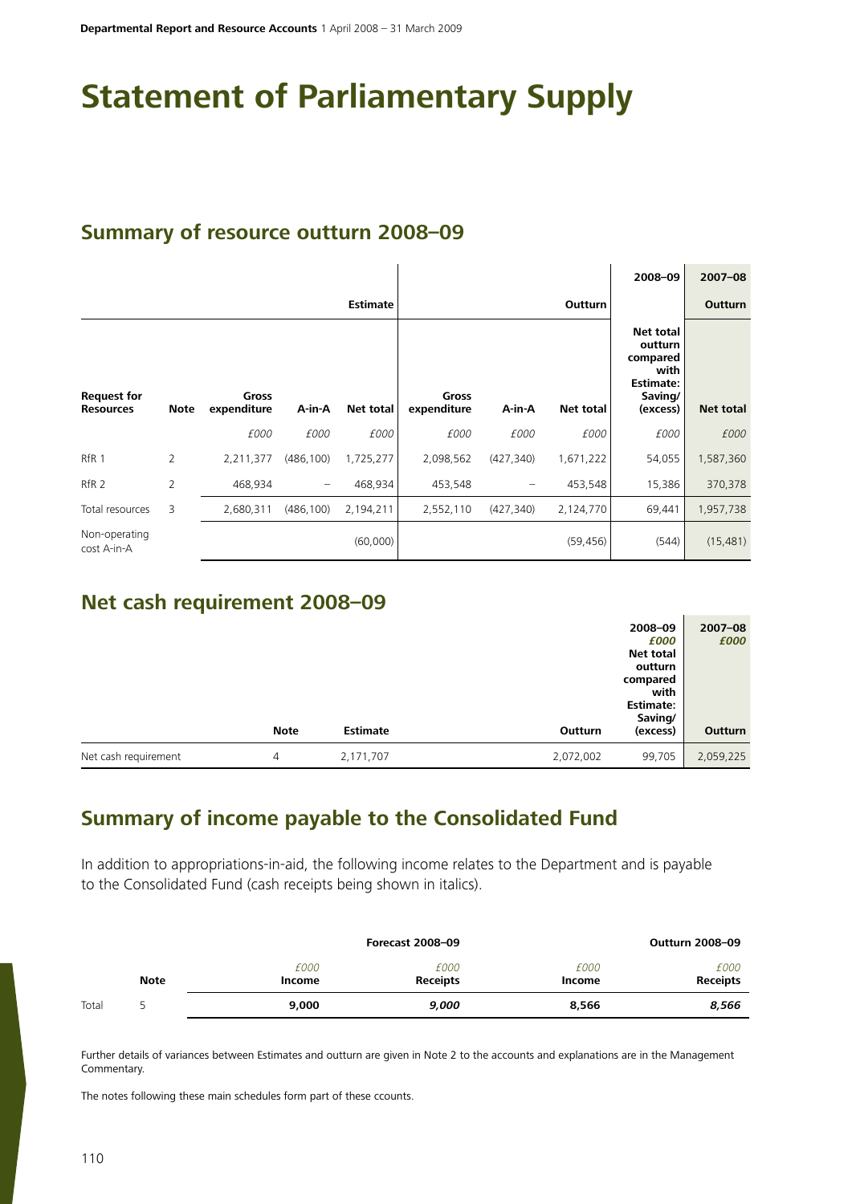# Statement of Parliamentary Supply

## Summary of resource outturn 2008–09

| | | | | Estimate | | | Outturn | 2008–09 | 2007–08 Outturn |
|---|---|---|---|---|---|---|---|---|---|
| Request for Resources | Note | Gross expenditure | A-in-A | Net total | Gross expenditure | A-in-A | Net total | Net total outturn compared with Estimate: Saving/ (excess) | Net total |
| | | *£000* | *£000* | *£000* | *£000* | *£000* | *£000* | *£000* | *£000* |
| RfR 1 | 2 | 2,211,377 | (486,100) | 1,725,277 | 2,098,562 | (427,340) | 1,671,222 | 54,055 | 1,587,360 |
| RfR 2 | 2 | 468,934 | – | 468,934 | 453,548 | – | 453,548 | 15,386 | 370,378 |
| Total resources | 3 | 2,680,311 | (486,100) | 2,194,211 | 2,552,110 | (427,340) | 2,124,770 | 69,441 | 1,957,738 |
| Non-operating cost A-in-A | | | | (60,000) | | | (59,456) | (544) | (15,481) |

## Net cash requirement 2008–09

| | Note | Estimate | Outturn | 2008–09 *£000* Net total outturn compared with Estimate: Saving/ (excess) | 2007–08 *£000* Outturn |
|---|---|---|---|---|---|
| Net cash requirement | 4 | 2,171,707 | 2,072,002 | 99,705 | 2,059,225 |

## Summary of income payable to the Consolidated Fund

In addition to appropriations-in-aid, the following income relates to the Department and is payable to the Consolidated Fund (cash receipts being shown in italics).

| | | Forecast 2008–09 | | Outturn 2008–09 | |
|---|---|---|---|---|---|
| | Note | *£000* Income | *£000* Receipts | *£000* Income | *£000* Receipts |
| Total | 5 | **9,000** | ***9,000*** | **8,566** | ***8,566*** |

Further details of variances between Estimates and outturn are given in Note 2 to the accounts and explanations are in the Management Commentary.

The notes following these main schedules form part of these ccounts.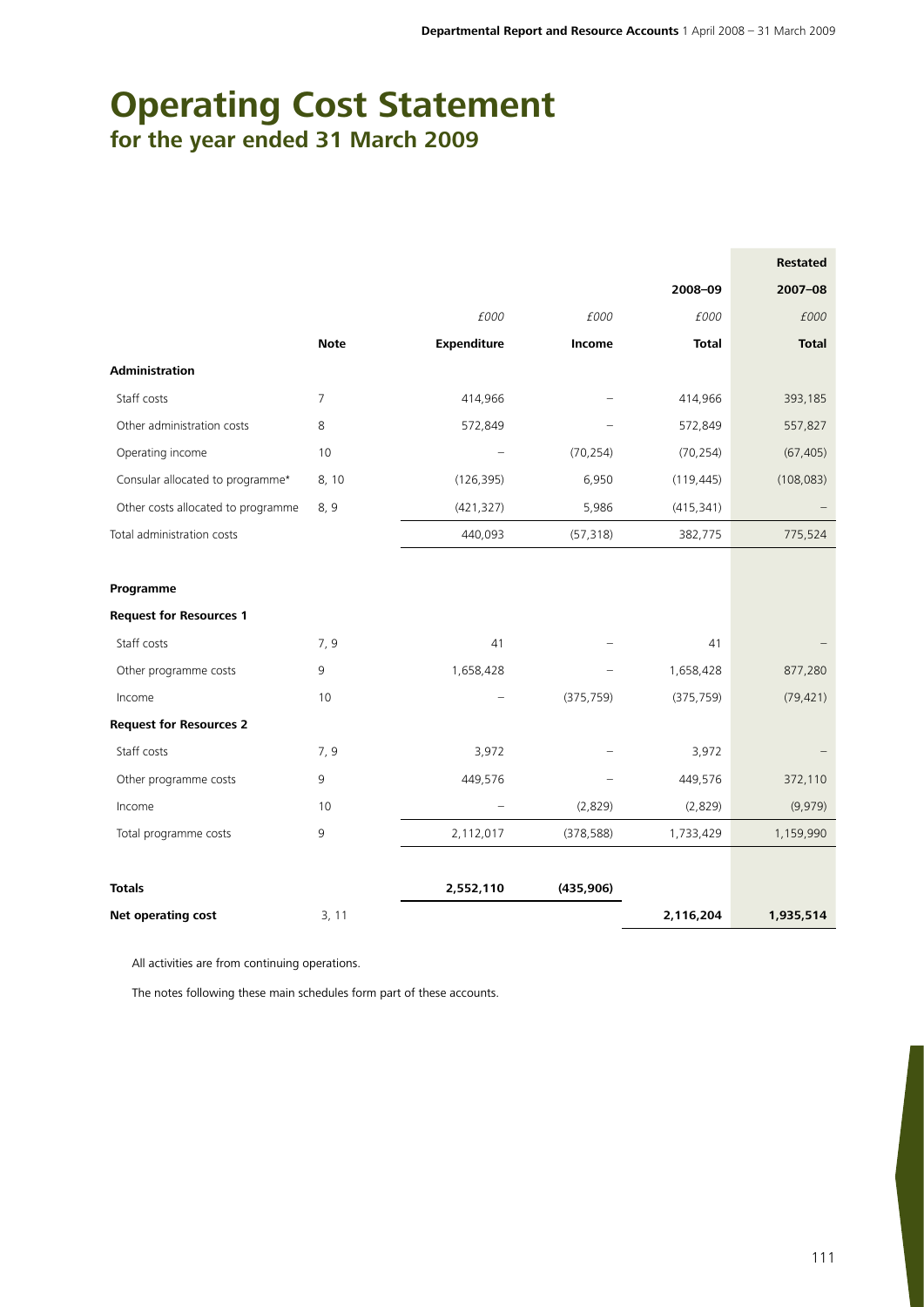# Operating Cost Statement

## for the year ended 31 March 2009

| | Note | £000 | £000 | 2008–09 £000 | Restated 2007–08 £000 |
|---|---|---|---|---|---|
| | | **Expenditure** | **Income** | **Total** | **Total** |
| **Administration** | | | | | |
| Staff costs | 7 | 414,966 | – | 414,966 | 393,185 |
| Other administration costs | 8 | 572,849 | – | 572,849 | 557,827 |
| Operating income | 10 | – | (70,254) | (70,254) | (67,405) |
| Consular allocated to programme* | 8, 10 | (126,395) | 6,950 | (119,445) | (108,083) |
| Other costs allocated to programme | 8, 9 | (421,327) | 5,986 | (415,341) | – |
| Total administration costs | | 440,093 | (57,318) | 382,775 | 775,524 |
| **Programme** | | | | | |
| **Request for Resources 1** | | | | | |
| Staff costs | 7, 9 | 41 | – | 41 | – |
| Other programme costs | 9 | 1,658,428 | – | 1,658,428 | 877,280 |
| Income | 10 | – | (375,759) | (375,759) | (79,421) |
| **Request for Resources 2** | | | | | |
| Staff costs | 7, 9 | 3,972 | – | 3,972 | – |
| Other programme costs | 9 | 449,576 | – | 449,576 | 372,110 |
| Income | 10 | – | (2,829) | (2,829) | (9,979) |
| Total programme costs | 9 | 2,112,017 | (378,588) | 1,733,429 | 1,159,990 |
| **Totals** | | **2,552,110** | **(435,906)** | | |
| **Net operating cost** | 3, 11 | | | **2,116,204** | **1,935,514** |

All activities are from continuing operations.

The notes following these main schedules form part of these accounts.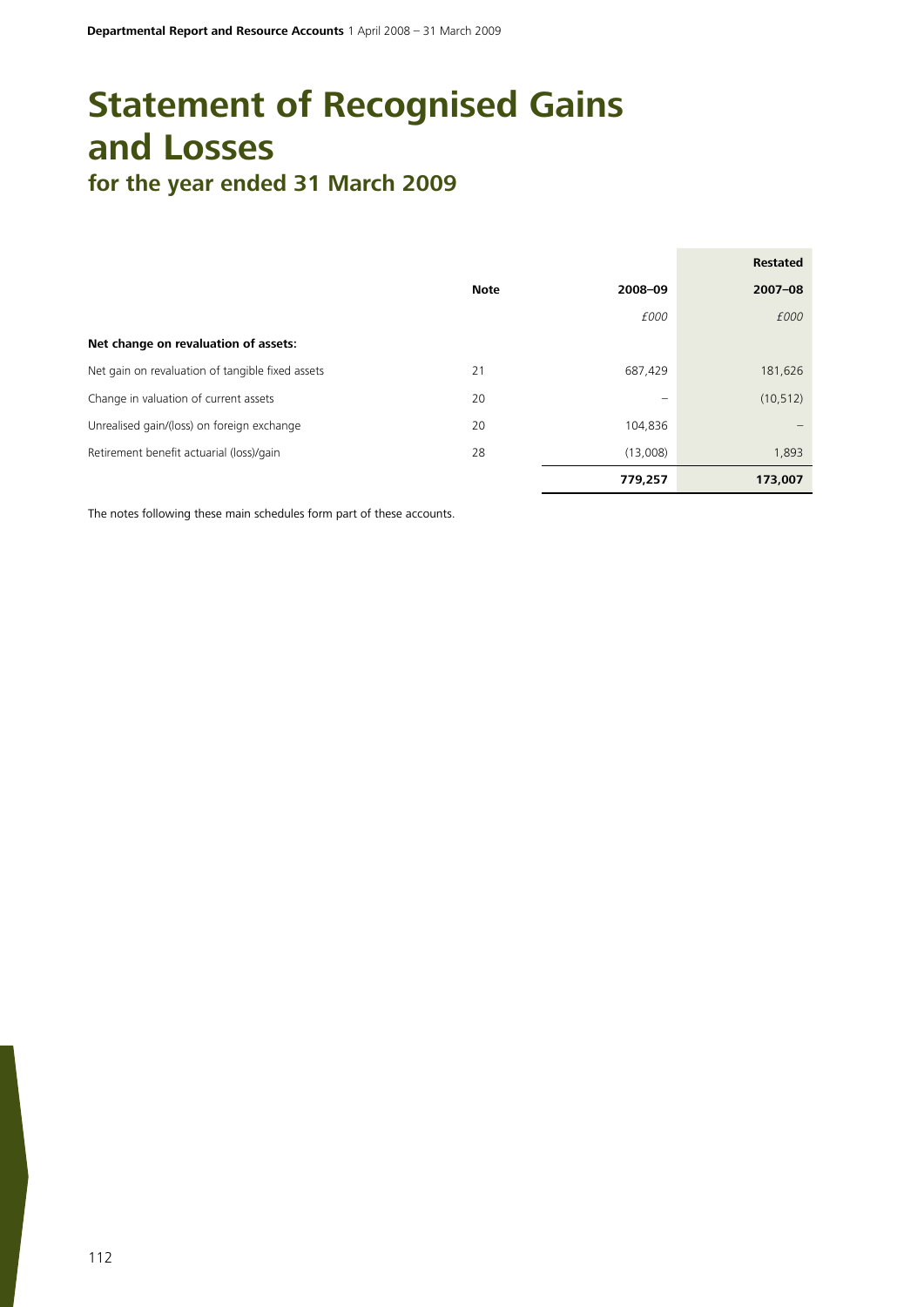# Statement of Recognised Gains and Losses

## for the year ended 31 March 2009

| | Note | 2008–09 | Restated 2007–08 |
|---|---|---|---|
| | | *£000* | *£000* |
| **Net change on revaluation of assets:** | | | |
| Net gain on revaluation of tangible fixed assets | 21 | 687,429 | 181,626 |
| Change in valuation of current assets | 20 | – | (10,512) |
| Unrealised gain/(loss) on foreign exchange | 20 | 104,836 | – |
| Retirement benefit actuarial (loss)/gain | 28 | (13,008) | 1,893 |
| | | **779,257** | **173,007** |

The notes following these main schedules form part of these accounts.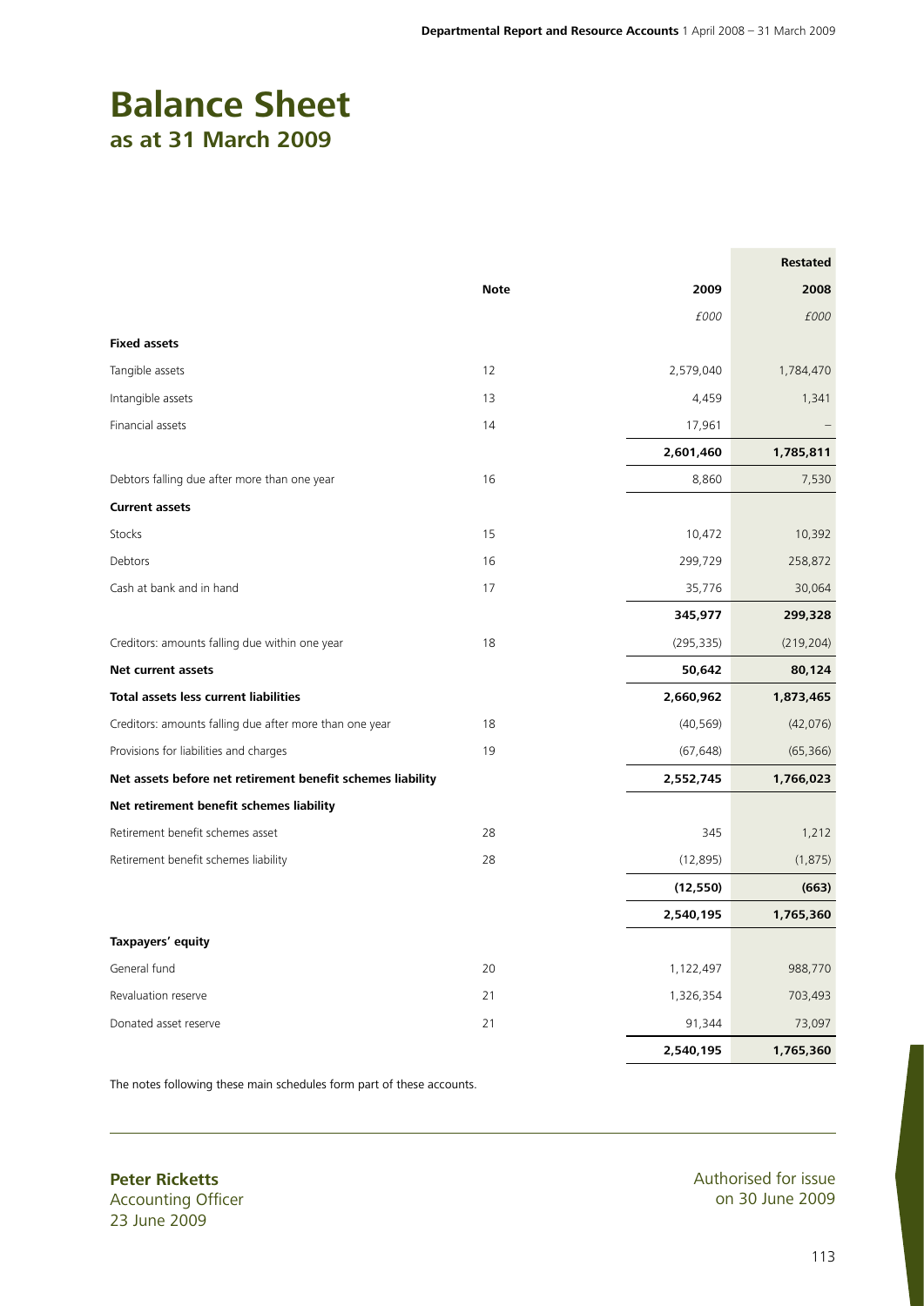# Balance Sheet
## as at 31 March 2009

| | Note | 2009 | Restated 2008 |
|---|---|---|---|
| | | *£000* | *£000* |
| **Fixed assets** | | | |
| Tangible assets | 12 | 2,579,040 | 1,784,470 |
| Intangible assets | 13 | 4,459 | 1,341 |
| Financial assets | 14 | 17,961 | – |
| | | **2,601,460** | **1,785,811** |
| Debtors falling due after more than one year | 16 | 8,860 | 7,530 |
| **Current assets** | | | |
| Stocks | 15 | 10,472 | 10,392 |
| Debtors | 16 | 299,729 | 258,872 |
| Cash at bank and in hand | 17 | 35,776 | 30,064 |
| | | **345,977** | **299,328** |
| Creditors: amounts falling due within one year | 18 | (295,335) | (219,204) |
| **Net current assets** | | **50,642** | **80,124** |
| **Total assets less current liabilities** | | **2,660,962** | **1,873,465** |
| Creditors: amounts falling due after more than one year | 18 | (40,569) | (42,076) |
| Provisions for liabilities and charges | 19 | (67,648) | (65,366) |
| **Net assets before net retirement benefit schemes liability** | | **2,552,745** | **1,766,023** |
| **Net retirement benefit schemes liability** | | | |
| Retirement benefit schemes asset | 28 | 345 | 1,212 |
| Retirement benefit schemes liability | 28 | (12,895) | (1,875) |
| | | **(12,550)** | **(663)** |
| | | **2,540,195** | **1,765,360** |
| **Taxpayers' equity** | | | |
| General fund | 20 | 1,122,497 | 988,770 |
| Revaluation reserve | 21 | 1,326,354 | 703,493 |
| Donated asset reserve | 21 | 91,344 | 73,097 |
| | | **2,540,195** | **1,765,360** |

The notes following these main schedules form part of these accounts.

**Peter Ricketts**
Accounting Officer
23 June 2009

Authorised for issue on 30 June 2009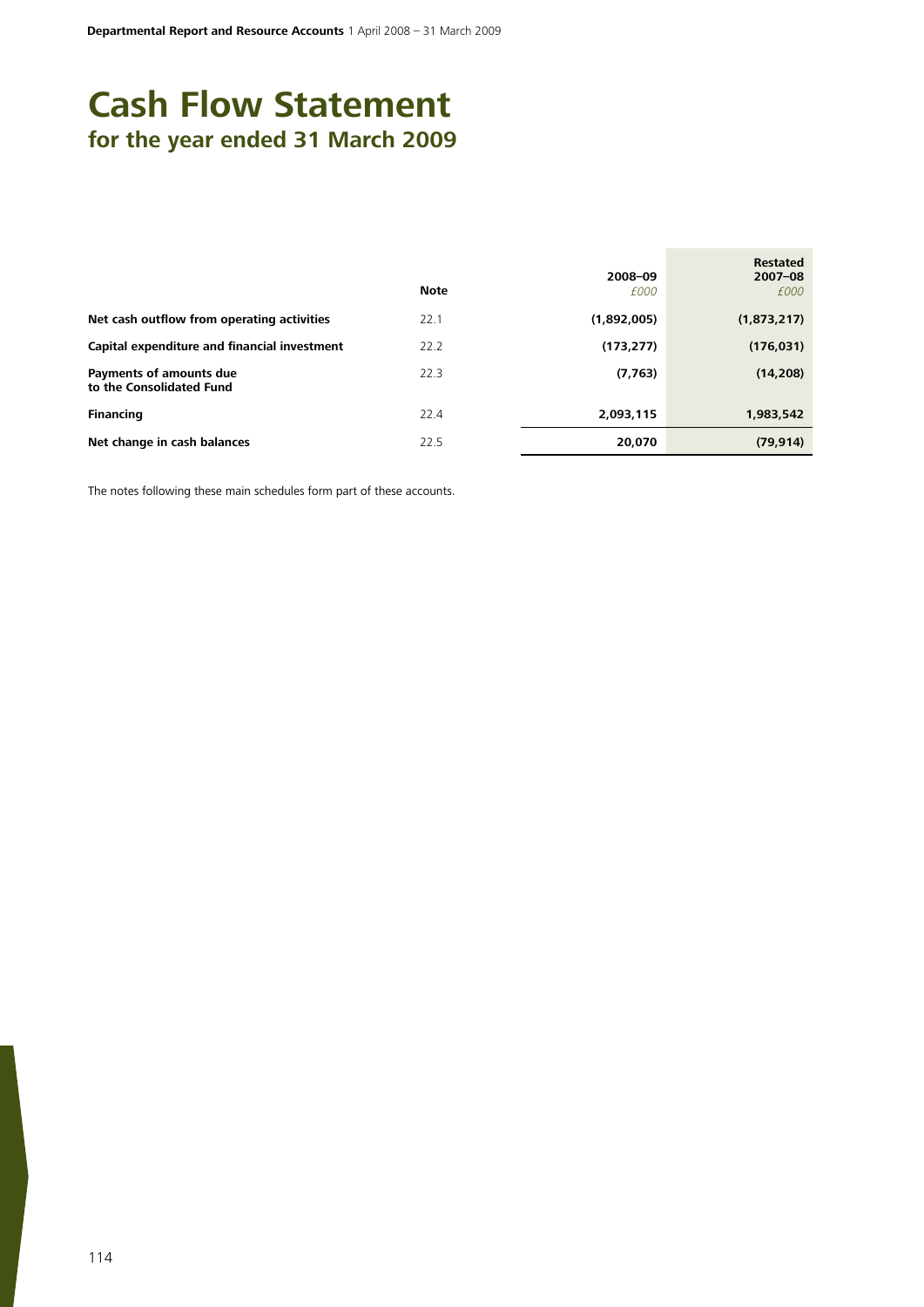# Cash Flow Statement

## for the year ended 31 March 2009

| | Note | 2008–09<br>*£000* | Restated<br>2007–08<br>*£000* |
|---|---|---|---|
| **Net cash outflow from operating activities** | 22.1 | **(1,892,005)** | **(1,873,217)** |
| **Capital expenditure and financial investment** | 22.2 | **(173,277)** | **(176,031)** |
| **Payments of amounts due to the Consolidated Fund** | 22.3 | **(7,763)** | **(14,208)** |
| **Financing** | 22.4 | **2,093,115** | **1,983,542** |
| **Net change in cash balances** | 22.5 | **20,070** | **(79,914)** |

The notes following these main schedules form part of these accounts.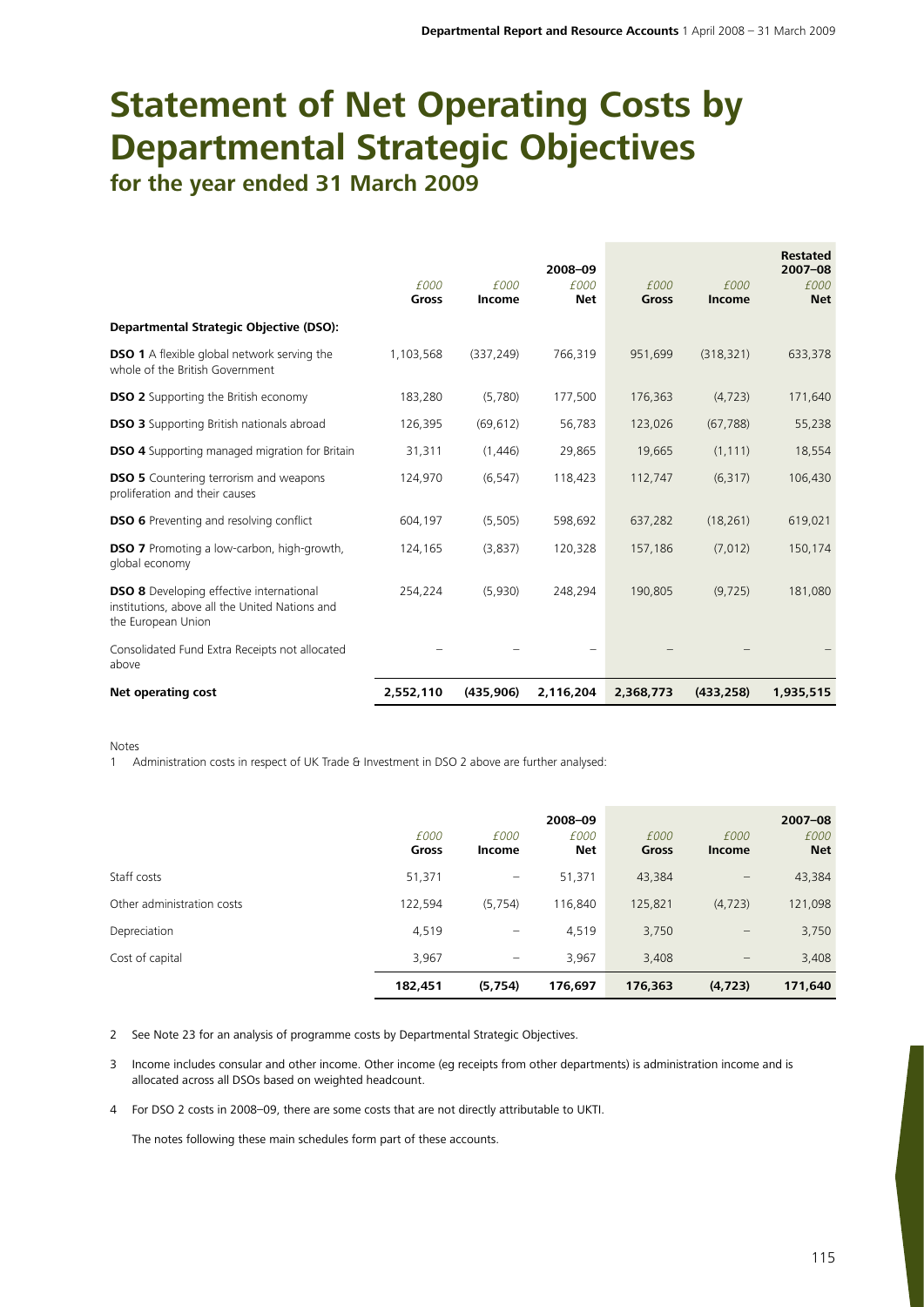# Statement of Net Operating Costs by Departmental Strategic Objectives

## for the year ended 31 March 2009

| | 2008–09 | | | Restated 2007–08 | | |
|---|---|---|---|---|---|---|
| | £000 Gross | £000 Income | £000 Net | £000 Gross | £000 Income | £000 Net |
| **Departmental Strategic Objective (DSO):** | | | | | | |
| **DSO 1** A flexible global network serving the whole of the British Government | 1,103,568 | (337,249) | 766,319 | 951,699 | (318,321) | 633,378 |
| **DSO 2** Supporting the British economy | 183,280 | (5,780) | 177,500 | 176,363 | (4,723) | 171,640 |
| **DSO 3** Supporting British nationals abroad | 126,395 | (69,612) | 56,783 | 123,026 | (67,788) | 55,238 |
| **DSO 4** Supporting managed migration for Britain | 31,311 | (1,446) | 29,865 | 19,665 | (1,111) | 18,554 |
| **DSO 5** Countering terrorism and weapons proliferation and their causes | 124,970 | (6,547) | 118,423 | 112,747 | (6,317) | 106,430 |
| **DSO 6** Preventing and resolving conflict | 604,197 | (5,505) | 598,692 | 637,282 | (18,261) | 619,021 |
| **DSO 7** Promoting a low-carbon, high-growth, global economy | 124,165 | (3,837) | 120,328 | 157,186 | (7,012) | 150,174 |
| **DSO 8** Developing effective international institutions, above all the United Nations and the European Union | 254,224 | (5,930) | 248,294 | 190,805 | (9,725) | 181,080 |
| Consolidated Fund Extra Receipts not allocated above | – | – | – | – | – | – |
| **Net operating cost** | **2,552,110** | **(435,906)** | **2,116,204** | **2,368,773** | **(433,258)** | **1,935,515** |

Notes

1 Administration costs in respect of UK Trade & Investment in DSO 2 above are further analysed:

| | 2008–09 | | | 2007–08 | | |
|---|---|---|---|---|---|---|
| | £000 Gross | £000 Income | £000 Net | £000 Gross | £000 Income | £000 Net |
| Staff costs | 51,371 | – | 51,371 | 43,384 | – | 43,384 |
| Other administration costs | 122,594 | (5,754) | 116,840 | 125,821 | (4,723) | 121,098 |
| Depreciation | 4,519 | – | 4,519 | 3,750 | – | 3,750 |
| Cost of capital | 3,967 | – | 3,967 | 3,408 | – | 3,408 |
| | **182,451** | **(5,754)** | **176,697** | **176,363** | **(4,723)** | **171,640** |

2 See Note 23 for an analysis of programme costs by Departmental Strategic Objectives.

3 Income includes consular and other income. Other income (eg receipts from other departments) is administration income and is allocated across all DSOs based on weighted headcount.

4 For DSO 2 costs in 2008–09, there are some costs that are not directly attributable to UKTI.

The notes following these main schedules form part of these accounts.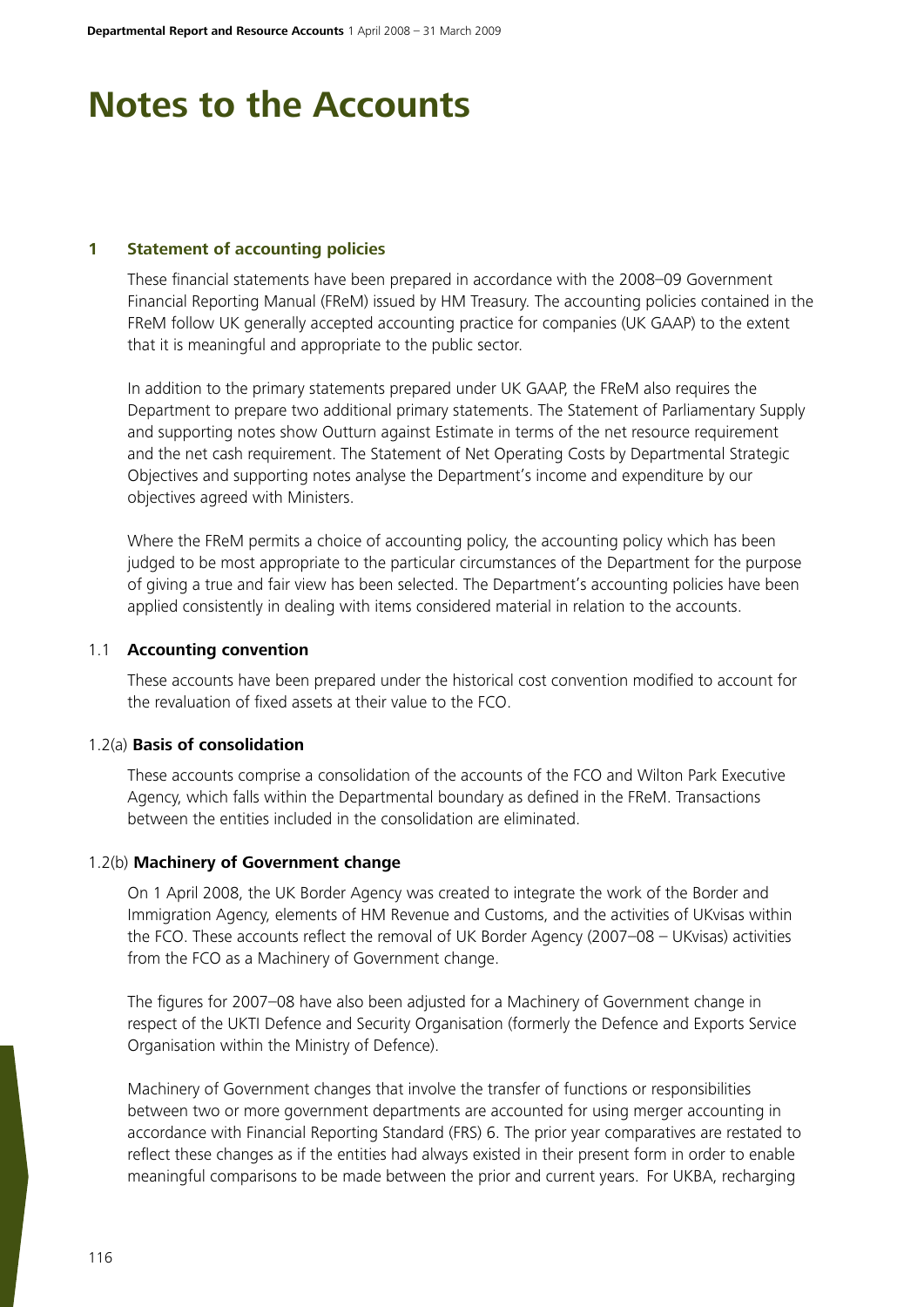# Notes to the Accounts

## 1 Statement of accounting policies

These financial statements have been prepared in accordance with the 2008–09 Government Financial Reporting Manual (FReM) issued by HM Treasury. The accounting policies contained in the FReM follow UK generally accepted accounting practice for companies (UK GAAP) to the extent that it is meaningful and appropriate to the public sector.

In addition to the primary statements prepared under UK GAAP, the FReM also requires the Department to prepare two additional primary statements. The Statement of Parliamentary Supply and supporting notes show Outturn against Estimate in terms of the net resource requirement and the net cash requirement. The Statement of Net Operating Costs by Departmental Strategic Objectives and supporting notes analyse the Department's income and expenditure by our objectives agreed with Ministers.

Where the FReM permits a choice of accounting policy, the accounting policy which has been judged to be most appropriate to the particular circumstances of the Department for the purpose of giving a true and fair view has been selected. The Department's accounting policies have been applied consistently in dealing with items considered material in relation to the accounts.

### 1.1 Accounting convention

These accounts have been prepared under the historical cost convention modified to account for the revaluation of fixed assets at their value to the FCO.

### 1.2(a) Basis of consolidation

These accounts comprise a consolidation of the accounts of the FCO and Wilton Park Executive Agency, which falls within the Departmental boundary as defined in the FReM. Transactions between the entities included in the consolidation are eliminated.

### 1.2(b) Machinery of Government change

On 1 April 2008, the UK Border Agency was created to integrate the work of the Border and Immigration Agency, elements of HM Revenue and Customs, and the activities of UKvisas within the FCO. These accounts reflect the removal of UK Border Agency (2007–08 – UKvisas) activities from the FCO as a Machinery of Government change.

The figures for 2007–08 have also been adjusted for a Machinery of Government change in respect of the UKTI Defence and Security Organisation (formerly the Defence and Exports Service Organisation within the Ministry of Defence).

Machinery of Government changes that involve the transfer of functions or responsibilities between two or more government departments are accounted for using merger accounting in accordance with Financial Reporting Standard (FRS) 6. The prior year comparatives are restated to reflect these changes as if the entities had always existed in their present form in order to enable meaningful comparisons to be made between the prior and current years. For UKBA, recharging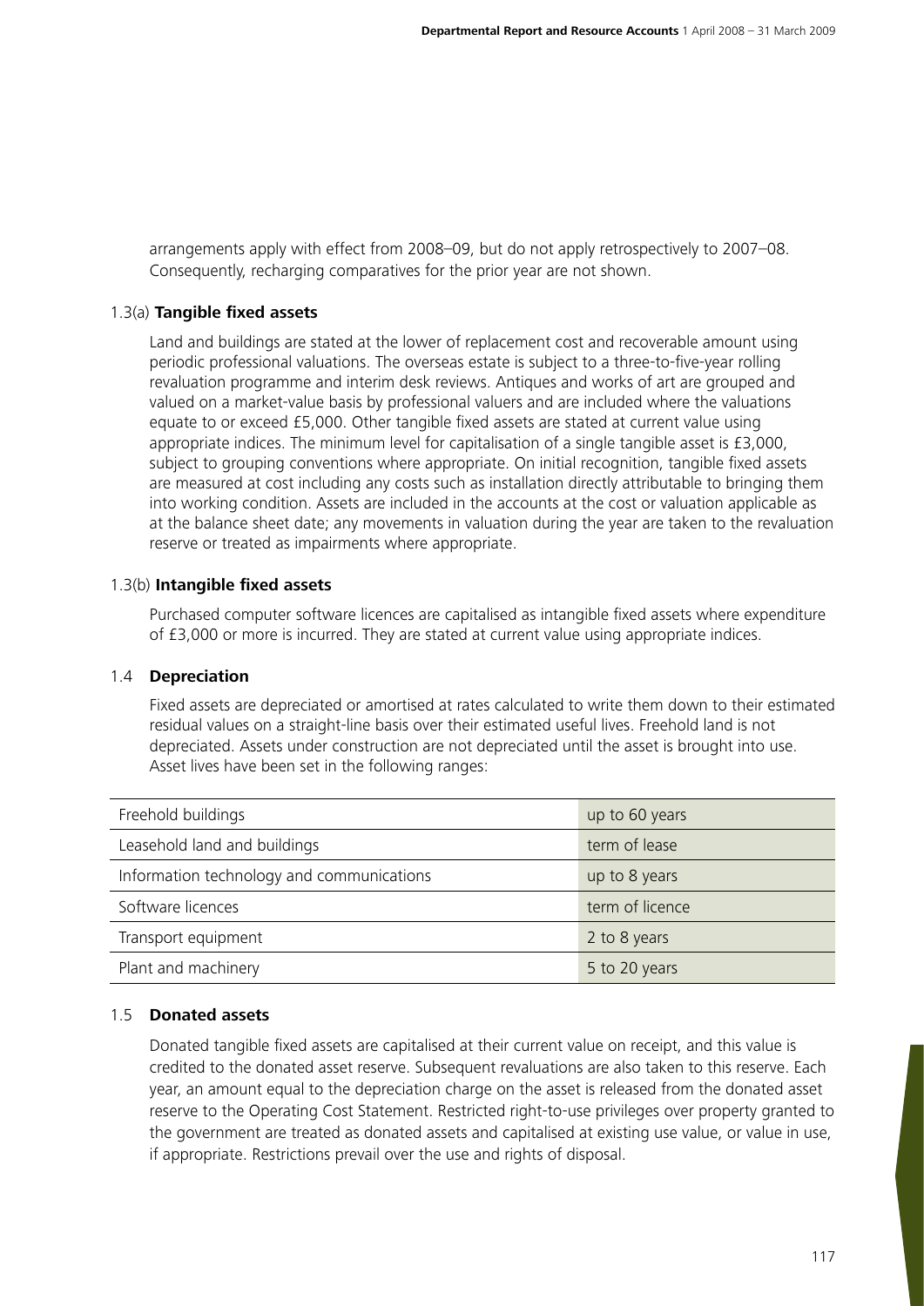arrangements apply with effect from 2008–09, but do not apply retrospectively to 2007–08. Consequently, recharging comparatives for the prior year are not shown.

### 1.3(a) Tangible fixed assets

Land and buildings are stated at the lower of replacement cost and recoverable amount using periodic professional valuations. The overseas estate is subject to a three-to-five-year rolling revaluation programme and interim desk reviews. Antiques and works of art are grouped and valued on a market-value basis by professional valuers and are included where the valuations equate to or exceed £5,000. Other tangible fixed assets are stated at current value using appropriate indices. The minimum level for capitalisation of a single tangible asset is £3,000, subject to grouping conventions where appropriate. On initial recognition, tangible fixed assets are measured at cost including any costs such as installation directly attributable to bringing them into working condition. Assets are included in the accounts at the cost or valuation applicable as at the balance sheet date; any movements in valuation during the year are taken to the revaluation reserve or treated as impairments where appropriate.

### 1.3(b) Intangible fixed assets

Purchased computer software licences are capitalised as intangible fixed assets where expenditure of £3,000 or more is incurred. They are stated at current value using appropriate indices.

### 1.4 Depreciation

Fixed assets are depreciated or amortised at rates calculated to write them down to their estimated residual values on a straight-line basis over their estimated useful lives. Freehold land is not depreciated. Assets under construction are not depreciated until the asset is brought into use. Asset lives have been set in the following ranges:

| | |
|---|---|
| Freehold buildings | up to 60 years |
| Leasehold land and buildings | term of lease |
| Information technology and communications | up to 8 years |
| Software licences | term of licence |
| Transport equipment | 2 to 8 years |
| Plant and machinery | 5 to 20 years |

### 1.5 Donated assets

Donated tangible fixed assets are capitalised at their current value on receipt, and this value is credited to the donated asset reserve. Subsequent revaluations are also taken to this reserve. Each year, an amount equal to the depreciation charge on the asset is released from the donated asset reserve to the Operating Cost Statement. Restricted right-to-use privileges over property granted to the government are treated as donated assets and capitalised at existing use value, or value in use, if appropriate. Restrictions prevail over the use and rights of disposal.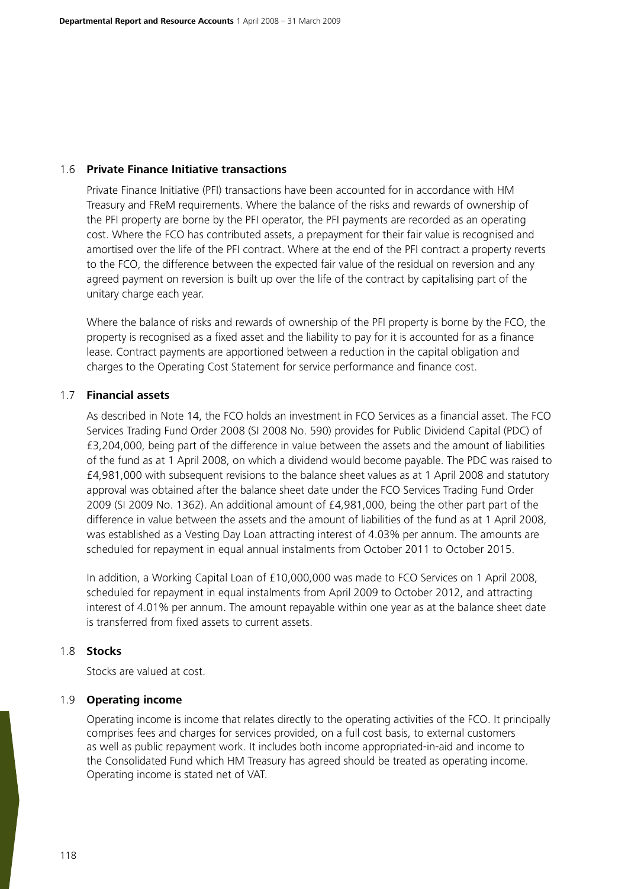### 1.6 Private Finance Initiative transactions

Private Finance Initiative (PFI) transactions have been accounted for in accordance with HM Treasury and FReM requirements. Where the balance of the risks and rewards of ownership of the PFI property are borne by the PFI operator, the PFI payments are recorded as an operating cost. Where the FCO has contributed assets, a prepayment for their fair value is recognised and amortised over the life of the PFI contract. Where at the end of the PFI contract a property reverts to the FCO, the difference between the expected fair value of the residual on reversion and any agreed payment on reversion is built up over the life of the contract by capitalising part of the unitary charge each year.

Where the balance of risks and rewards of ownership of the PFI property is borne by the FCO, the property is recognised as a fixed asset and the liability to pay for it is accounted for as a finance lease. Contract payments are apportioned between a reduction in the capital obligation and charges to the Operating Cost Statement for service performance and finance cost.

### 1.7 Financial assets

As described in Note 14, the FCO holds an investment in FCO Services as a financial asset. The FCO Services Trading Fund Order 2008 (SI 2008 No. 590) provides for Public Dividend Capital (PDC) of £3,204,000, being part of the difference in value between the assets and the amount of liabilities of the fund as at 1 April 2008, on which a dividend would become payable. The PDC was raised to £4,981,000 with subsequent revisions to the balance sheet values as at 1 April 2008 and statutory approval was obtained after the balance sheet date under the FCO Services Trading Fund Order 2009 (SI 2009 No. 1362). An additional amount of £4,981,000, being the other part part of the difference in value between the assets and the amount of liabilities of the fund as at 1 April 2008, was established as a Vesting Day Loan attracting interest of 4.03% per annum. The amounts are scheduled for repayment in equal annual instalments from October 2011 to October 2015.

In addition, a Working Capital Loan of £10,000,000 was made to FCO Services on 1 April 2008, scheduled for repayment in equal instalments from April 2009 to October 2012, and attracting interest of 4.01% per annum. The amount repayable within one year as at the balance sheet date is transferred from fixed assets to current assets.

### 1.8 Stocks

Stocks are valued at cost.

### 1.9 Operating income

Operating income is income that relates directly to the operating activities of the FCO. It principally comprises fees and charges for services provided, on a full cost basis, to external customers as well as public repayment work. It includes both income appropriated-in-aid and income to the Consolidated Fund which HM Treasury has agreed should be treated as operating income. Operating income is stated net of VAT.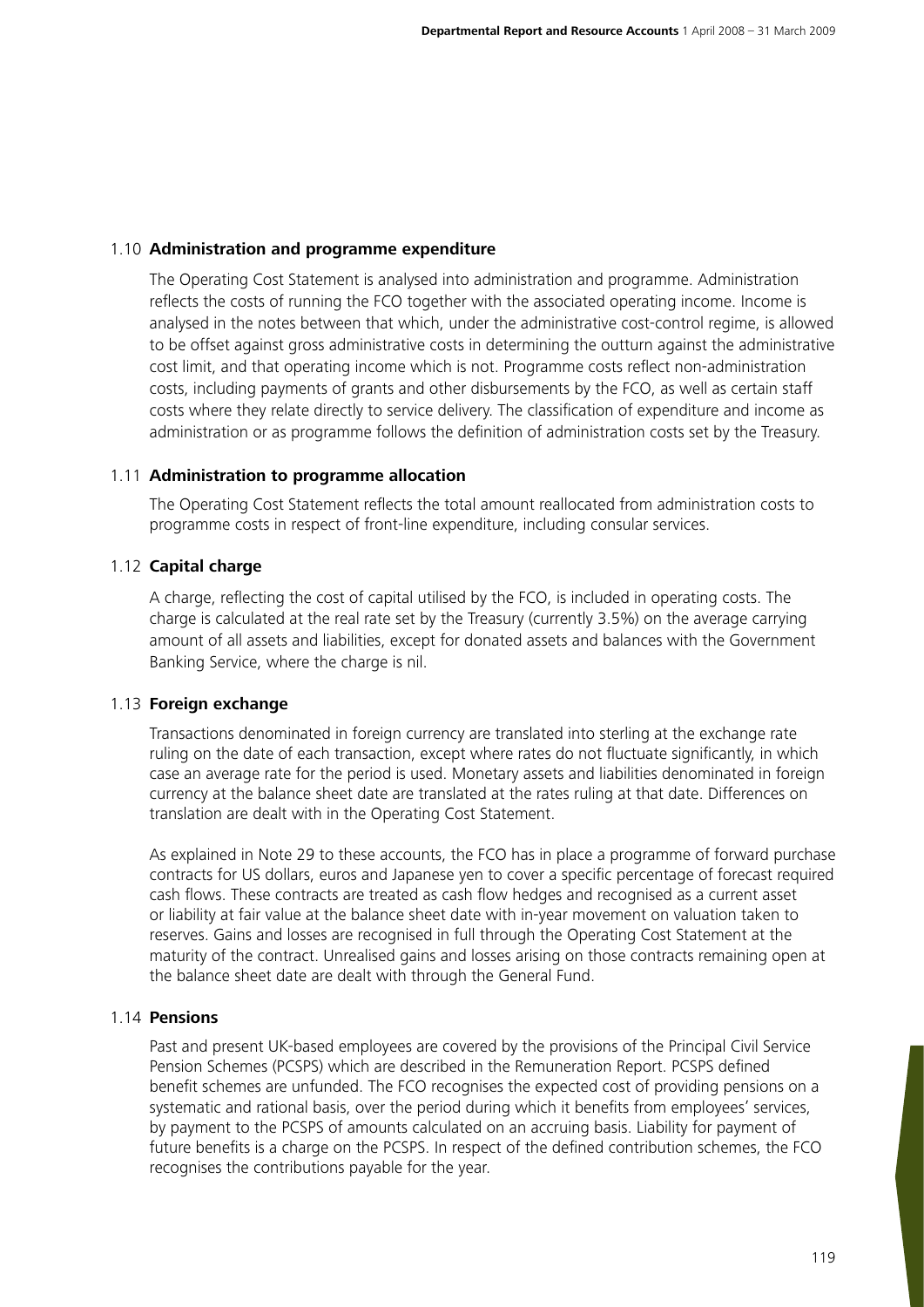### 1.10 Administration and programme expenditure

The Operating Cost Statement is analysed into administration and programme. Administration reflects the costs of running the FCO together with the associated operating income. Income is analysed in the notes between that which, under the administrative cost-control regime, is allowed to be offset against gross administrative costs in determining the outturn against the administrative cost limit, and that operating income which is not. Programme costs reflect non-administration costs, including payments of grants and other disbursements by the FCO, as well as certain staff costs where they relate directly to service delivery. The classification of expenditure and income as administration or as programme follows the definition of administration costs set by the Treasury.

### 1.11 Administration to programme allocation

The Operating Cost Statement reflects the total amount reallocated from administration costs to programme costs in respect of front-line expenditure, including consular services.

### 1.12 Capital charge

A charge, reflecting the cost of capital utilised by the FCO, is included in operating costs. The charge is calculated at the real rate set by the Treasury (currently 3.5%) on the average carrying amount of all assets and liabilities, except for donated assets and balances with the Government Banking Service, where the charge is nil.

### 1.13 Foreign exchange

Transactions denominated in foreign currency are translated into sterling at the exchange rate ruling on the date of each transaction, except where rates do not fluctuate significantly, in which case an average rate for the period is used. Monetary assets and liabilities denominated in foreign currency at the balance sheet date are translated at the rates ruling at that date. Differences on translation are dealt with in the Operating Cost Statement.

As explained in Note 29 to these accounts, the FCO has in place a programme of forward purchase contracts for US dollars, euros and Japanese yen to cover a specific percentage of forecast required cash flows. These contracts are treated as cash flow hedges and recognised as a current asset or liability at fair value at the balance sheet date with in-year movement on valuation taken to reserves. Gains and losses are recognised in full through the Operating Cost Statement at the maturity of the contract. Unrealised gains and losses arising on those contracts remaining open at the balance sheet date are dealt with through the General Fund.

### 1.14 Pensions

Past and present UK-based employees are covered by the provisions of the Principal Civil Service Pension Schemes (PCSPS) which are described in the Remuneration Report. PCSPS defined benefit schemes are unfunded. The FCO recognises the expected cost of providing pensions on a systematic and rational basis, over the period during which it benefits from employees' services, by payment to the PCSPS of amounts calculated on an accruing basis. Liability for payment of future benefits is a charge on the PCSPS. In respect of the defined contribution schemes, the FCO recognises the contributions payable for the year.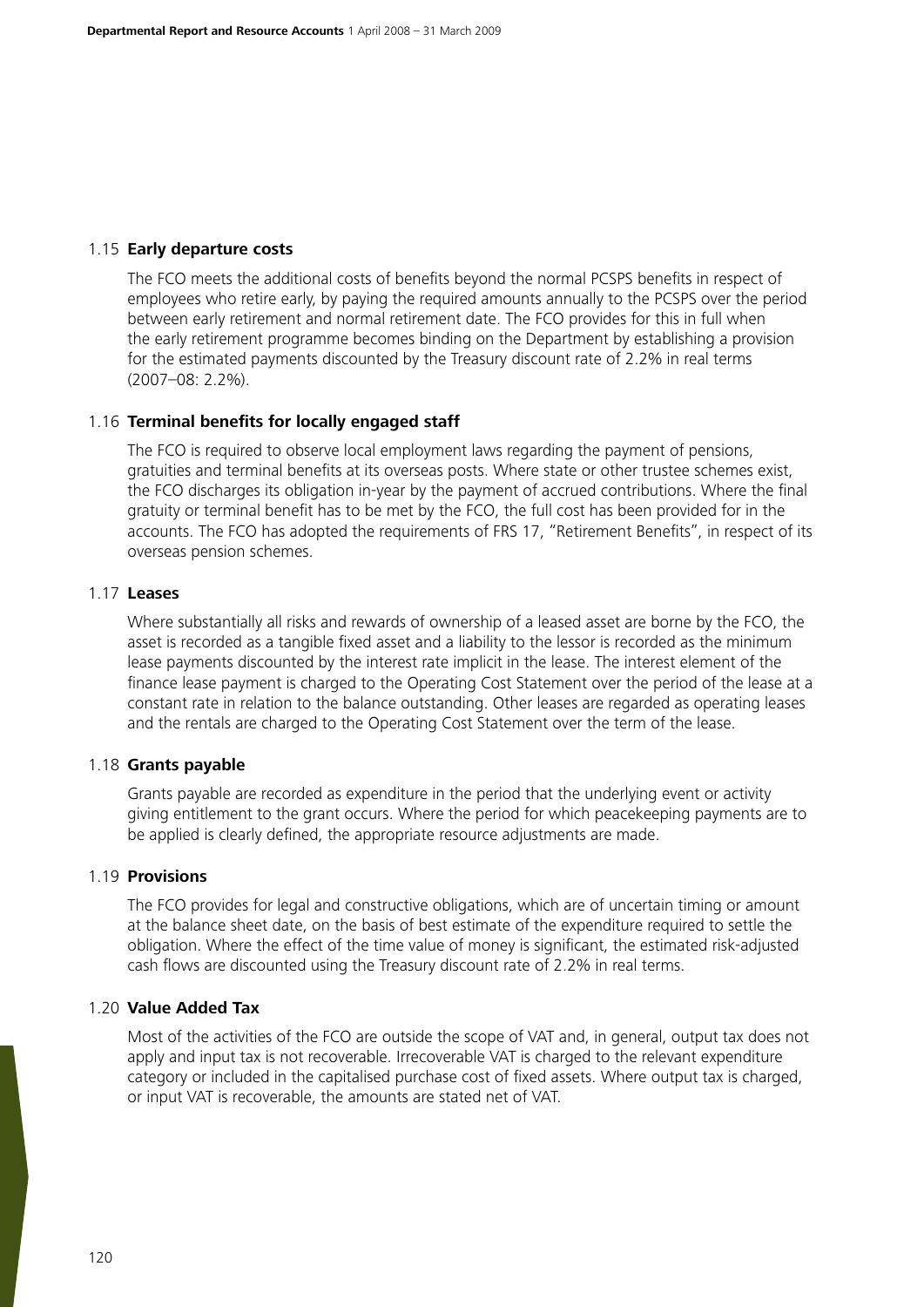### 1.15 Early departure costs

The FCO meets the additional costs of benefits beyond the normal PCSPS benefits in respect of employees who retire early, by paying the required amounts annually to the PCSPS over the period between early retirement and normal retirement date. The FCO provides for this in full when the early retirement programme becomes binding on the Department by establishing a provision for the estimated payments discounted by the Treasury discount rate of 2.2% in real terms (2007–08: 2.2%).

### 1.16 Terminal benefits for locally engaged staff

The FCO is required to observe local employment laws regarding the payment of pensions, gratuities and terminal benefits at its overseas posts. Where state or other trustee schemes exist, the FCO discharges its obligation in-year by the payment of accrued contributions. Where the final gratuity or terminal benefit has to be met by the FCO, the full cost has been provided for in the accounts. The FCO has adopted the requirements of FRS 17, "Retirement Benefits", in respect of its overseas pension schemes.

### 1.17 Leases

Where substantially all risks and rewards of ownership of a leased asset are borne by the FCO, the asset is recorded as a tangible fixed asset and a liability to the lessor is recorded as the minimum lease payments discounted by the interest rate implicit in the lease. The interest element of the finance lease payment is charged to the Operating Cost Statement over the period of the lease at a constant rate in relation to the balance outstanding. Other leases are regarded as operating leases and the rentals are charged to the Operating Cost Statement over the term of the lease.

### 1.18 Grants payable

Grants payable are recorded as expenditure in the period that the underlying event or activity giving entitlement to the grant occurs. Where the period for which peacekeeping payments are to be applied is clearly defined, the appropriate resource adjustments are made.

### 1.19 Provisions

The FCO provides for legal and constructive obligations, which are of uncertain timing or amount at the balance sheet date, on the basis of best estimate of the expenditure required to settle the obligation. Where the effect of the time value of money is significant, the estimated risk-adjusted cash flows are discounted using the Treasury discount rate of 2.2% in real terms.

### 1.20 Value Added Tax

Most of the activities of the FCO are outside the scope of VAT and, in general, output tax does not apply and input tax is not recoverable. Irrecoverable VAT is charged to the relevant expenditure category or included in the capitalised purchase cost of fixed assets. Where output tax is charged, or input VAT is recoverable, the amounts are stated net of VAT.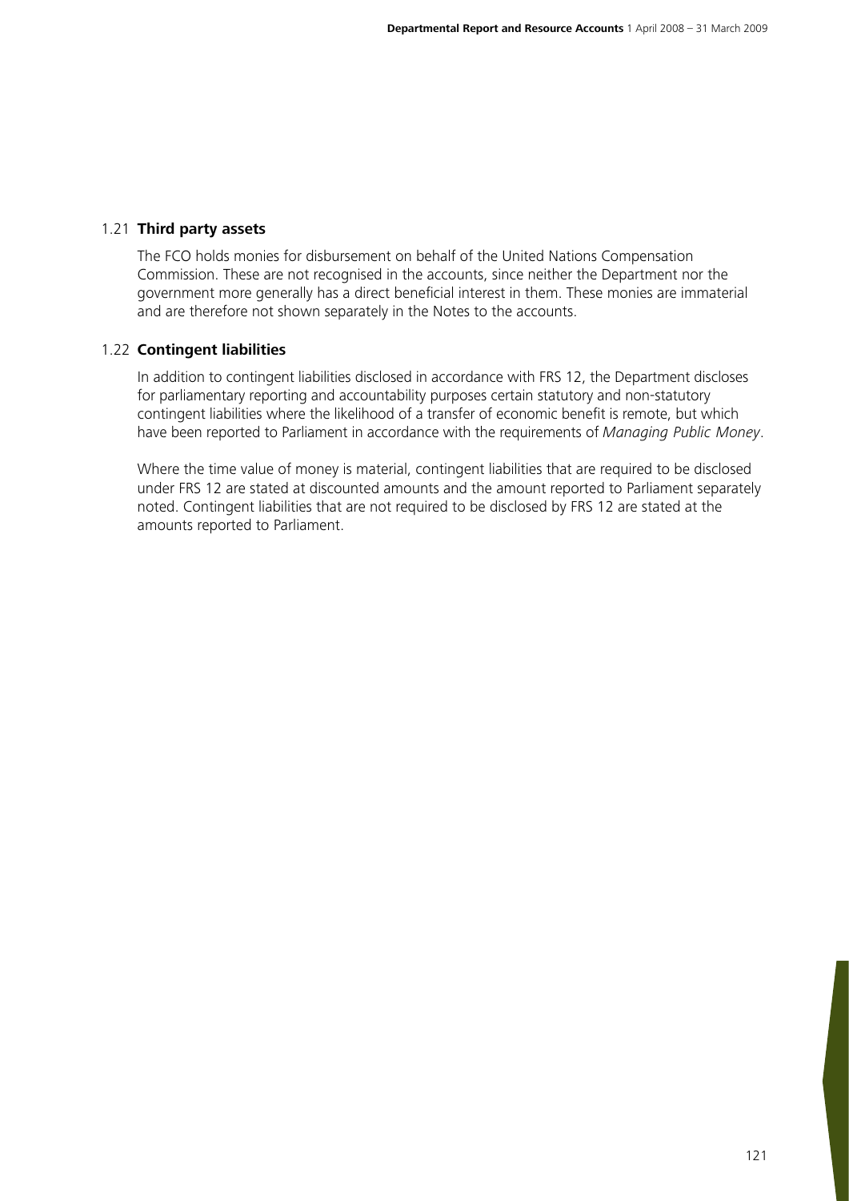### 1.21 **Third party assets**

The FCO holds monies for disbursement on behalf of the United Nations Compensation Commission. These are not recognised in the accounts, since neither the Department nor the government more generally has a direct beneficial interest in them. These monies are immaterial and are therefore not shown separately in the Notes to the accounts.

### 1.22 **Contingent liabilities**

In addition to contingent liabilities disclosed in accordance with FRS 12, the Department discloses for parliamentary reporting and accountability purposes certain statutory and non-statutory contingent liabilities where the likelihood of a transfer of economic benefit is remote, but which have been reported to Parliament in accordance with the requirements of *Managing Public Money*.

Where the time value of money is material, contingent liabilities that are required to be disclosed under FRS 12 are stated at discounted amounts and the amount reported to Parliament separately noted. Contingent liabilities that are not required to be disclosed by FRS 12 are stated at the amounts reported to Parliament.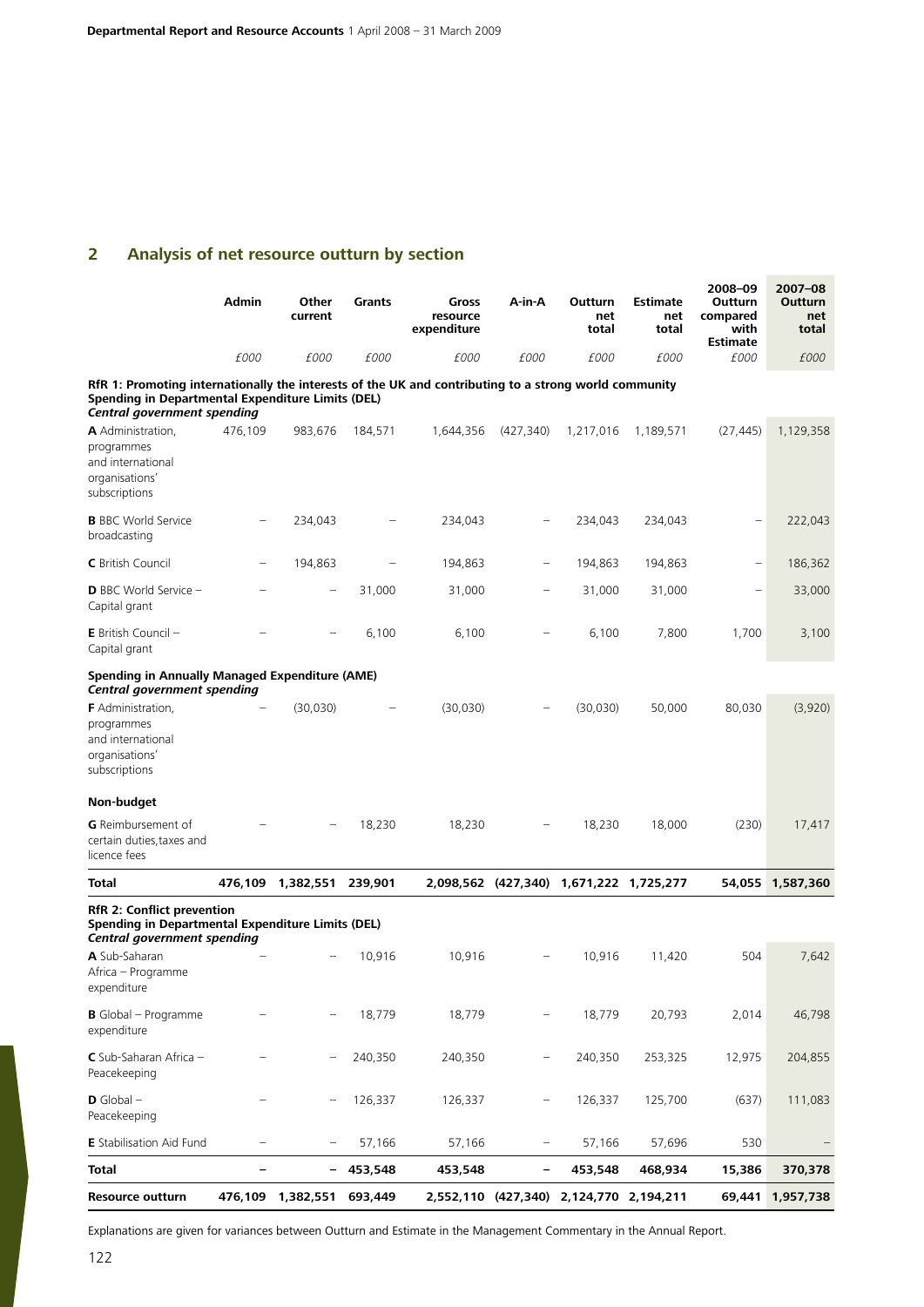## 2 Analysis of net resource outturn by section

| | Admin | Other current | Grants | Gross resource expenditure | A-in-A | Outturn net total | Estimate net total | 2008–09 Outturn compared with Estimate | 2007–08 Outturn net total |
|---|---|---|---|---|---|---|---|---|---|
| | *£000* | *£000* | *£000* | *£000* | *£000* | *£000* | *£000* | *£000* | *£000* |
| **RfR 1: Promoting internationally the interests of the UK and contributing to a strong world community** | | | | | | | | | |
| **Spending in Departmental Expenditure Limits (DEL)** | | | | | | | | | |
| ***Central government spending*** | | | | | | | | | |
| **A** Administration, programmes and international organisations' subscriptions | 476,109 | 983,676 | 184,571 | 1,644,356 | (427,340) | 1,217,016 | 1,189,571 | (27,445) | 1,129,358 |
| **B** BBC World Service broadcasting | – | 234,043 | – | 234,043 | – | 234,043 | 234,043 | – | 222,043 |
| **C** British Council | – | 194,863 | – | 194,863 | – | 194,863 | 194,863 | – | 186,362 |
| **D** BBC World Service – Capital grant | – | – | 31,000 | 31,000 | – | 31,000 | 31,000 | – | 33,000 |
| **E** British Council – Capital grant | – | – | 6,100 | 6,100 | – | 6,100 | 7,800 | 1,700 | 3,100 |
| **Spending in Annually Managed Expenditure (AME)** | | | | | | | | | |
| ***Central government spending*** | | | | | | | | | |
| **F** Administration, programmes and international organisations' subscriptions | – | (30,030) | – | (30,030) | – | (30,030) | 50,000 | 80,030 | (3,920) |
| **Non-budget** | | | | | | | | | |
| **G** Reimbursement of certain duties,taxes and licence fees | – | – | 18,230 | 18,230 | – | 18,230 | 18,000 | (230) | 17,417 |
| **Total** | **476,109** | **1,382,551** | **239,901** | **2,098,562** | **(427,340)** | **1,671,222** | **1,725,277** | **54,055** | **1,587,360** |
| **RfR 2: Conflict prevention** | | | | | | | | | |
| **Spending in Departmental Expenditure Limits (DEL)** | | | | | | | | | |
| ***Central government spending*** | | | | | | | | | |
| **A** Sub-Saharan Africa – Programme expenditure | – | – | 10,916 | 10,916 | – | 10,916 | 11,420 | 504 | 7,642 |
| **B** Global – Programme expenditure | – | – | 18,779 | 18,779 | – | 18,779 | 20,793 | 2,014 | 46,798 |
| **C** Sub-Saharan Africa – Peacekeeping | – | – | 240,350 | 240,350 | – | 240,350 | 253,325 | 12,975 | 204,855 |
| **D** Global – Peacekeeping | – | – | 126,337 | 126,337 | – | 126,337 | 125,700 | (637) | 111,083 |
| **E** Stabilisation Aid Fund | – | – | 57,166 | 57,166 | – | 57,166 | 57,696 | 530 | – |
| **Total** | **–** | **–** | **453,548** | **453,548** | **–** | **453,548** | **468,934** | **15,386** | **370,378** |
| **Resource outturn** | **476,109** | **1,382,551** | **693,449** | **2,552,110** | **(427,340)** | **2,124,770** | **2,194,211** | **69,441** | **1,957,738** |

Explanations are given for variances between Outturn and Estimate in the Management Commentary in the Annual Report.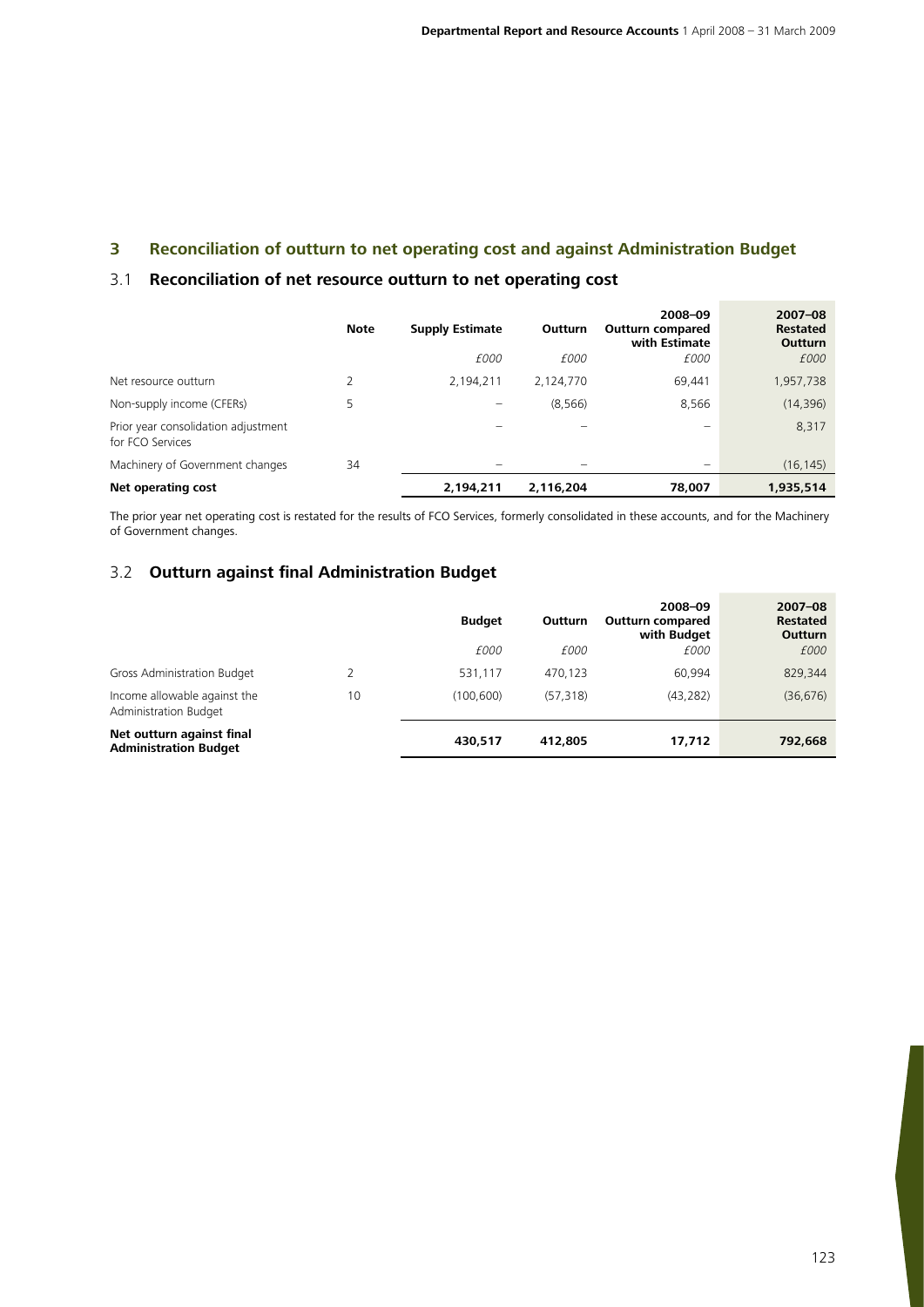## 3 Reconciliation of outturn to net operating cost and against Administration Budget

### 3.1 Reconciliation of net resource outturn to net operating cost

| | Note | Supply Estimate | Outturn | 2008–09 Outturn compared with Estimate | 2007–08 Restated Outturn |
|---|---|---|---|---|---|
| | | *£000* | *£000* | *£000* | *£000* |
| Net resource outturn | 2 | 2,194,211 | 2,124,770 | 69,441 | 1,957,738 |
| Non-supply income (CFERs) | 5 | – | (8,566) | 8,566 | (14,396) |
| Prior year consolidation adjustment for FCO Services | | – | – | – | 8,317 |
| Machinery of Government changes | 34 | – | – | – | (16,145) |
| **Net operating cost** | | **2,194,211** | **2,116,204** | **78,007** | **1,935,514** |

The prior year net operating cost is restated for the results of FCO Services, formerly consolidated in these accounts, and for the Machinery of Government changes.

### 3.2 Outturn against final Administration Budget

| | | Budget | Outturn | 2008–09 Outturn compared with Budget | 2007–08 Restated Outturn |
|---|---|---|---|---|---|
| | | *£000* | *£000* | *£000* | *£000* |
| Gross Administration Budget | 2 | 531,117 | 470,123 | 60,994 | 829,344 |
| Income allowable against the Administration Budget | 10 | (100,600) | (57,318) | (43,282) | (36,676) |
| **Net outturn against final Administration Budget** | | **430,517** | **412,805** | **17,712** | **792,668** |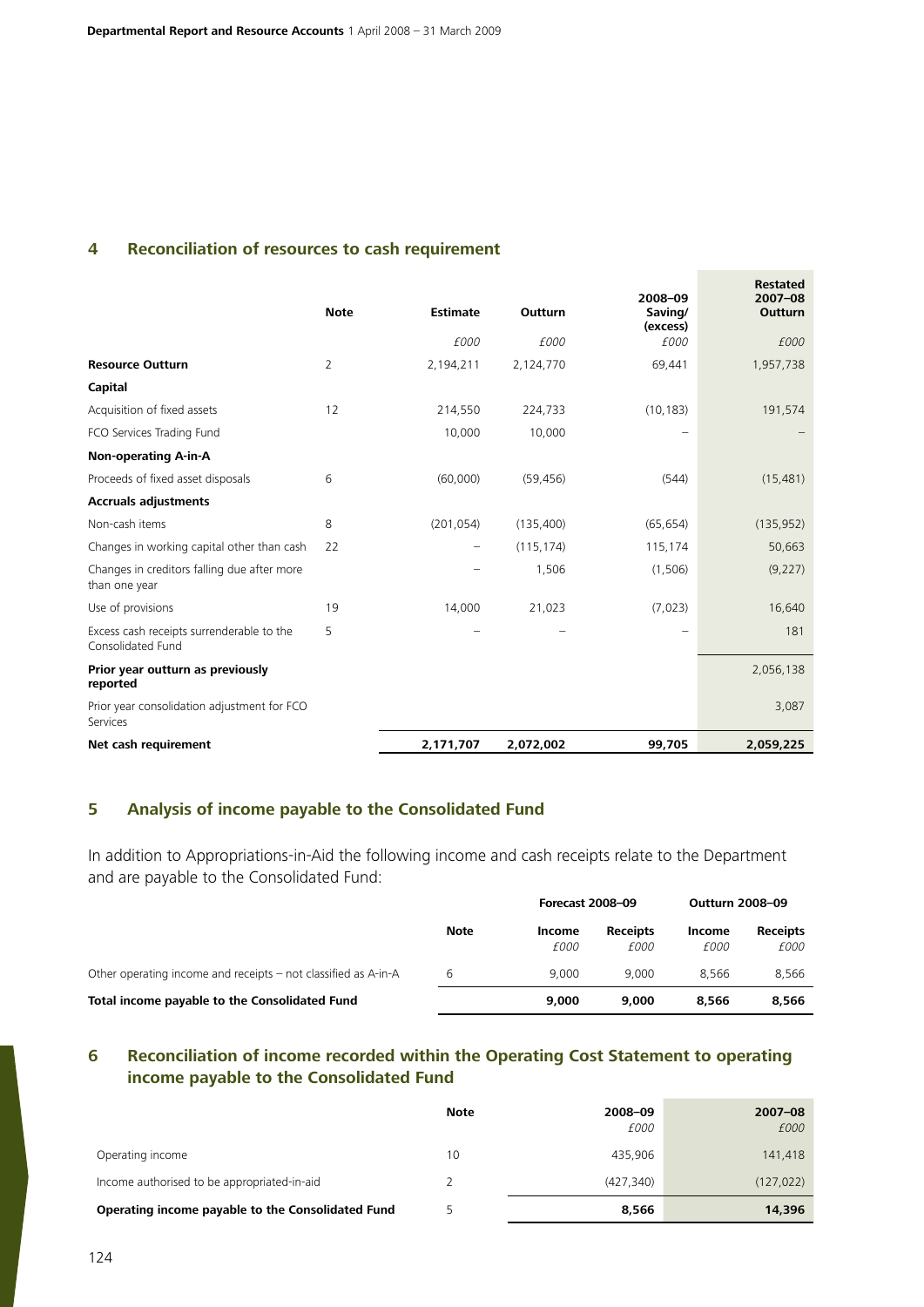## 4 Reconciliation of resources to cash requirement

| | Note | Estimate | Outturn | 2008–09 Saving/ (excess) | Restated 2007–08 Outturn |
|---|---|---|---|---|---|
| | | *£000* | *£000* | *£000* | *£000* |
| **Resource Outturn** | 2 | 2,194,211 | 2,124,770 | 69,441 | 1,957,738 |
| **Capital** | | | | | |
| Acquisition of fixed assets | 12 | 214,550 | 224,733 | (10,183) | 191,574 |
| FCO Services Trading Fund | | 10,000 | 10,000 | – | – |
| **Non-operating A-in-A** | | | | | |
| Proceeds of fixed asset disposals | 6 | (60,000) | (59,456) | (544) | (15,481) |
| **Accruals adjustments** | | | | | |
| Non-cash items | 8 | (201,054) | (135,400) | (65,654) | (135,952) |
| Changes in working capital other than cash | 22 | – | (115,174) | 115,174 | 50,663 |
| Changes in creditors falling due after more than one year | | – | 1,506 | (1,506) | (9,227) |
| Use of provisions | 19 | 14,000 | 21,023 | (7,023) | 16,640 |
| Excess cash receipts surrenderable to the Consolidated Fund | 5 | – | – | – | 181 |
| **Prior year outturn as previously reported** | | | | | 2,056,138 |
| Prior year consolidation adjustment for FCO Services | | | | | 3,087 |
| **Net cash requirement** | | **2,171,707** | **2,072,002** | **99,705** | **2,059,225** |

## 5 Analysis of income payable to the Consolidated Fund

In addition to Appropriations-in-Aid the following income and cash receipts relate to the Department and are payable to the Consolidated Fund:

| | | Forecast 2008–09 | | Outturn 2008–09 | |
|---|---|---|---|---|---|
| | Note | Income *£000* | Receipts *£000* | Income *£000* | Receipts *£000* |
| Other operating income and receipts – not classified as A-in-A | 6 | 9,000 | 9,000 | 8,566 | 8,566 |
| **Total income payable to the Consolidated Fund** | | **9,000** | **9,000** | **8,566** | **8,566** |

## 6 Reconciliation of income recorded within the Operating Cost Statement to operating income payable to the Consolidated Fund

| | Note | 2008–09 *£000* | 2007–08 *£000* |
|---|---|---|---|
| Operating income | 10 | 435,906 | 141,418 |
| Income authorised to be appropriated-in-aid | 2 | (427,340) | (127,022) |
| **Operating income payable to the Consolidated Fund** | 5 | **8,566** | **14,396** |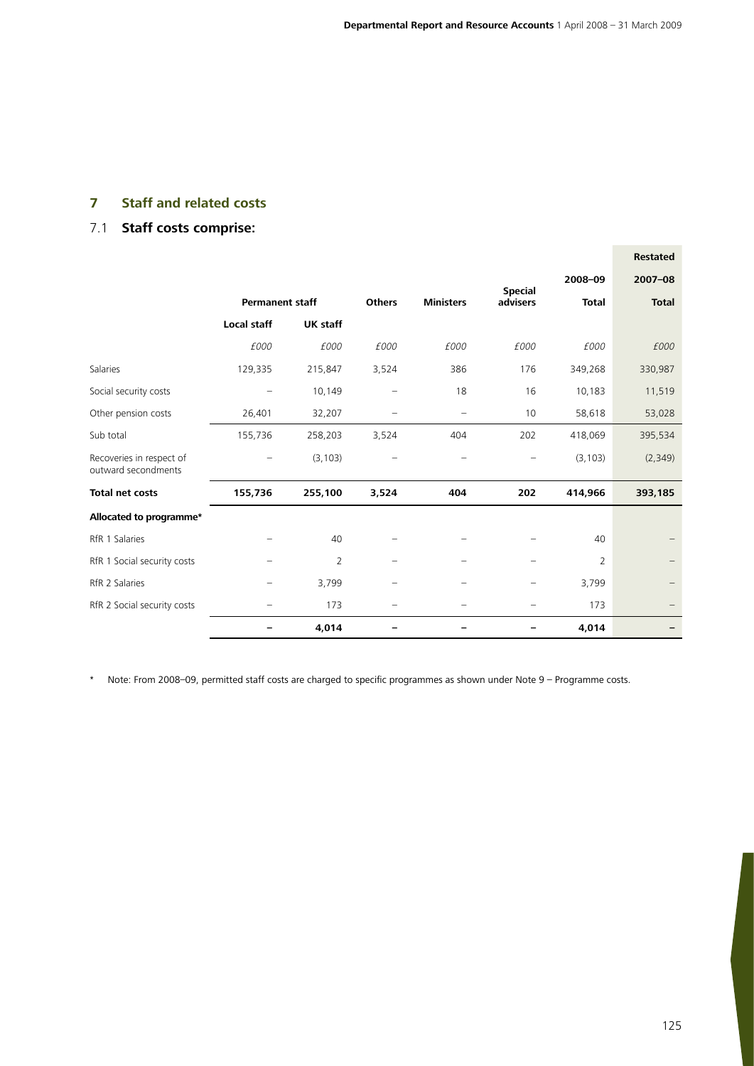## 7 Staff and related costs

### 7.1 Staff costs comprise:

| | Permanent staff | | Others | Ministers | Special advisers | 2008–09 Total | Restated 2007–08 Total |
|---|---|---|---|---|---|---|---|
| | Local staff | UK staff | | | | | |
| | £000 | £000 | £000 | £000 | £000 | £000 | £000 |
| Salaries | 129,335 | 215,847 | 3,524 | 386 | 176 | 349,268 | 330,987 |
| Social security costs | – | 10,149 | – | 18 | 16 | 10,183 | 11,519 |
| Other pension costs | 26,401 | 32,207 | – | – | 10 | 58,618 | 53,028 |
| Sub total | 155,736 | 258,203 | 3,524 | 404 | 202 | 418,069 | 395,534 |
| Recoveries in respect of outward secondments | – | (3,103) | – | – | – | (3,103) | (2,349) |
| **Total net costs** | **155,736** | **255,100** | **3,524** | **404** | **202** | **414,966** | **393,185** |
| **Allocated to programme*** | | | | | | | |
| RfR 1 Salaries | – | 40 | – | – | – | 40 | – |
| RfR 1 Social security costs | – | 2 | – | – | – | 2 | – |
| RfR 2 Salaries | – | 3,799 | – | – | – | 3,799 | – |
| RfR 2 Social security costs | – | 173 | – | – | – | 173 | – |
| | **–** | **4,014** | **–** | **–** | **–** | **4,014** | **–** |

\* Note: From 2008–09, permitted staff costs are charged to specific programmes as shown under Note 9 – Programme costs.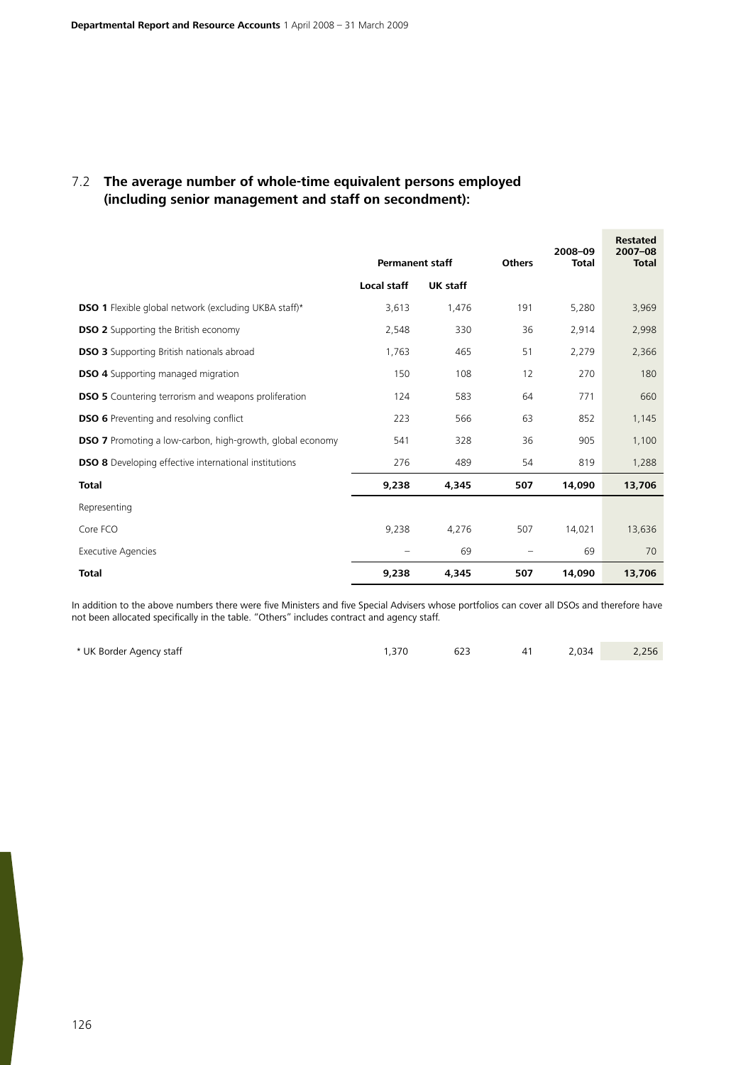## 7.2 The average number of whole-time equivalent persons employed (including senior management and staff on secondment):

| | Permanent staff | | Others | 2008–09 Total | Restated 2007–08 Total |
|---|---|---|---|---|---|
| | Local staff | UK staff | | | |
| **DSO 1** Flexible global network (excluding UKBA staff)* | 3,613 | 1,476 | 191 | 5,280 | 3,969 |
| **DSO 2** Supporting the British economy | 2,548 | 330 | 36 | 2,914 | 2,998 |
| **DSO 3** Supporting British nationals abroad | 1,763 | 465 | 51 | 2,279 | 2,366 |
| **DSO 4** Supporting managed migration | 150 | 108 | 12 | 270 | 180 |
| **DSO 5** Countering terrorism and weapons proliferation | 124 | 583 | 64 | 771 | 660 |
| **DSO 6** Preventing and resolving conflict | 223 | 566 | 63 | 852 | 1,145 |
| **DSO 7** Promoting a low-carbon, high-growth, global economy | 541 | 328 | 36 | 905 | 1,100 |
| **DSO 8** Developing effective international institutions | 276 | 489 | 54 | 819 | 1,288 |
| **Total** | **9,238** | **4,345** | **507** | **14,090** | **13,706** |
| Representing | | | | | |
| Core FCO | 9,238 | 4,276 | 507 | 14,021 | 13,636 |
| Executive Agencies | – | 69 | – | 69 | 70 |
| **Total** | **9,238** | **4,345** | **507** | **14,090** | **13,706** |

In addition to the above numbers there were five Ministers and five Special Advisers whose portfolios can cover all DSOs and therefore have not been allocated specifically in the table. "Others" includes contract and agency staff.

| | | | | | |
|---|---|---|---|---|---|
| * UK Border Agency staff | 1,370 | 623 | 41 | 2,034 | 2,256 |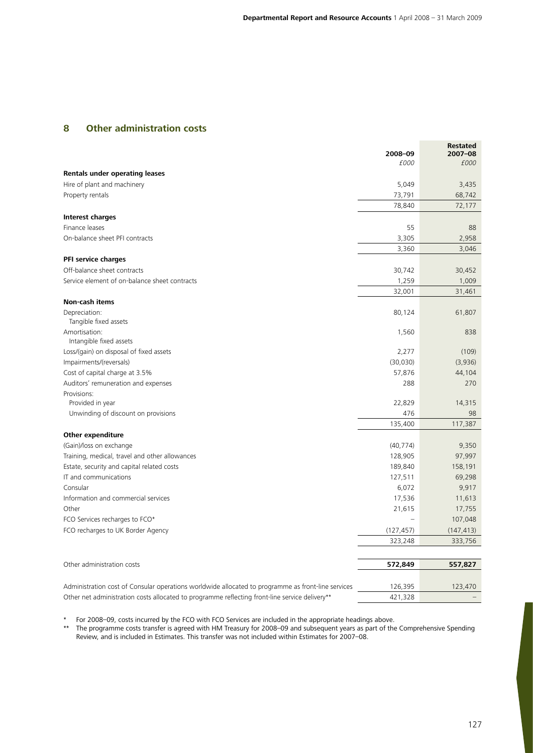## 8 Other administration costs

| | 2008–09 | Restated 2007–08 |
|---|---|---|
| | *£000* | *£000* |
| **Rentals under operating leases** | | |
| Hire of plant and machinery | 5,049 | 3,435 |
| Property rentals | 73,791 | 68,742 |
| | 78,840 | 72,177 |
| **Interest charges** | | |
| Finance leases | 55 | 88 |
| On-balance sheet PFI contracts | 3,305 | 2,958 |
| | 3,360 | 3,046 |
| **PFI service charges** | | |
| Off-balance sheet contracts | 30,742 | 30,452 |
| Service element of on-balance sheet contracts | 1,259 | 1,009 |
| | 32,001 | 31,461 |
| **Non-cash items** | | |
| Depreciation: Tangible fixed assets | 80,124 | 61,807 |
| Amortisation: Intangible fixed assets | 1,560 | 838 |
| Loss/(gain) on disposal of fixed assets | 2,277 | (109) |
| Impairments/(reversals) | (30,030) | (3,936) |
| Cost of capital charge at 3.5% | 57,876 | 44,104 |
| Auditors' remuneration and expenses | 288 | 270 |
| Provisions: | | |
| Provided in year | 22,829 | 14,315 |
| Unwinding of discount on provisions | 476 | 98 |
| | 135,400 | 117,387 |
| **Other expenditure** | | |
| (Gain)/loss on exchange | (40,774) | 9,350 |
| Training, medical, travel and other allowances | 128,905 | 97,997 |
| Estate, security and capital related costs | 189,840 | 158,191 |
| IT and communications | 127,511 | 69,298 |
| Consular | 6,072 | 9,917 |
| Information and commercial services | 17,536 | 11,613 |
| Other | 21,615 | 17,755 |
| FCO Services recharges to FCO* | – | 107,048 |
| FCO recharges to UK Border Agency | (127,457) | (147,413) |
| | 323,248 | 333,756 |
| Other administration costs | **572,849** | **557,827** |
| Administration cost of Consular operations worldwide allocated to programme as front-line services | 126,395 | 123,470 |
| Other net administration costs allocated to programme reflecting front-line service delivery** | 421,328 | – |

\* For 2008–09, costs incurred by the FCO with FCO Services are included in the appropriate headings above.

\*\* The programme costs transfer is agreed with HM Treasury for 2008–09 and subsequent years as part of the Comprehensive Spending Review, and is included in Estimates. This transfer was not included within Estimates for 2007–08.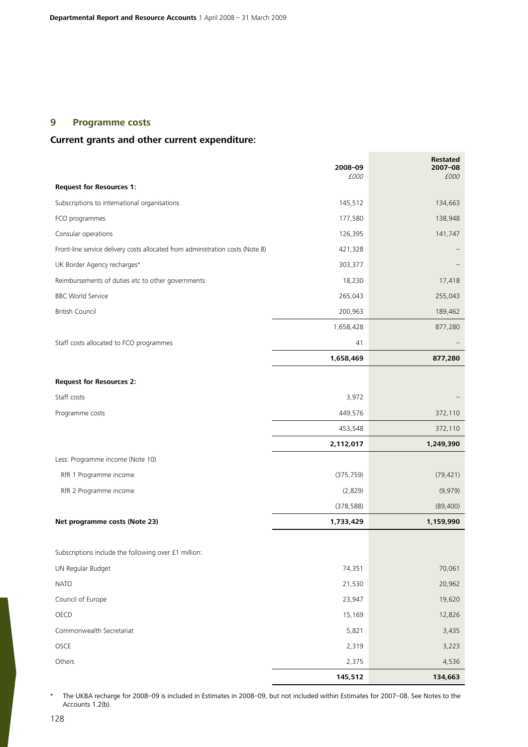## 9 Programme costs

### Current grants and other current expenditure:

| | 2008–09 £000 | Restated 2007–08 £000 |
|---|---|---|
| **Request for Resources 1:** | | |
| Subscriptions to international organisations | 145,512 | 134,663 |
| FCO programmes | 177,580 | 138,948 |
| Consular operations | 126,395 | 141,747 |
| Front-line service delivery costs allocated from administration costs (Note 8) | 421,328 | – |
| UK Border Agency recharges* | 303,377 | – |
| Reimbursements of duties etc to other governments | 18,230 | 17,418 |
| BBC World Service | 265,043 | 255,043 |
| British Council | 200,963 | 189,462 |
| | 1,658,428 | 877,280 |
| Staff costs allocated to FCO programmes | 41 | – |
| | **1,658,469** | **877,280** |
| **Request for Resources 2:** | | |
| Staff costs | 3,972 | – |
| Programme costs | 449,576 | 372,110 |
| | 453,548 | 372,110 |
| | **2,112,017** | **1,249,390** |
| Less: Programme income (Note 10) | | |
| RfR 1 Programme income | (375,759) | (79,421) |
| RfR 2 Programme income | (2,829) | (9,979) |
| | (378,588) | (89,400) |
| **Net programme costs (Note 23)** | **1,733,429** | **1,159,990** |
| Subscriptions include the following over £1 million: | | |
| UN Regular Budget | 74,351 | 70,061 |
| NATO | 21,530 | 20,962 |
| Council of Europe | 23,947 | 19,620 |
| OECD | 15,169 | 12,826 |
| Commonwealth Secretariat | 5,821 | 3,435 |
| OSCE | 2,319 | 3,223 |
| Others | 2,375 | 4,536 |
| | **145,512** | **134,663** |

\* The UKBA recharge for 2008–09 is included in Estimates in 2008–09, but not included within Estimates for 2007–08. See Notes to the Accounts 1.2(b).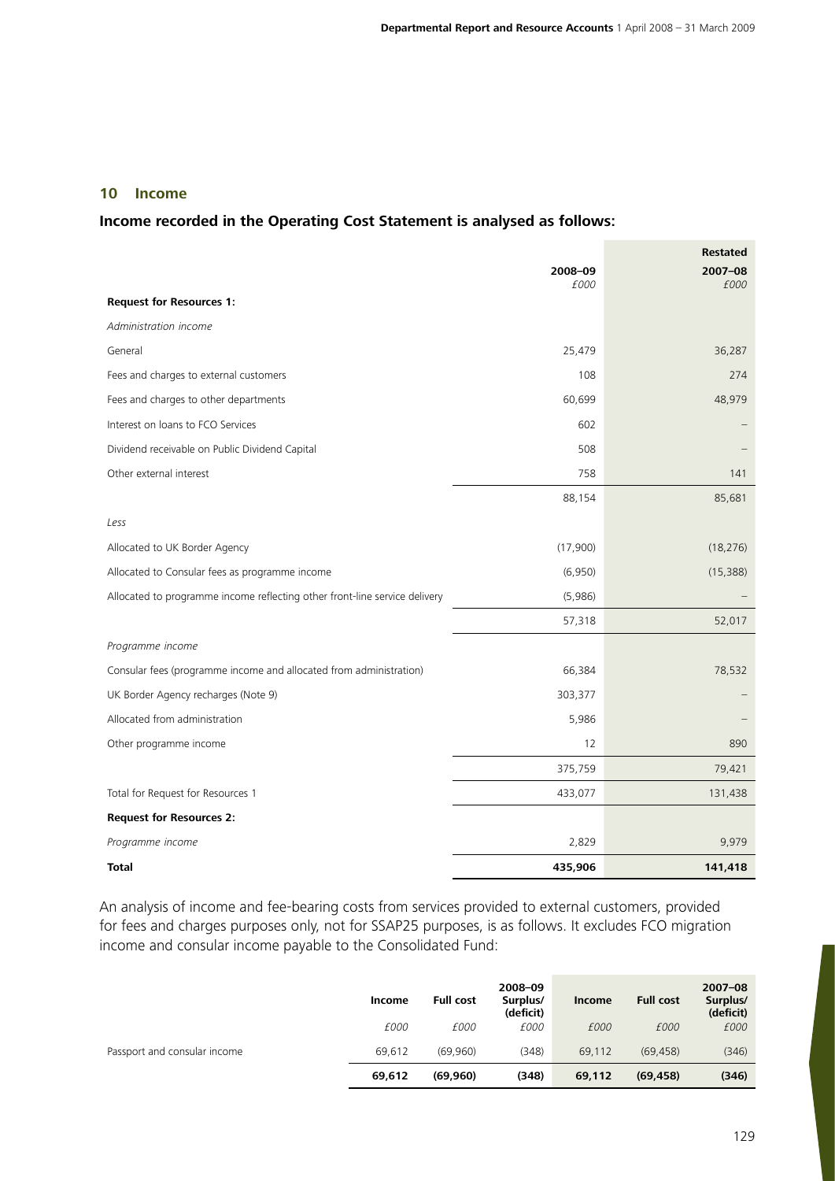## 10 Income

### Income recorded in the Operating Cost Statement is analysed as follows:

| | 2008–09 | Restated 2007–08 |
|---|---|---|
| | *£000* | *£000* |
| **Request for Resources 1:** | | |
| *Administration income* | | |
| General | 25,479 | 36,287 |
| Fees and charges to external customers | 108 | 274 |
| Fees and charges to other departments | 60,699 | 48,979 |
| Interest on loans to FCO Services | 602 | – |
| Dividend receivable on Public Dividend Capital | 508 | – |
| Other external interest | 758 | 141 |
| | 88,154 | 85,681 |
| *Less* | | |
| Allocated to UK Border Agency | (17,900) | (18,276) |
| Allocated to Consular fees as programme income | (6,950) | (15,388) |
| Allocated to programme income reflecting other front-line service delivery | (5,986) | – |
| | 57,318 | 52,017 |
| *Programme income* | | |
| Consular fees (programme income and allocated from administration) | 66,384 | 78,532 |
| UK Border Agency recharges (Note 9) | 303,377 | – |
| Allocated from administration | 5,986 | – |
| Other programme income | 12 | 890 |
| | 375,759 | 79,421 |
| Total for Request for Resources 1 | 433,077 | 131,438 |
| **Request for Resources 2:** | | |
| *Programme income* | 2,829 | 9,979 |
| **Total** | **435,906** | **141,418** |

An analysis of income and fee-bearing costs from services provided to external customers, provided for fees and charges purposes only, not for SSAP25 purposes, is as follows. It excludes FCO migration income and consular income payable to the Consolidated Fund:

| | Income | Full cost | 2008–09 Surplus/ (deficit) | Income | Full cost | 2007–08 Surplus/ (deficit) |
|---|---|---|---|---|---|---|
| | *£000* | *£000* | *£000* | *£000* | *£000* | *£000* |
| Passport and consular income | 69,612 | (69,960) | (348) | 69,112 | (69,458) | (346) |
| | **69,612** | **(69,960)** | **(348)** | **69,112** | **(69,458)** | **(346)** |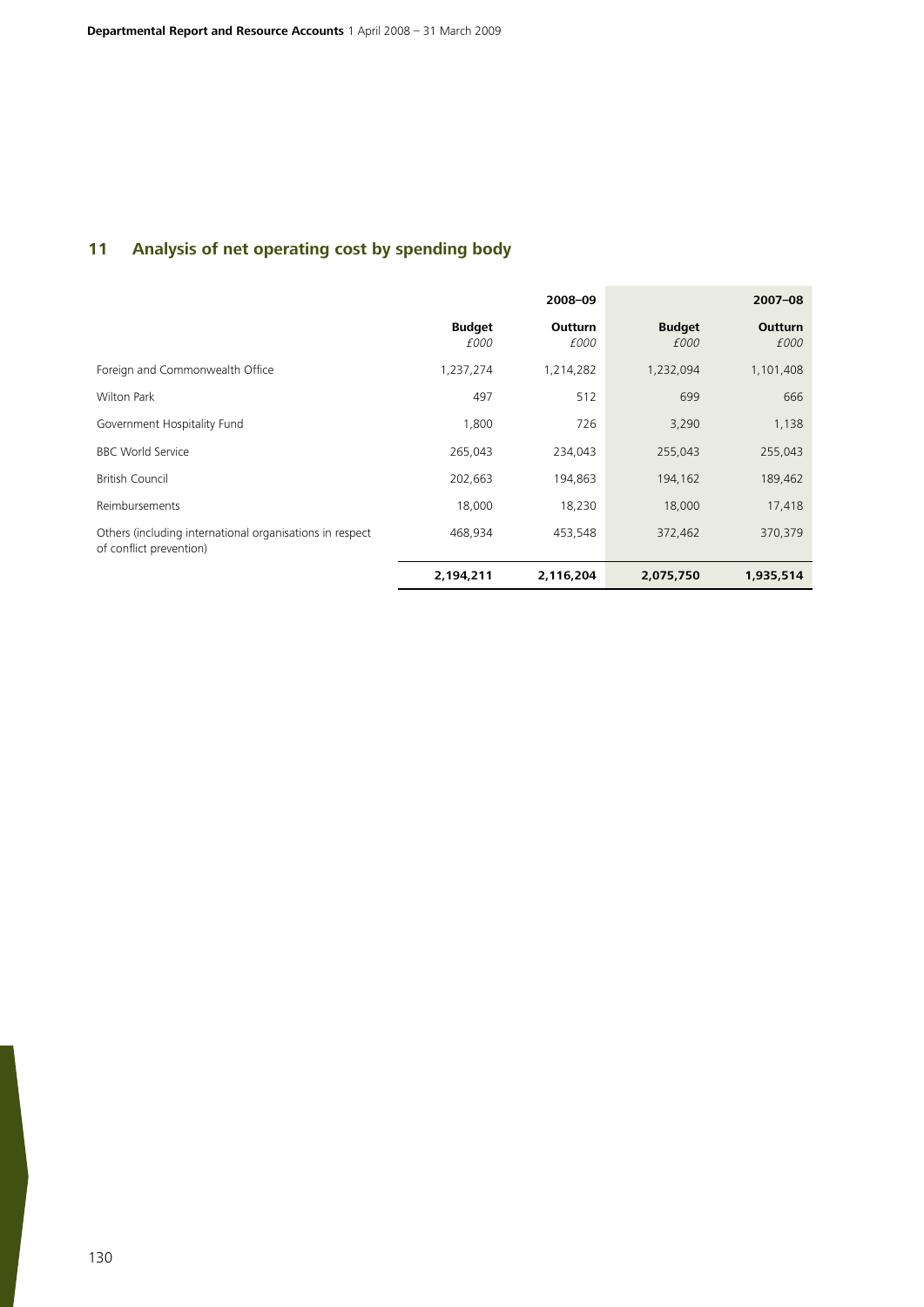## 11 Analysis of net operating cost by spending body

| | 2008–09 | | 2007–08 | |
|---|---|---|---|---|
| | Budget *£000* | Outturn *£000* | Budget *£000* | Outturn *£000* |
| Foreign and Commonwealth Office | 1,237,274 | 1,214,282 | 1,232,094 | 1,101,408 |
| Wilton Park | 497 | 512 | 699 | 666 |
| Government Hospitality Fund | 1,800 | 726 | 3,290 | 1,138 |
| BBC World Service | 265,043 | 234,043 | 255,043 | 255,043 |
| British Council | 202,663 | 194,863 | 194,162 | 189,462 |
| Reimbursements | 18,000 | 18,230 | 18,000 | 17,418 |
| Others (including international organisations in respect of conflict prevention) | 468,934 | 453,548 | 372,462 | 370,379 |
| | **2,194,211** | **2,116,204** | **2,075,750** | **1,935,514** |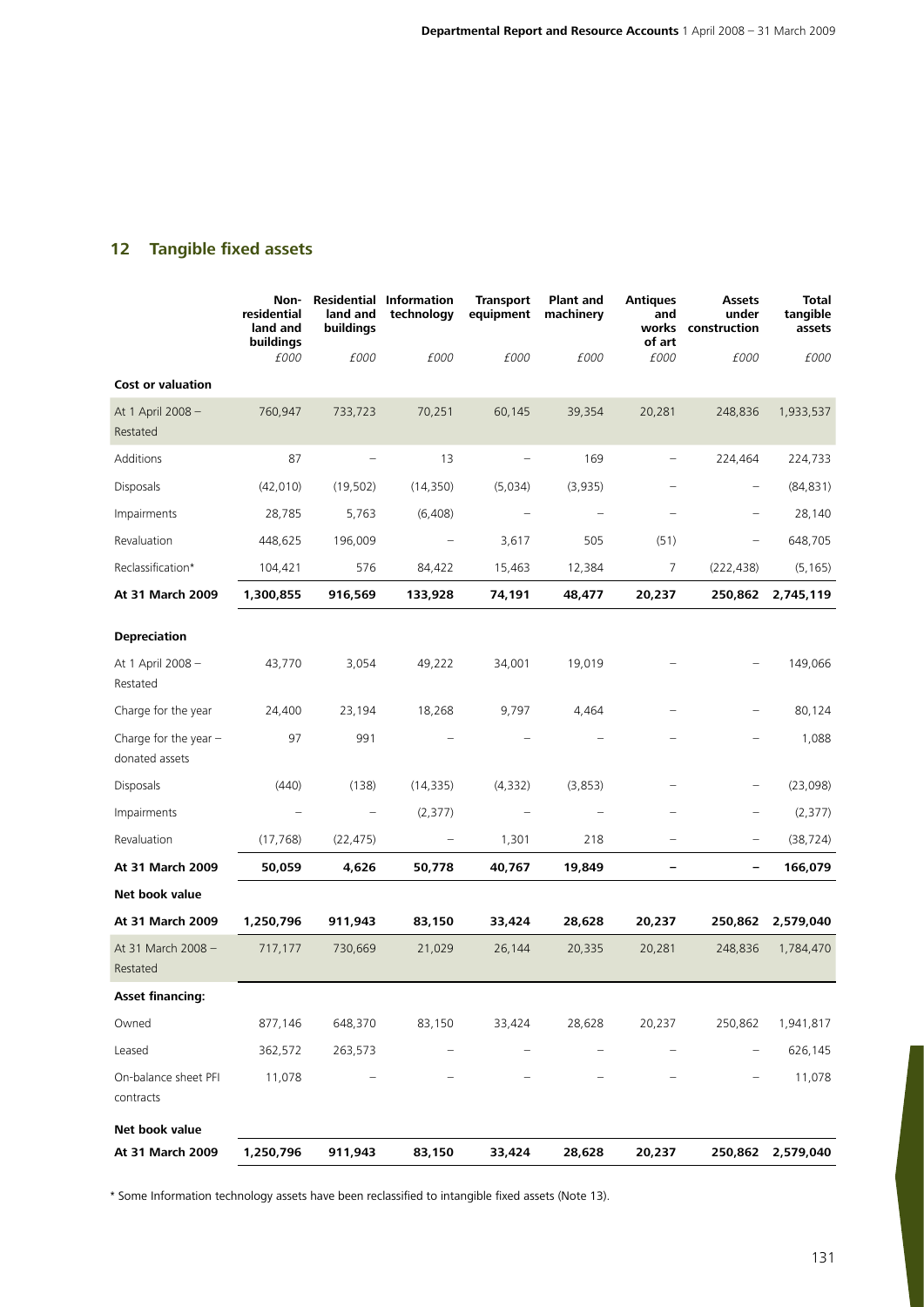## 12 Tangible fixed assets

| | Non-residential land and buildings | Residential land and buildings | Information technology | Transport equipment | Plant and machinery | Antiques and works of art | Assets under construction | Total tangible assets |
|---|---|---|---|---|---|---|---|---|
| | £000 | £000 | £000 | £000 | £000 | £000 | £000 | £000 |
| **Cost or valuation** | | | | | | | | |
| At 1 April 2008 – Restated | 760,947 | 733,723 | 70,251 | 60,145 | 39,354 | 20,281 | 248,836 | 1,933,537 |
| Additions | 87 | – | 13 | – | 169 | – | 224,464 | 224,733 |
| Disposals | (42,010) | (19,502) | (14,350) | (5,034) | (3,935) | – | – | (84,831) |
| Impairments | 28,785 | 5,763 | (6,408) | – | – | – | – | 28,140 |
| Revaluation | 448,625 | 196,009 | – | 3,617 | 505 | (51) | – | 648,705 |
| Reclassification* | 104,421 | 576 | 84,422 | 15,463 | 12,384 | 7 | (222,438) | (5,165) |
| **At 31 March 2009** | **1,300,855** | **916,569** | **133,928** | **74,191** | **48,477** | **20,237** | **250,862** | **2,745,119** |
| **Depreciation** | | | | | | | | |
| At 1 April 2008 – Restated | 43,770 | 3,054 | 49,222 | 34,001 | 19,019 | – | – | 149,066 |
| Charge for the year | 24,400 | 23,194 | 18,268 | 9,797 | 4,464 | – | – | 80,124 |
| Charge for the year – donated assets | 97 | 991 | – | – | – | – | – | 1,088 |
| Disposals | (440) | (138) | (14,335) | (4,332) | (3,853) | – | – | (23,098) |
| Impairments | – | – | (2,377) | – | – | – | – | (2,377) |
| Revaluation | (17,768) | (22,475) | – | 1,301 | 218 | – | – | (38,724) |
| **At 31 March 2009** | **50,059** | **4,626** | **50,778** | **40,767** | **19,849** | **–** | **–** | **166,079** |
| **Net book value** | | | | | | | | |
| **At 31 March 2009** | **1,250,796** | **911,943** | **83,150** | **33,424** | **28,628** | **20,237** | **250,862** | **2,579,040** |
| At 31 March 2008 – Restated | 717,177 | 730,669 | 21,029 | 26,144 | 20,335 | 20,281 | 248,836 | 1,784,470 |
| **Asset financing:** | | | | | | | | |
| Owned | 877,146 | 648,370 | 83,150 | 33,424 | 28,628 | 20,237 | 250,862 | 1,941,817 |
| Leased | 362,572 | 263,573 | – | – | – | – | – | 626,145 |
| On-balance sheet PFI contracts | 11,078 | – | – | – | – | – | – | 11,078 |
| **Net book value** | | | | | | | | |
| **At 31 March 2009** | **1,250,796** | **911,943** | **83,150** | **33,424** | **28,628** | **20,237** | **250,862** | **2,579,040** |

* Some Information technology assets have been reclassified to intangible fixed assets (Note 13).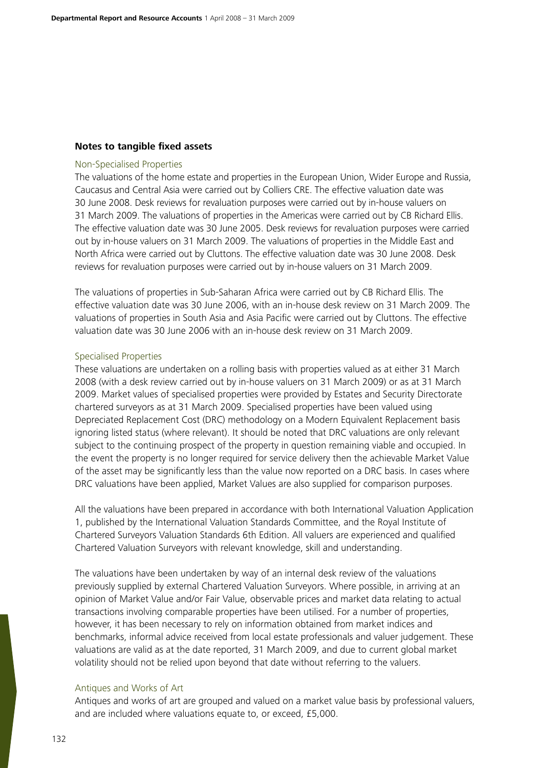## Notes to tangible fixed assets

### Non-Specialised Properties

The valuations of the home estate and properties in the European Union, Wider Europe and Russia, Caucasus and Central Asia were carried out by Colliers CRE. The effective valuation date was 30 June 2008. Desk reviews for revaluation purposes were carried out by in-house valuers on 31 March 2009. The valuations of properties in the Americas were carried out by CB Richard Ellis. The effective valuation date was 30 June 2005. Desk reviews for revaluation purposes were carried out by in-house valuers on 31 March 2009. The valuations of properties in the Middle East and North Africa were carried out by Cluttons. The effective valuation date was 30 June 2008. Desk reviews for revaluation purposes were carried out by in-house valuers on 31 March 2009.

The valuations of properties in Sub-Saharan Africa were carried out by CB Richard Ellis. The effective valuation date was 30 June 2006, with an in-house desk review on 31 March 2009. The valuations of properties in South Asia and Asia Pacific were carried out by Cluttons. The effective valuation date was 30 June 2006 with an in-house desk review on 31 March 2009.

### Specialised Properties

These valuations are undertaken on a rolling basis with properties valued as at either 31 March 2008 (with a desk review carried out by in-house valuers on 31 March 2009) or as at 31 March 2009. Market values of specialised properties were provided by Estates and Security Directorate chartered surveyors as at 31 March 2009. Specialised properties have been valued using Depreciated Replacement Cost (DRC) methodology on a Modern Equivalent Replacement basis ignoring listed status (where relevant). It should be noted that DRC valuations are only relevant subject to the continuing prospect of the property in question remaining viable and occupied. In the event the property is no longer required for service delivery then the achievable Market Value of the asset may be significantly less than the value now reported on a DRC basis. In cases where DRC valuations have been applied, Market Values are also supplied for comparison purposes.

All the valuations have been prepared in accordance with both International Valuation Application 1, published by the International Valuation Standards Committee, and the Royal Institute of Chartered Surveyors Valuation Standards 6th Edition. All valuers are experienced and qualified Chartered Valuation Surveyors with relevant knowledge, skill and understanding.

The valuations have been undertaken by way of an internal desk review of the valuations previously supplied by external Chartered Valuation Surveyors. Where possible, in arriving at an opinion of Market Value and/or Fair Value, observable prices and market data relating to actual transactions involving comparable properties have been utilised. For a number of properties, however, it has been necessary to rely on information obtained from market indices and benchmarks, informal advice received from local estate professionals and valuer judgement. These valuations are valid as at the date reported, 31 March 2009, and due to current global market volatility should not be relied upon beyond that date without referring to the valuers.

### Antiques and Works of Art

Antiques and works of art are grouped and valued on a market value basis by professional valuers, and are included where valuations equate to, or exceed, £5,000.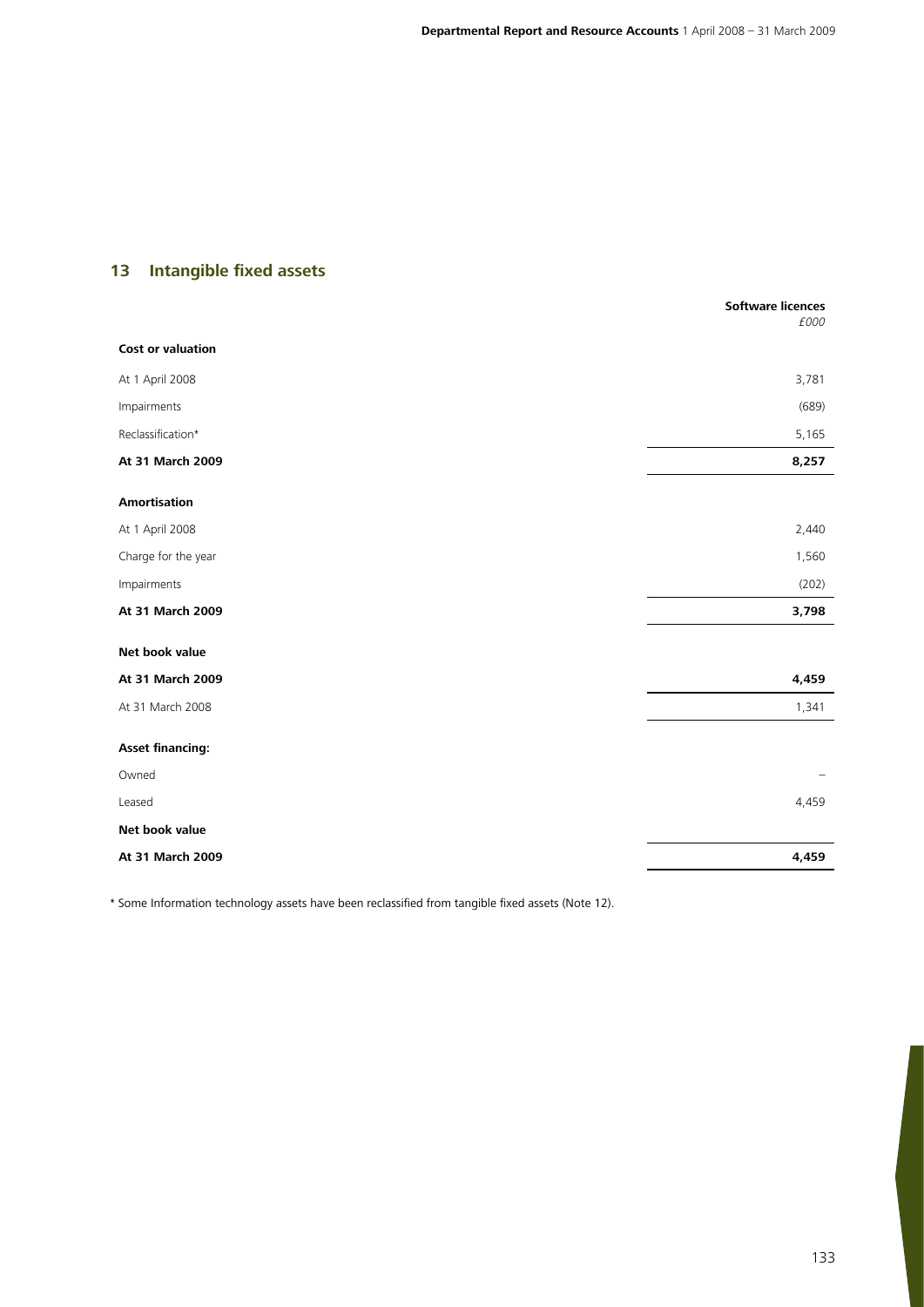## 13 Intangible fixed assets

| | Software licences £000 |
|---|---|
| **Cost or valuation** | |
| At 1 April 2008 | 3,781 |
| Impairments | (689) |
| Reclassification* | 5,165 |
| **At 31 March 2009** | **8,257** |
| **Amortisation** | |
| At 1 April 2008 | 2,440 |
| Charge for the year | 1,560 |
| Impairments | (202) |
| **At 31 March 2009** | **3,798** |
| **Net book value** | |
| **At 31 March 2009** | **4,459** |
| At 31 March 2008 | 1,341 |
| **Asset financing:** | |
| Owned | – |
| Leased | 4,459 |
| **Net book value** | |
| **At 31 March 2009** | **4,459** |

* Some Information technology assets have been reclassified from tangible fixed assets (Note 12).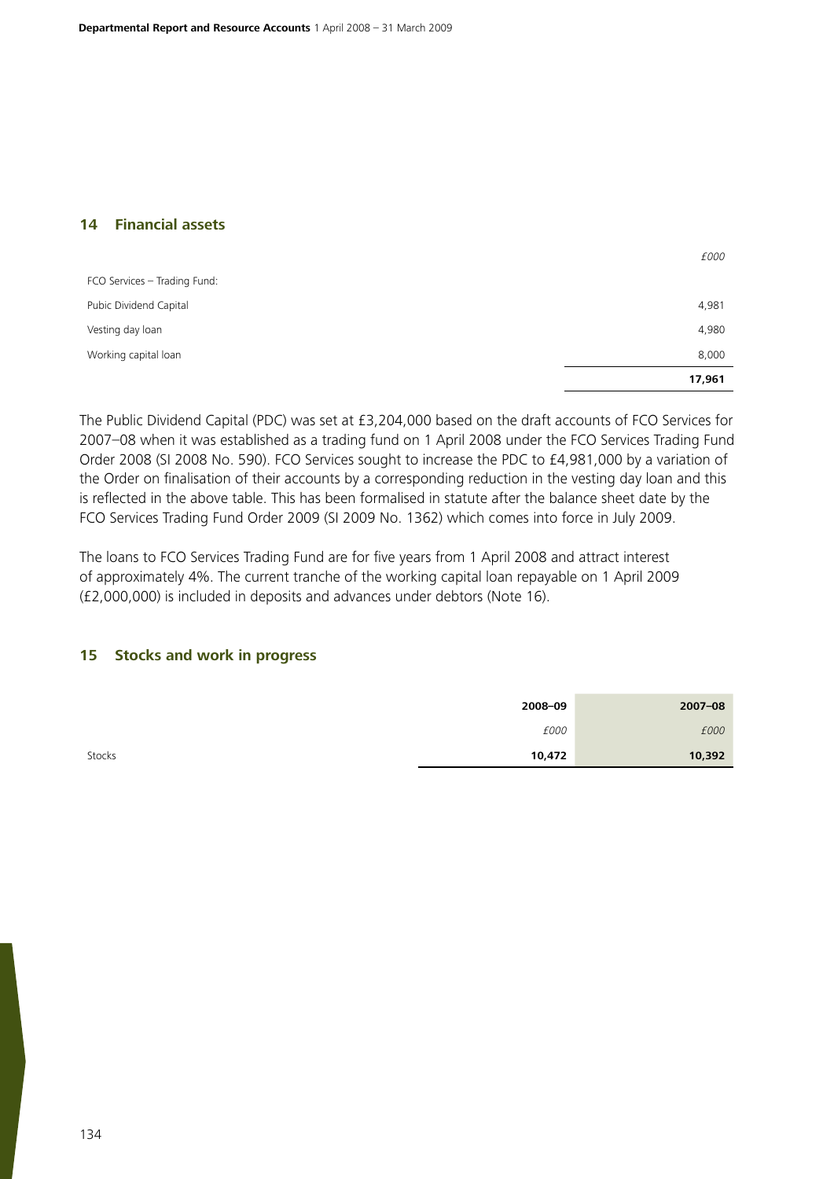## 14 Financial assets

| | *£000* |
|---|---|
| FCO Services – Trading Fund: | |
| Pubic Dividend Capital | 4,981 |
| Vesting day loan | 4,980 |
| Working capital loan | 8,000 |
| | **17,961** |

The Public Dividend Capital (PDC) was set at £3,204,000 based on the draft accounts of FCO Services for 2007–08 when it was established as a trading fund on 1 April 2008 under the FCO Services Trading Fund Order 2008 (SI 2008 No. 590). FCO Services sought to increase the PDC to £4,981,000 by a variation of the Order on finalisation of their accounts by a corresponding reduction in the vesting day loan and this is reflected in the above table. This has been formalised in statute after the balance sheet date by the FCO Services Trading Fund Order 2009 (SI 2009 No. 1362) which comes into force in July 2009.

The loans to FCO Services Trading Fund are for five years from 1 April 2008 and attract interest of approximately 4%. The current tranche of the working capital loan repayable on 1 April 2009 (£2,000,000) is included in deposits and advances under debtors (Note 16).

## 15 Stocks and work in progress

| | **2008–09** | **2007–08** |
|---|---|---|
| | *£000* | *£000* |
| Stocks | **10,472** | **10,392** |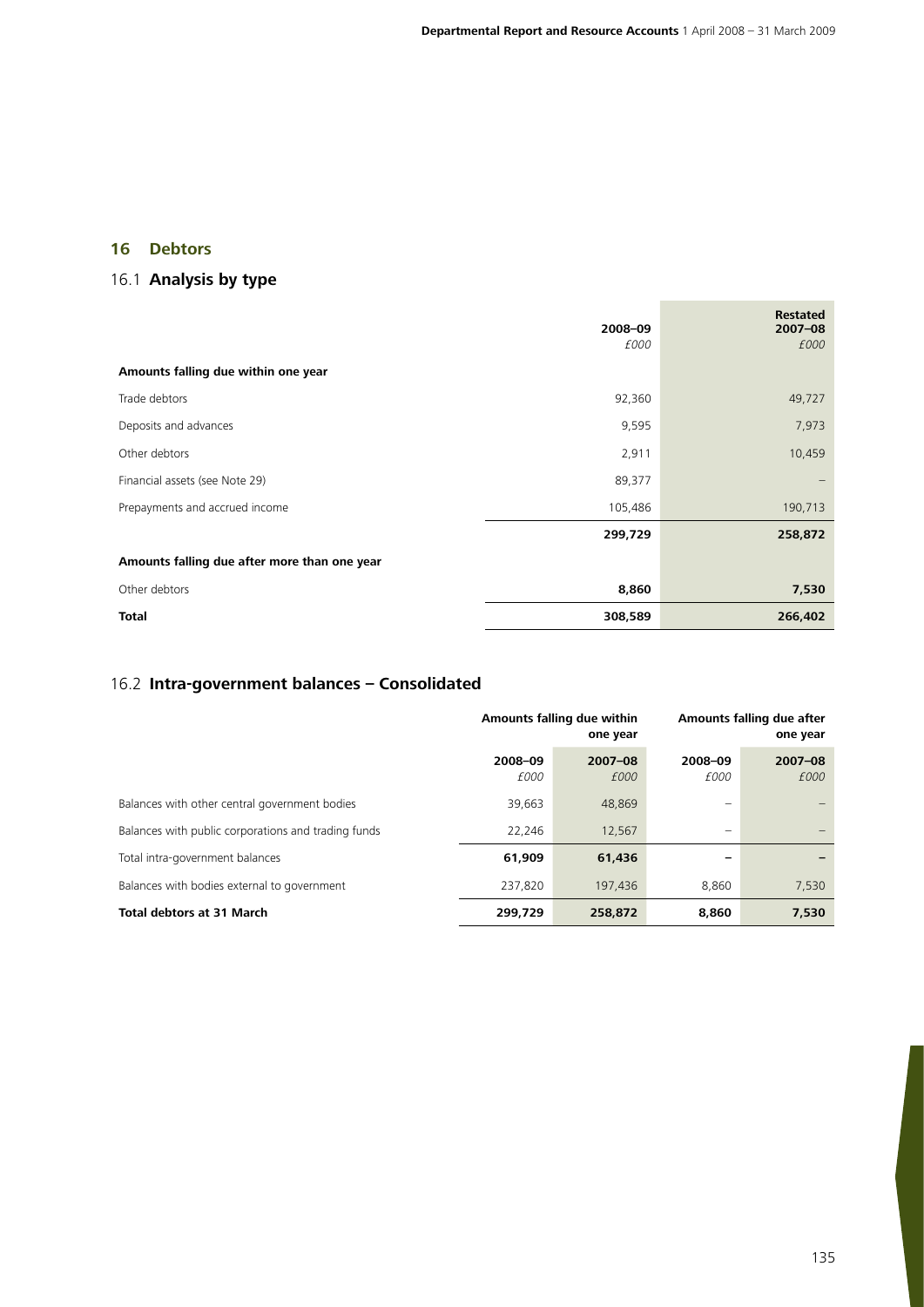## 16 Debtors

### 16.1 Analysis by type

| | 2008–09<br>*£000* | Restated<br>2007–08<br>*£000* |
|---|---|---|
| **Amounts falling due within one year** | | |
| Trade debtors | 92,360 | 49,727 |
| Deposits and advances | 9,595 | 7,973 |
| Other debtors | 2,911 | 10,459 |
| Financial assets (see Note 29) | 89,377 | – |
| Prepayments and accrued income | 105,486 | 190,713 |
| | **299,729** | **258,872** |
| **Amounts falling due after more than one year** | | |
| Other debtors | **8,860** | **7,530** |
| **Total** | **308,589** | **266,402** |

### 16.2 Intra-government balances – Consolidated

| | Amounts falling due within one year | | Amounts falling due after one year | |
|---|---|---|---|---|
| | 2008–09<br>*£000* | 2007–08<br>*£000* | 2008–09<br>*£000* | 2007–08<br>*£000* |
| Balances with other central government bodies | 39,663 | 48,869 | – | – |
| Balances with public corporations and trading funds | 22,246 | 12,567 | – | – |
| Total intra-government balances | **61,909** | **61,436** | **–** | **–** |
| Balances with bodies external to government | 237,820 | 197,436 | 8,860 | 7,530 |
| **Total debtors at 31 March** | **299,729** | **258,872** | **8,860** | **7,530** |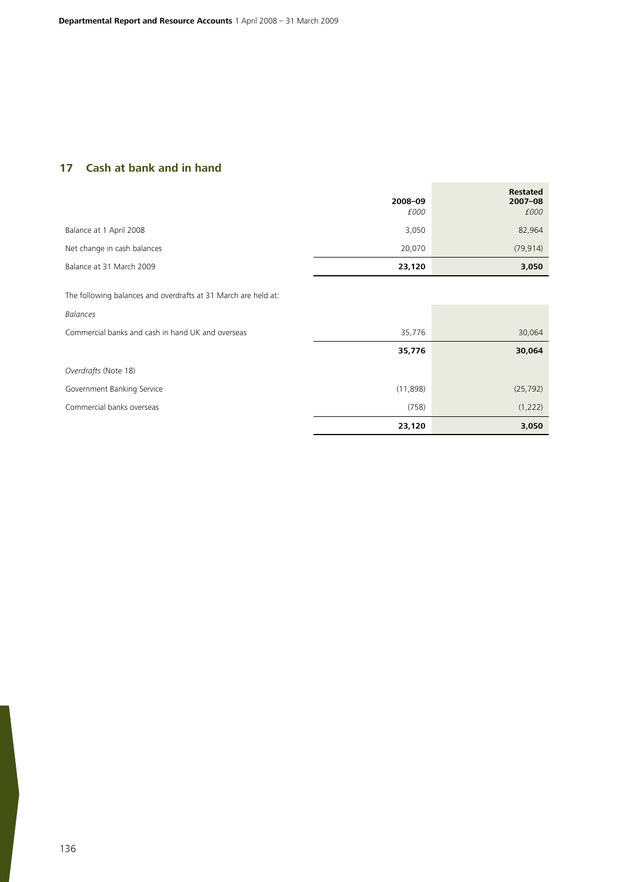## 17 Cash at bank and in hand

| | 2008–09<br>*£000* | Restated<br>2007–08<br>*£000* |
|---|---|---|
| Balance at 1 April 2008 | 3,050 | 82,964 |
| Net change in cash balances | 20,070 | (79,914) |
| Balance at 31 March 2009 | **23,120** | **3,050** |

The following balances and overdrafts at 31 March are held at:

| | | |
|---|---|---|
| *Balances* | | |
| Commercial banks and cash in hand UK and overseas | 35,776 | 30,064 |
| | **35,776** | **30,064** |
| *Overdrafts* (Note 18) | | |
| Government Banking Service | (11,898) | (25,792) |
| Commercial banks overseas | (758) | (1,222) |
| | **23,120** | **3,050** |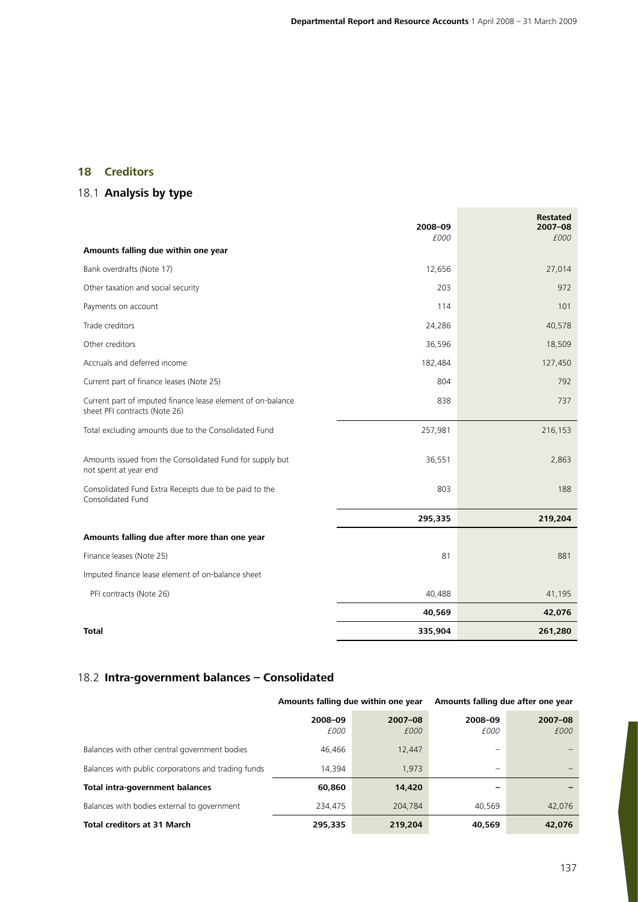## 18 Creditors

### 18.1 Analysis by type

| | 2008–09 £000 | Restated 2007–08 £000 |
|---|---|---|
| **Amounts falling due within one year** | | |
| Bank overdrafts (Note 17) | 12,656 | 27,014 |
| Other taxation and social security | 203 | 972 |
| Payments on account | 114 | 101 |
| Trade creditors | 24,286 | 40,578 |
| Other creditors | 36,596 | 18,509 |
| Accruals and deferred income | 182,484 | 127,450 |
| Current part of finance leases (Note 25) | 804 | 792 |
| Current part of imputed finance lease element of on-balance sheet PFI contracts (Note 26) | 838 | 737 |
| Total excluding amounts due to the Consolidated Fund | 257,981 | 216,153 |
| Amounts issued from the Consolidated Fund for supply but not spent at year end | 36,551 | 2,863 |
| Consolidated Fund Extra Receipts due to be paid to the Consolidated Fund | 803 | 188 |
| | **295,335** | **219,204** |
| **Amounts falling due after more than one year** | | |
| Finance leases (Note 25) | 81 | 881 |
| Imputed finance lease element of on-balance sheet | | |
| PFI contracts (Note 26) | 40,488 | 41,195 |
| | **40,569** | **42,076** |
| **Total** | **335,904** | **261,280** |

### 18.2 Intra-government balances – Consolidated

| | Amounts falling due within one year | | Amounts falling due after one year | |
|---|---|---|---|---|
| | 2008–09 £000 | 2007–08 £000 | 2008–09 £000 | 2007–08 £000 |
| Balances with other central government bodies | 46,466 | 12,447 | – | – |
| Balances with public corporations and trading funds | 14,394 | 1,973 | – | – |
| **Total intra-government balances** | **60,860** | **14,420** | **–** | **–** |
| Balances with bodies external to government | 234,475 | 204,784 | 40,569 | 42,076 |
| **Total creditors at 31 March** | **295,335** | **219,204** | **40,569** | **42,076** |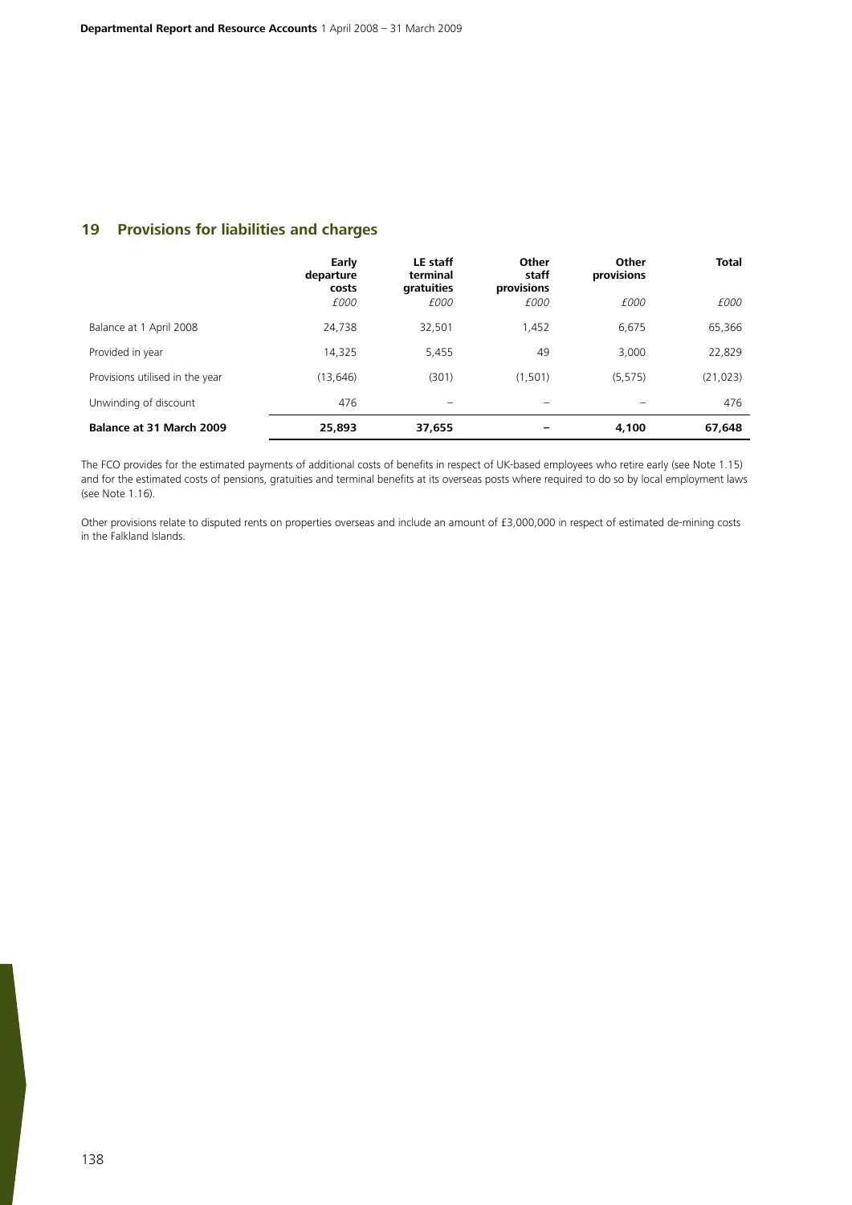## 19 Provisions for liabilities and charges

| | Early departure costs | LE staff terminal gratuities | Other staff provisions | Other provisions | Total |
|---|---|---|---|---|---|
| | £000 | £000 | £000 | £000 | £000 |
| Balance at 1 April 2008 | 24,738 | 32,501 | 1,452 | 6,675 | 65,366 |
| Provided in year | 14,325 | 5,455 | 49 | 3,000 | 22,829 |
| Provisions utilised in the year | (13,646) | (301) | (1,501) | (5,575) | (21,023) |
| Unwinding of discount | 476 | – | – | – | 476 |
| **Balance at 31 March 2009** | **25,893** | **37,655** | **–** | **4,100** | **67,648** |

The FCO provides for the estimated payments of additional costs of benefits in respect of UK-based employees who retire early (see Note 1.15) and for the estimated costs of pensions, gratuities and terminal benefits at its overseas posts where required to do so by local employment laws (see Note 1.16).

Other provisions relate to disputed rents on properties overseas and include an amount of £3,000,000 in respect of estimated de-mining costs in the Falkland Islands.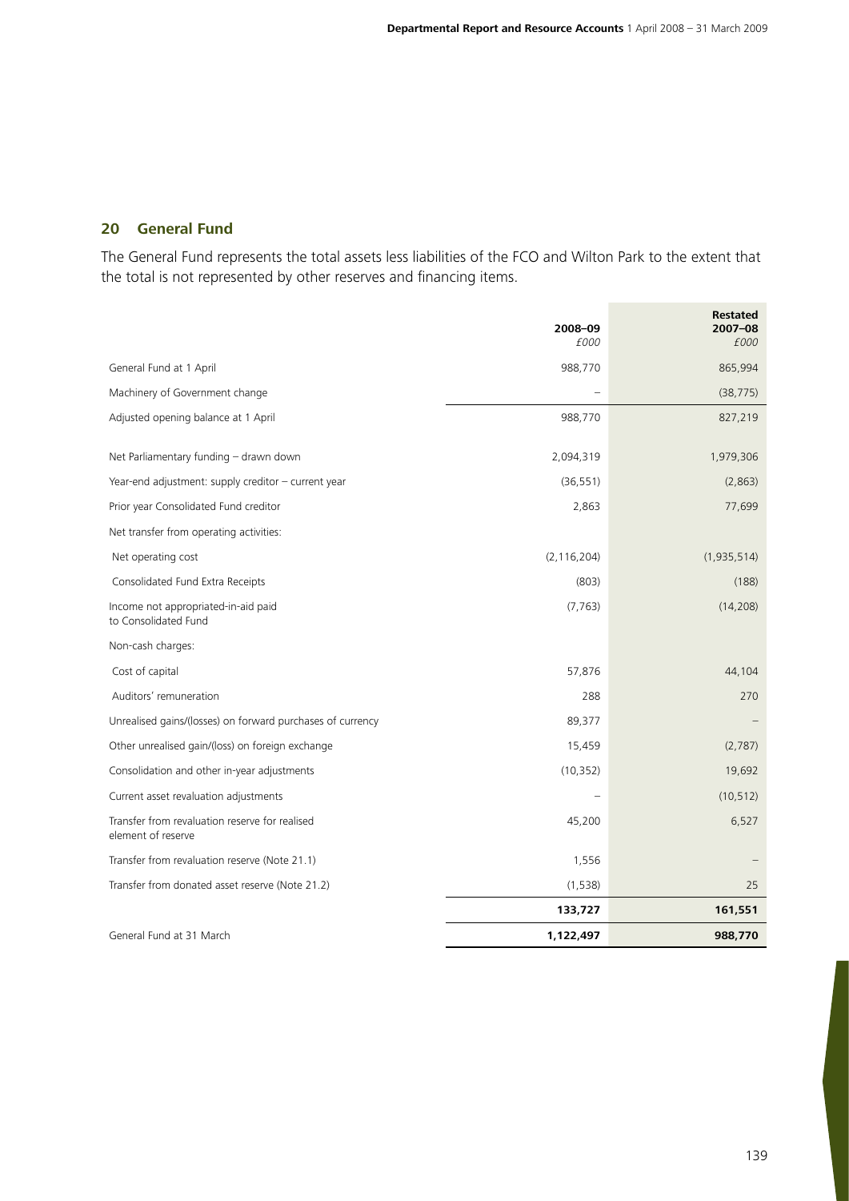## 20 General Fund

The General Fund represents the total assets less liabilities of the FCO and Wilton Park to the extent that the total is not represented by other reserves and financing items.

| | 2008–09<br>*£000* | Restated<br>2007–08<br>*£000* |
|---|---|---|
| General Fund at 1 April | 988,770 | 865,994 |
| Machinery of Government change | – | (38,775) |
| Adjusted opening balance at 1 April | 988,770 | 827,219 |
| Net Parliamentary funding – drawn down | 2,094,319 | 1,979,306 |
| Year-end adjustment: supply creditor – current year | (36,551) | (2,863) |
| Prior year Consolidated Fund creditor | 2,863 | 77,699 |
| Net transfer from operating activities: | | |
| Net operating cost | (2,116,204) | (1,935,514) |
| Consolidated Fund Extra Receipts | (803) | (188) |
| Income not appropriated-in-aid paid to Consolidated Fund | (7,763) | (14,208) |
| Non-cash charges: | | |
| Cost of capital | 57,876 | 44,104 |
| Auditors' remuneration | 288 | 270 |
| Unrealised gains/(losses) on forward purchases of currency | 89,377 | – |
| Other unrealised gain/(loss) on foreign exchange | 15,459 | (2,787) |
| Consolidation and other in-year adjustments | (10,352) | 19,692 |
| Current asset revaluation adjustments | – | (10,512) |
| Transfer from revaluation reserve for realised element of reserve | 45,200 | 6,527 |
| Transfer from revaluation reserve (Note 21.1) | 1,556 | – |
| Transfer from donated asset reserve (Note 21.2) | (1,538) | 25 |
| | **133,727** | **161,551** |
| General Fund at 31 March | **1,122,497** | **988,770** |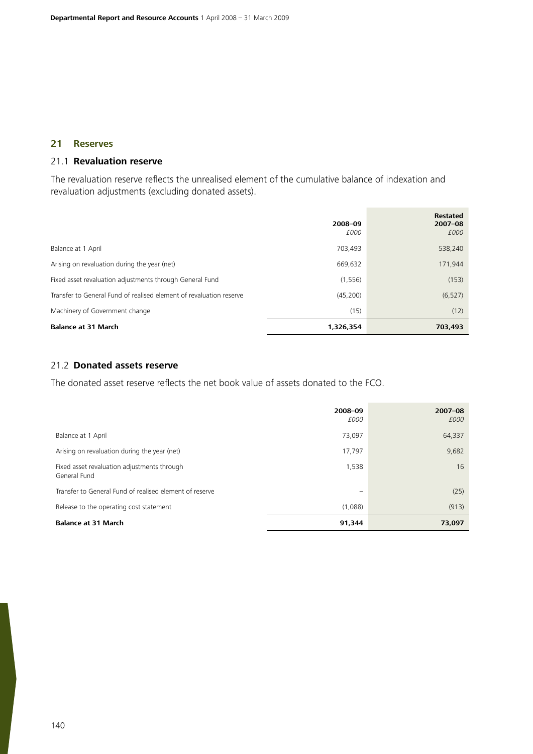## 21 Reserves

### 21.1 Revaluation reserve

The revaluation reserve reflects the unrealised element of the cumulative balance of indexation and revaluation adjustments (excluding donated assets).

| | 2008–09 *£000* | Restated 2007–08 *£000* |
|---|---|---|
| Balance at 1 April | 703,493 | 538,240 |
| Arising on revaluation during the year (net) | 669,632 | 171,944 |
| Fixed asset revaluation adjustments through General Fund | (1,556) | (153) |
| Transfer to General Fund of realised element of revaluation reserve | (45,200) | (6,527) |
| Machinery of Government change | (15) | (12) |
| **Balance at 31 March** | **1,326,354** | **703,493** |

### 21.2 Donated assets reserve

The donated asset reserve reflects the net book value of assets donated to the FCO.

| | 2008–09 *£000* | 2007–08 *£000* |
|---|---|---|
| Balance at 1 April | 73,097 | 64,337 |
| Arising on revaluation during the year (net) | 17,797 | 9,682 |
| Fixed asset revaluation adjustments through General Fund | 1,538 | 16 |
| Transfer to General Fund of realised element of reserve | – | (25) |
| Release to the operating cost statement | (1,088) | (913) |
| **Balance at 31 March** | **91,344** | **73,097** |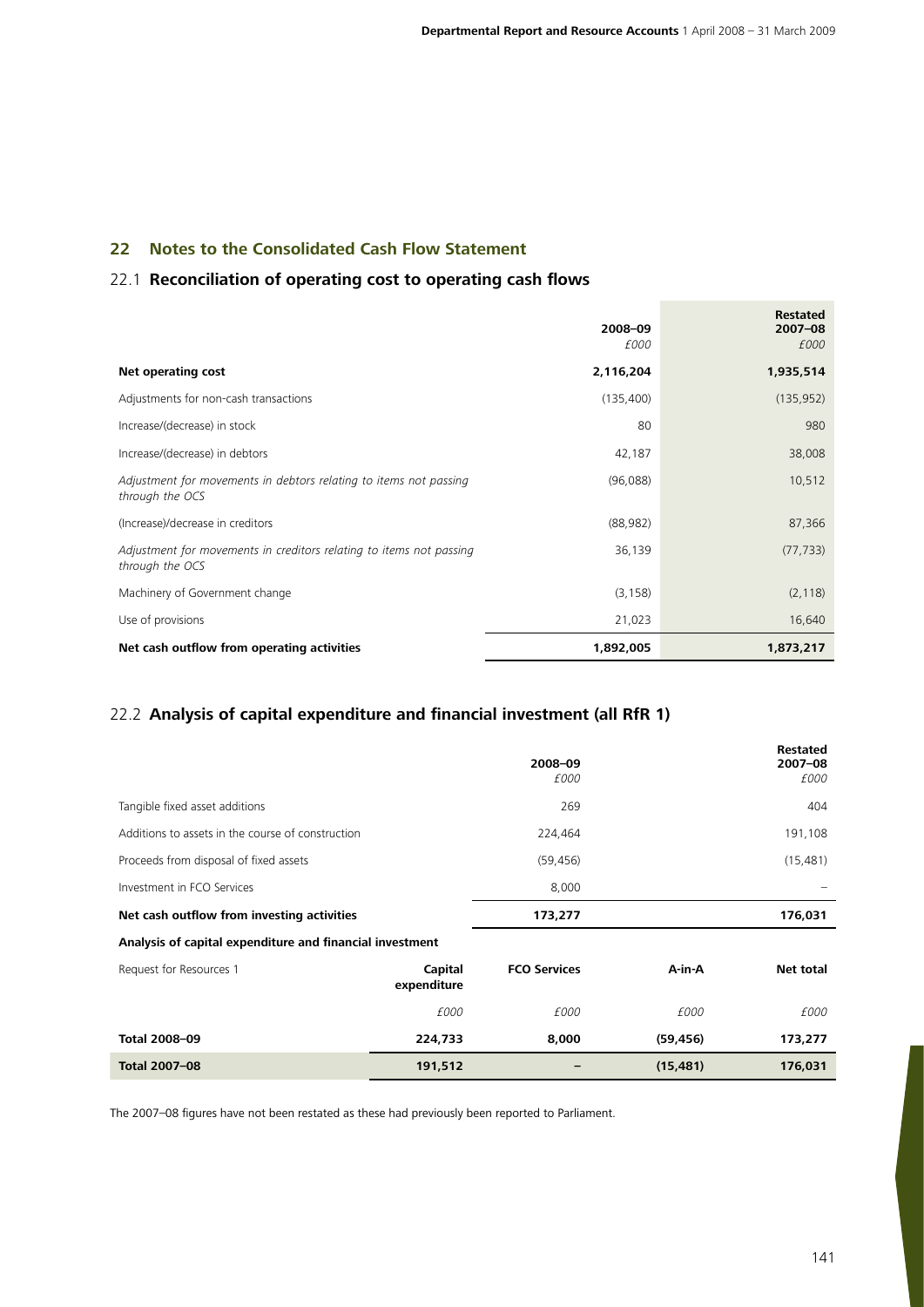## 22 Notes to the Consolidated Cash Flow Statement

### 22.1 Reconciliation of operating cost to operating cash flows

| | 2008–09 *£000* | Restated 2007–08 *£000* |
|---|---|---|
| **Net operating cost** | **2,116,204** | **1,935,514** |
| Adjustments for non-cash transactions | (135,400) | (135,952) |
| Increase/(decrease) in stock | 80 | 980 |
| Increase/(decrease) in debtors | 42,187 | 38,008 |
| *Adjustment for movements in debtors relating to items not passing through the OCS* | (96,088) | 10,512 |
| (Increase)/decrease in creditors | (88,982) | 87,366 |
| *Adjustment for movements in creditors relating to items not passing through the OCS* | 36,139 | (77,733) |
| Machinery of Government change | (3,158) | (2,118) |
| Use of provisions | 21,023 | 16,640 |
| **Net cash outflow from operating activities** | **1,892,005** | **1,873,217** |

### 22.2 Analysis of capital expenditure and financial investment (all RfR 1)

| | 2008–09 *£000* | Restated 2007–08 *£000* |
|---|---|---|
| Tangible fixed asset additions | 269 | 404 |
| Additions to assets in the course of construction | 224,464 | 191,108 |
| Proceeds from disposal of fixed assets | (59,456) | (15,481) |
| Investment in FCO Services | 8,000 | – |
| **Net cash outflow from investing activities** | **173,277** | **176,031** |

**Analysis of capital expenditure and financial investment**

| Request for Resources 1 | Capital expenditure | FCO Services | A-in-A | Net total |
|---|---|---|---|---|
| | *£000* | *£000* | *£000* | *£000* |
| **Total 2008–09** | **224,733** | **8,000** | **(59,456)** | **173,277** |
| **Total 2007–08** | **191,512** | **–** | **(15,481)** | **176,031** |

The 2007–08 figures have not been restated as these had previously been reported to Parliament.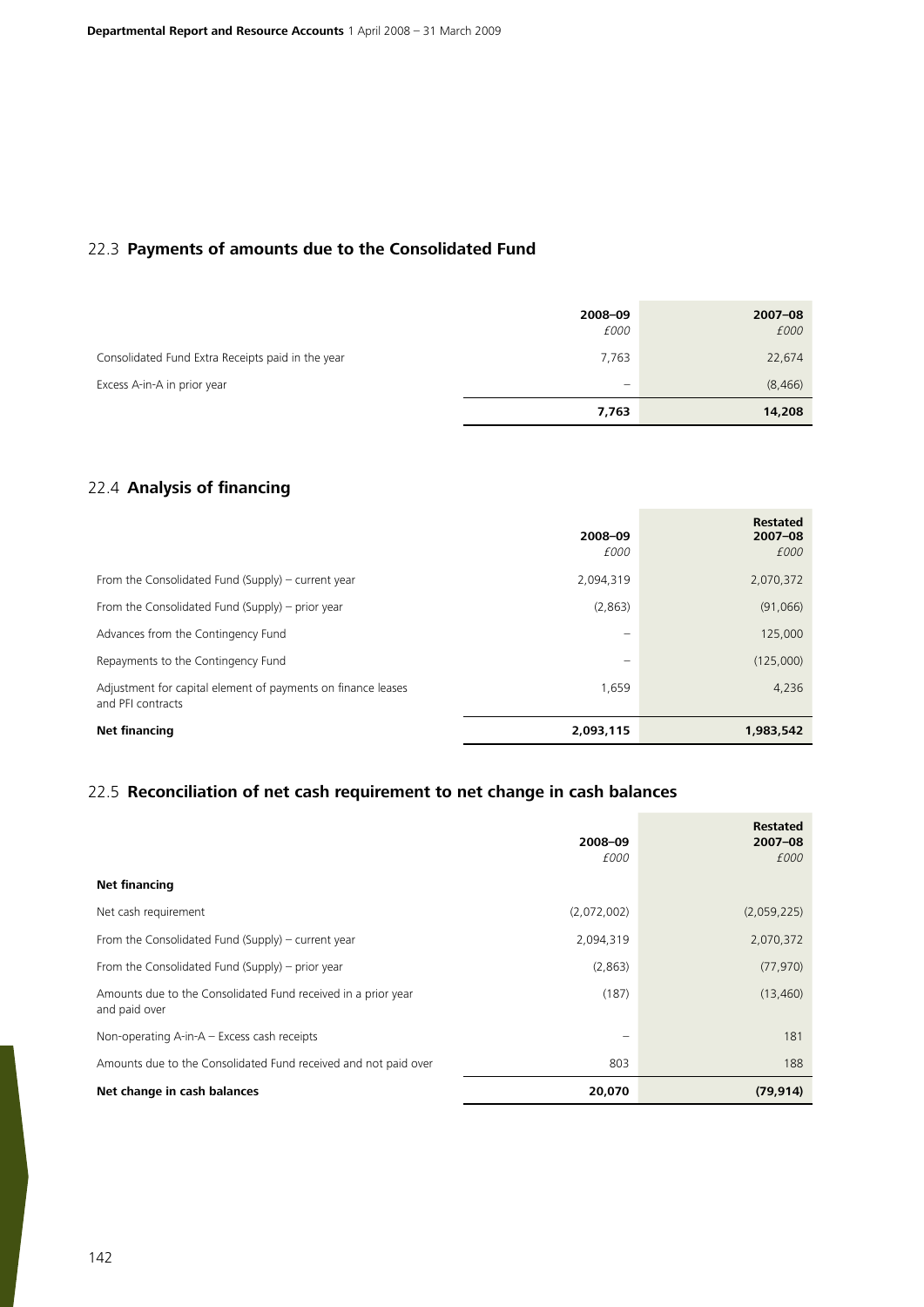## 22.3 **Payments of amounts due to the Consolidated Fund**

| | 2008–09<br>*£000* | 2007–08<br>*£000* |
|---|---|---|
| Consolidated Fund Extra Receipts paid in the year | 7,763 | 22,674 |
| Excess A-in-A in prior year | – | (8,466) |
| | **7,763** | **14,208** |

## 22.4 **Analysis of financing**

| | 2008–09<br>*£000* | Restated<br>2007–08<br>*£000* |
|---|---|---|
| From the Consolidated Fund (Supply) – current year | 2,094,319 | 2,070,372 |
| From the Consolidated Fund (Supply) – prior year | (2,863) | (91,066) |
| Advances from the Contingency Fund | – | 125,000 |
| Repayments to the Contingency Fund | – | (125,000) |
| Adjustment for capital element of payments on finance leases and PFI contracts | 1,659 | 4,236 |
| **Net financing** | **2,093,115** | **1,983,542** |

## 22.5 **Reconciliation of net cash requirement to net change in cash balances**

| | 2008–09<br>*£000* | Restated<br>2007–08<br>*£000* |
|---|---|---|
| **Net financing** | | |
| Net cash requirement | (2,072,002) | (2,059,225) |
| From the Consolidated Fund (Supply) – current year | 2,094,319 | 2,070,372 |
| From the Consolidated Fund (Supply) – prior year | (2,863) | (77,970) |
| Amounts due to the Consolidated Fund received in a prior year and paid over | (187) | (13,460) |
| Non-operating A-in-A – Excess cash receipts | – | 181 |
| Amounts due to the Consolidated Fund received and not paid over | 803 | 188 |
| **Net change in cash balances** | **20,070** | **(79,914)** |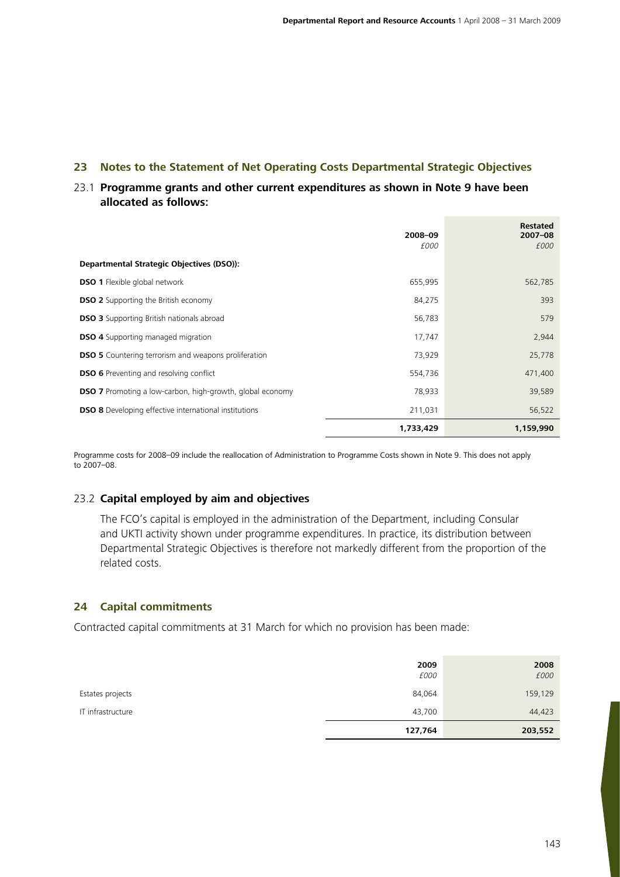## 23 Notes to the Statement of Net Operating Costs Departmental Strategic Objectives

### 23.1 Programme grants and other current expenditures as shown in Note 9 have been allocated as follows:

| | 2008–09 *£000* | Restated 2007–08 *£000* |
|---|---|---|
| **Departmental Strategic Objectives (DSO)):** | | |
| **DSO 1** Flexible global network | 655,995 | 562,785 |
| **DSO 2** Supporting the British economy | 84,275 | 393 |
| **DSO 3** Supporting British nationals abroad | 56,783 | 579 |
| **DSO 4** Supporting managed migration | 17,747 | 2,944 |
| **DSO 5** Countering terrorism and weapons proliferation | 73,929 | 25,778 |
| **DSO 6** Preventing and resolving conflict | 554,736 | 471,400 |
| **DSO 7** Promoting a low-carbon, high-growth, global economy | 78,933 | 39,589 |
| **DSO 8** Developing effective international institutions | 211,031 | 56,522 |
| | **1,733,429** | **1,159,990** |

Programme costs for 2008–09 include the reallocation of Administration to Programme Costs shown in Note 9. This does not apply to 2007–08.

### 23.2 Capital employed by aim and objectives

The FCO's capital is employed in the administration of the Department, including Consular and UKTI activity shown under programme expenditures. In practice, its distribution between Departmental Strategic Objectives is therefore not markedly different from the proportion of the related costs.

## 24 Capital commitments

Contracted capital commitments at 31 March for which no provision has been made:

| | 2009 *£000* | 2008 *£000* |
|---|---|---|
| Estates projects | 84,064 | 159,129 |
| IT infrastructure | 43,700 | 44,423 |
| | **127,764** | **203,552** |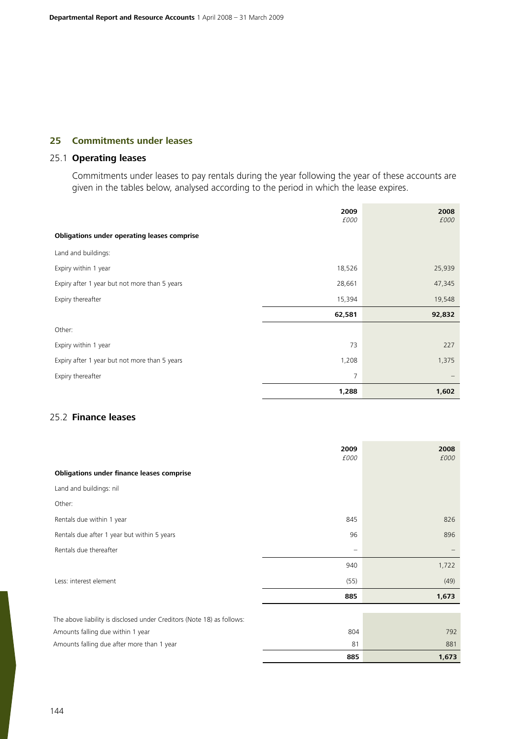## 25 Commitments under leases

### 25.1 Operating leases

Commitments under leases to pay rentals during the year following the year of these accounts are given in the tables below, analysed according to the period in which the lease expires.

| | 2009<br>*£000* | 2008<br>*£000* |
|---|---|---|
| **Obligations under operating leases comprise** | | |
| Land and buildings: | | |
| Expiry within 1 year | 18,526 | 25,939 |
| Expiry after 1 year but not more than 5 years | 28,661 | 47,345 |
| Expiry thereafter | 15,394 | 19,548 |
| | **62,581** | **92,832** |
| Other: | | |
| Expiry within 1 year | 73 | 227 |
| Expiry after 1 year but not more than 5 years | 1,208 | 1,375 |
| Expiry thereafter | 7 | – |
| | **1,288** | **1,602** |

### 25.2 Finance leases

| | 2009<br>*£000* | 2008<br>*£000* |
|---|---|---|
| **Obligations under finance leases comprise** | | |
| Land and buildings: nil | | |
| Other: | | |
| Rentals due within 1 year | 845 | 826 |
| Rentals due after 1 year but within 5 years | 96 | 896 |
| Rentals due thereafter | – | – |
| | 940 | 1,722 |
| Less: interest element | (55) | (49) |
| | **885** | **1,673** |
| The above liability is disclosed under Creditors (Note 18) as follows: | | |
| Amounts falling due within 1 year | 804 | 792 |
| Amounts falling due after more than 1 year | 81 | 881 |
| | **885** | **1,673** |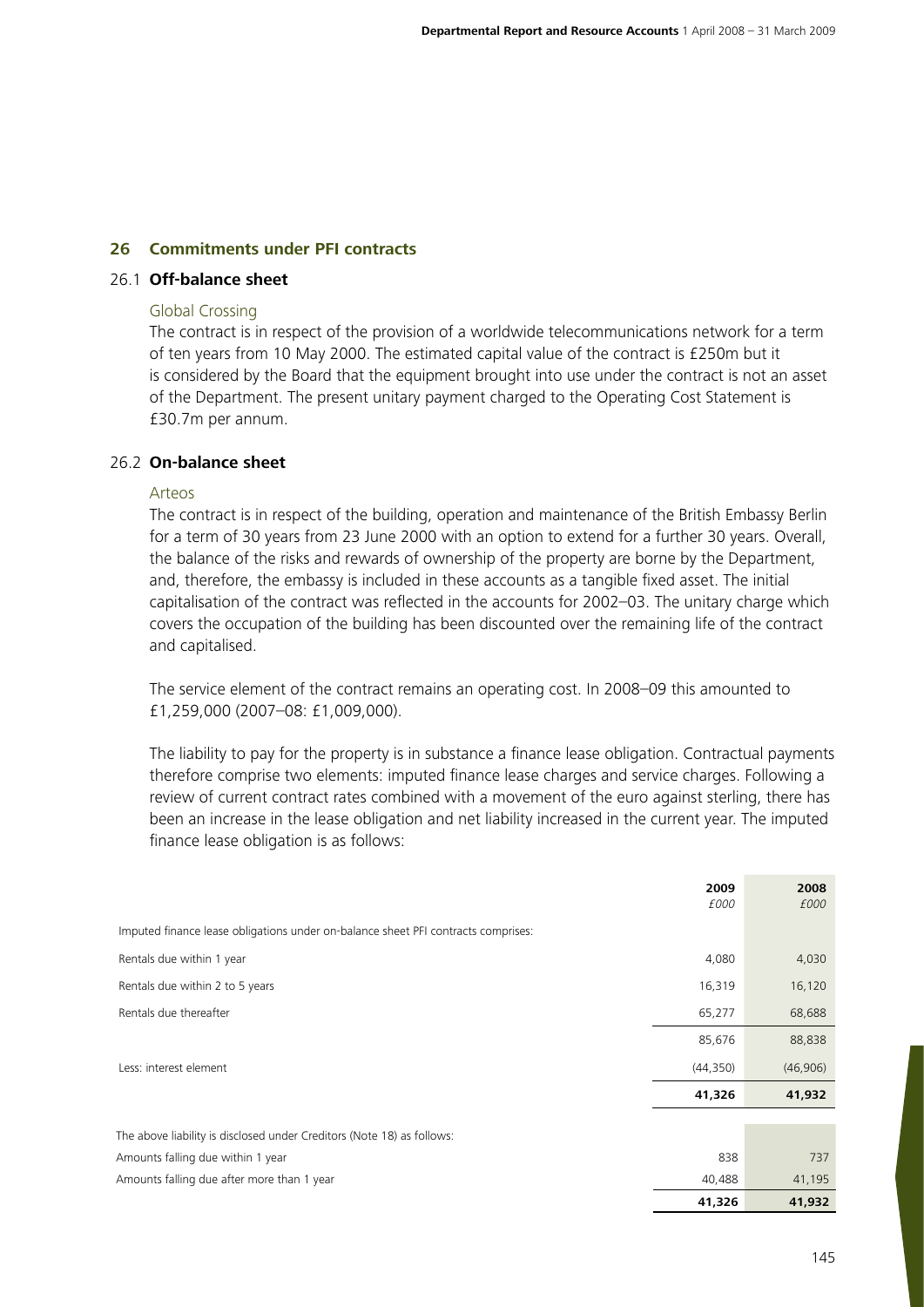## 26 Commitments under PFI contracts

### 26.1 Off-balance sheet

#### Global Crossing

The contract is in respect of the provision of a worldwide telecommunications network for a term of ten years from 10 May 2000. The estimated capital value of the contract is £250m but it is considered by the Board that the equipment brought into use under the contract is not an asset of the Department. The present unitary payment charged to the Operating Cost Statement is £30.7m per annum.

### 26.2 On-balance sheet

#### Arteos

The contract is in respect of the building, operation and maintenance of the British Embassy Berlin for a term of 30 years from 23 June 2000 with an option to extend for a further 30 years. Overall, the balance of the risks and rewards of ownership of the property are borne by the Department, and, therefore, the embassy is included in these accounts as a tangible fixed asset. The initial capitalisation of the contract was reflected in the accounts for 2002–03. The unitary charge which covers the occupation of the building has been discounted over the remaining life of the contract and capitalised.

The service element of the contract remains an operating cost. In 2008–09 this amounted to £1,259,000 (2007–08: £1,009,000).

The liability to pay for the property is in substance a finance lease obligation. Contractual payments therefore comprise two elements: imputed finance lease charges and service charges. Following a review of current contract rates combined with a movement of the euro against sterling, there has been an increase in the lease obligation and net liability increased in the current year. The imputed finance lease obligation is as follows:

| | 2009<br>*£000* | 2008<br>*£000* |
|---|---|---|
| Imputed finance lease obligations under on-balance sheet PFI contracts comprises: | | |
| Rentals due within 1 year | 4,080 | 4,030 |
| Rentals due within 2 to 5 years | 16,319 | 16,120 |
| Rentals due thereafter | 65,277 | 68,688 |
| | 85,676 | 88,838 |
| Less: interest element | (44,350) | (46,906) |
| | **41,326** | **41,932** |
| The above liability is disclosed under Creditors (Note 18) as follows: | | |
| Amounts falling due within 1 year | 838 | 737 |
| Amounts falling due after more than 1 year | 40,488 | 41,195 |
| | **41,326** | **41,932** |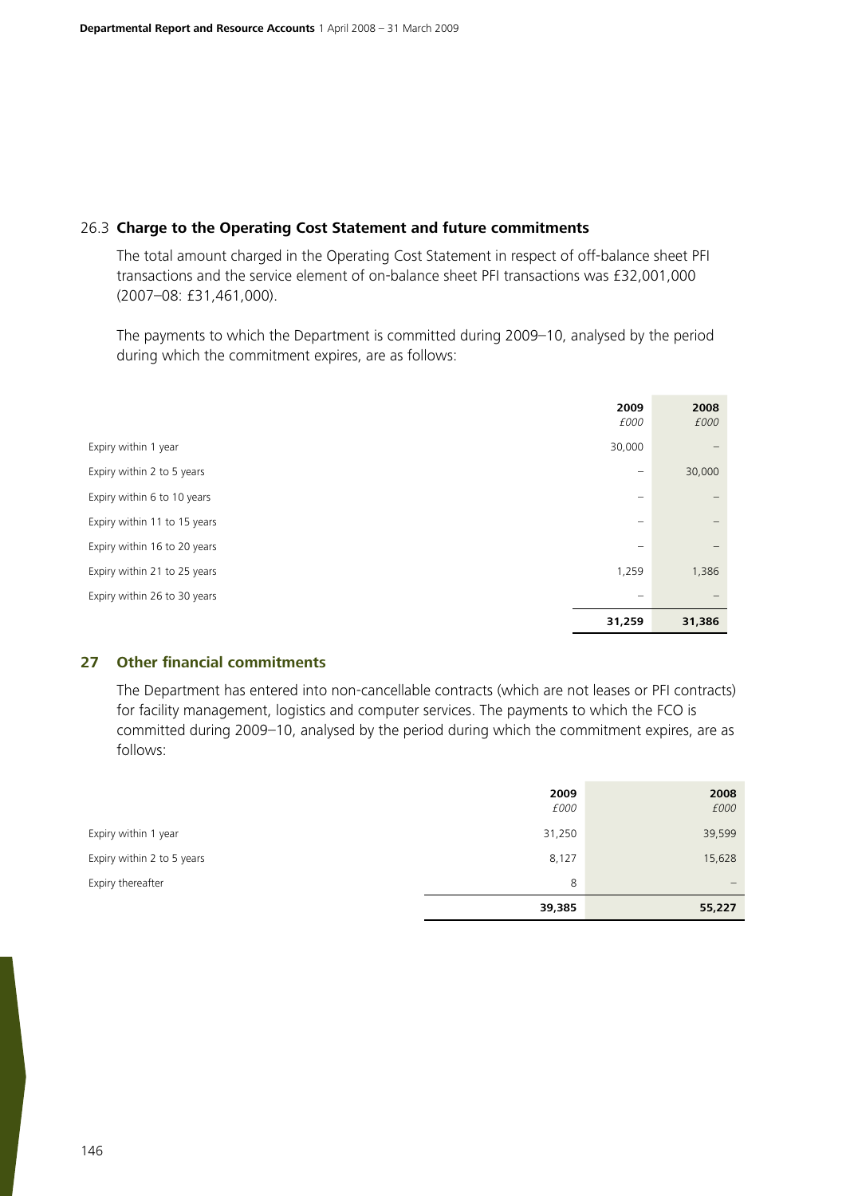### 26.3 Charge to the Operating Cost Statement and future commitments

The total amount charged in the Operating Cost Statement in respect of off-balance sheet PFI transactions and the service element of on-balance sheet PFI transactions was £32,001,000 (2007–08: £31,461,000).

The payments to which the Department is committed during 2009–10, analysed by the period during which the commitment expires, are as follows:

| | 2009 *£000* | 2008 *£000* |
|---|---|---|
| Expiry within 1 year | 30,000 | – |
| Expiry within 2 to 5 years | – | 30,000 |
| Expiry within 6 to 10 years | – | – |
| Expiry within 11 to 15 years | – | – |
| Expiry within 16 to 20 years | – | – |
| Expiry within 21 to 25 years | 1,259 | 1,386 |
| Expiry within 26 to 30 years | – | – |
| | **31,259** | **31,386** |

## 27 Other financial commitments

The Department has entered into non-cancellable contracts (which are not leases or PFI contracts) for facility management, logistics and computer services. The payments to which the FCO is committed during 2009–10, analysed by the period during which the commitment expires, are as follows:

| | 2009 *£000* | 2008 *£000* |
|---|---|---|
| Expiry within 1 year | 31,250 | 39,599 |
| Expiry within 2 to 5 years | 8,127 | 15,628 |
| Expiry thereafter | 8 | – |
| | **39,385** | **55,227** |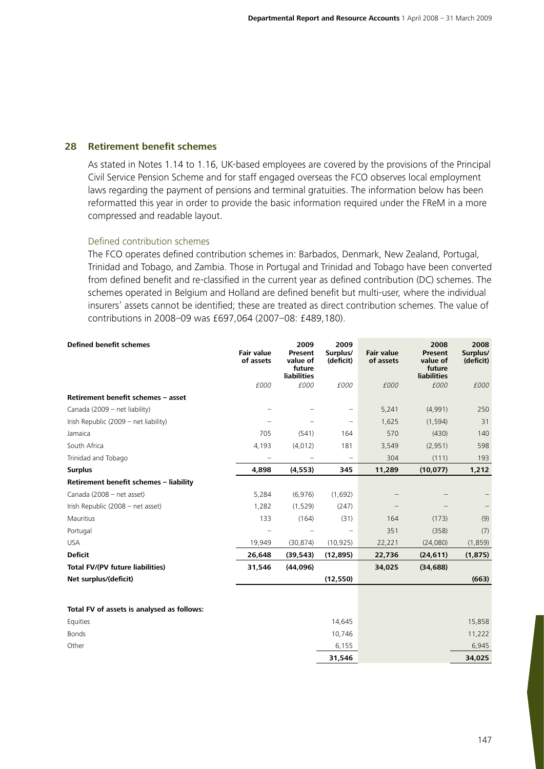## 28 Retirement benefit schemes

As stated in Notes 1.14 to 1.16, UK-based employees are covered by the provisions of the Principal Civil Service Pension Scheme and for staff engaged overseas the FCO observes local employment laws regarding the payment of pensions and terminal gratuities. The information below has been reformatted this year in order to provide the basic information required under the FReM in a more compressed and readable layout.

### Defined contribution schemes

The FCO operates defined contribution schemes in: Barbados, Denmark, New Zealand, Portugal, Trinidad and Tobago, and Zambia. Those in Portugal and Trinidad and Tobago have been converted from defined benefit and re-classified in the current year as defined contribution (DC) schemes. The schemes operated in Belgium and Holland are defined benefit but multi-user, where the individual insurers' assets cannot be identified; these are treated as direct contribution schemes. The value of contributions in 2008–09 was £697,064 (2007–08: £489,180).

| **Defined benefit schemes** | **Fair value of assets** | **2009 Present value of future liabilities** | **2009 Surplus/ (deficit)** | **Fair value of assets** | **2008 Present value of future liabilities** | **2008 Surplus/ (deficit)** |
|---|---|---|---|---|---|---|
| | *£000* | *£000* | *£000* | *£000* | *£000* | *£000* |
| **Retirement benefit schemes – asset** | | | | | | |
| Canada (2009 – net liability) | – | – | – | 5,241 | (4,991) | 250 |
| Irish Republic (2009 – net liability) | – | – | – | 1,625 | (1,594) | 31 |
| Jamaica | 705 | (541) | 164 | 570 | (430) | 140 |
| South Africa | 4,193 | (4,012) | 181 | 3,549 | (2,951) | 598 |
| Trinidad and Tobago | – | – | – | 304 | (111) | 193 |
| **Surplus** | **4,898** | **(4,553)** | **345** | **11,289** | **(10,077)** | **1,212** |
| **Retirement benefit schemes – liability** | | | | | | |
| Canada (2008 – net asset) | 5,284 | (6,976) | (1,692) | – | – | – |
| Irish Republic (2008 – net asset) | 1,282 | (1,529) | (247) | – | – | – |
| Mauritius | 133 | (164) | (31) | 164 | (173) | (9) |
| Portugal | – | – | – | 351 | (358) | (7) |
| USA | 19,949 | (30,874) | (10,925) | 22,221 | (24,080) | (1,859) |
| **Deficit** | **26,648** | **(39,543)** | **(12,895)** | **22,736** | **(24,611)** | **(1,875)** |
| **Total FV/(PV future liabilities)** | **31,546** | **(44,096)** | | **34,025** | **(34,688)** | |
| **Net surplus/(deficit)** | | | **(12,550)** | | | **(663)** |
| | | | | | | |
| **Total FV of assets is analysed as follows:** | | | | | | |
| Equities | | | 14,645 | | | 15,858 |
| Bonds | | | 10,746 | | | 11,222 |
| Other | | | 6,155 | | | 6,945 |
| | | | **31,546** | | | **34,025** |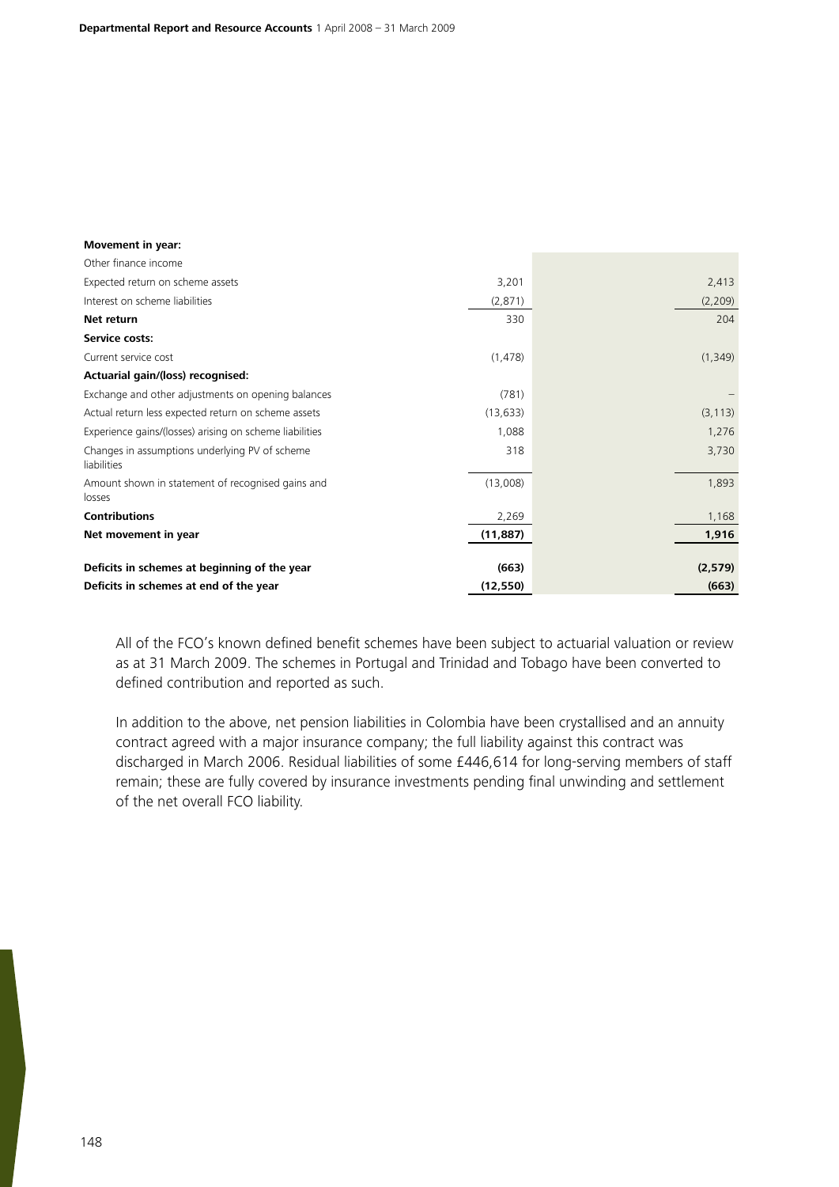| Movement in year: | | |
|---|---|---|
| Other finance income | | |
| Expected return on scheme assets | 3,201 | 2,413 |
| Interest on scheme liabilities | (2,871) | (2,209) |
| **Net return** | 330 | 204 |
| **Service costs:** | | |
| Current service cost | (1,478) | (1,349) |
| **Actuarial gain/(loss) recognised:** | | |
| Exchange and other adjustments on opening balances | (781) | – |
| Actual return less expected return on scheme assets | (13,633) | (3,113) |
| Experience gains/(losses) arising on scheme liabilities | 1,088 | 1,276 |
| Changes in assumptions underlying PV of scheme liabilities | 318 | 3,730 |
| Amount shown in statement of recognised gains and losses | (13,008) | 1,893 |
| **Contributions** | 2,269 | 1,168 |
| **Net movement in year** | **(11,887)** | **1,916** |
| | | |
| **Deficits in schemes at beginning of the year** | **(663)** | **(2,579)** |
| **Deficits in schemes at end of the year** | **(12,550)** | **(663)** |

All of the FCO's known defined benefit schemes have been subject to actuarial valuation or review as at 31 March 2009. The schemes in Portugal and Trinidad and Tobago have been converted to defined contribution and reported as such.

In addition to the above, net pension liabilities in Colombia have been crystallised and an annuity contract agreed with a major insurance company; the full liability against this contract was discharged in March 2006. Residual liabilities of some £446,614 for long-serving members of staff remain; these are fully covered by insurance investments pending final unwinding and settlement of the net overall FCO liability.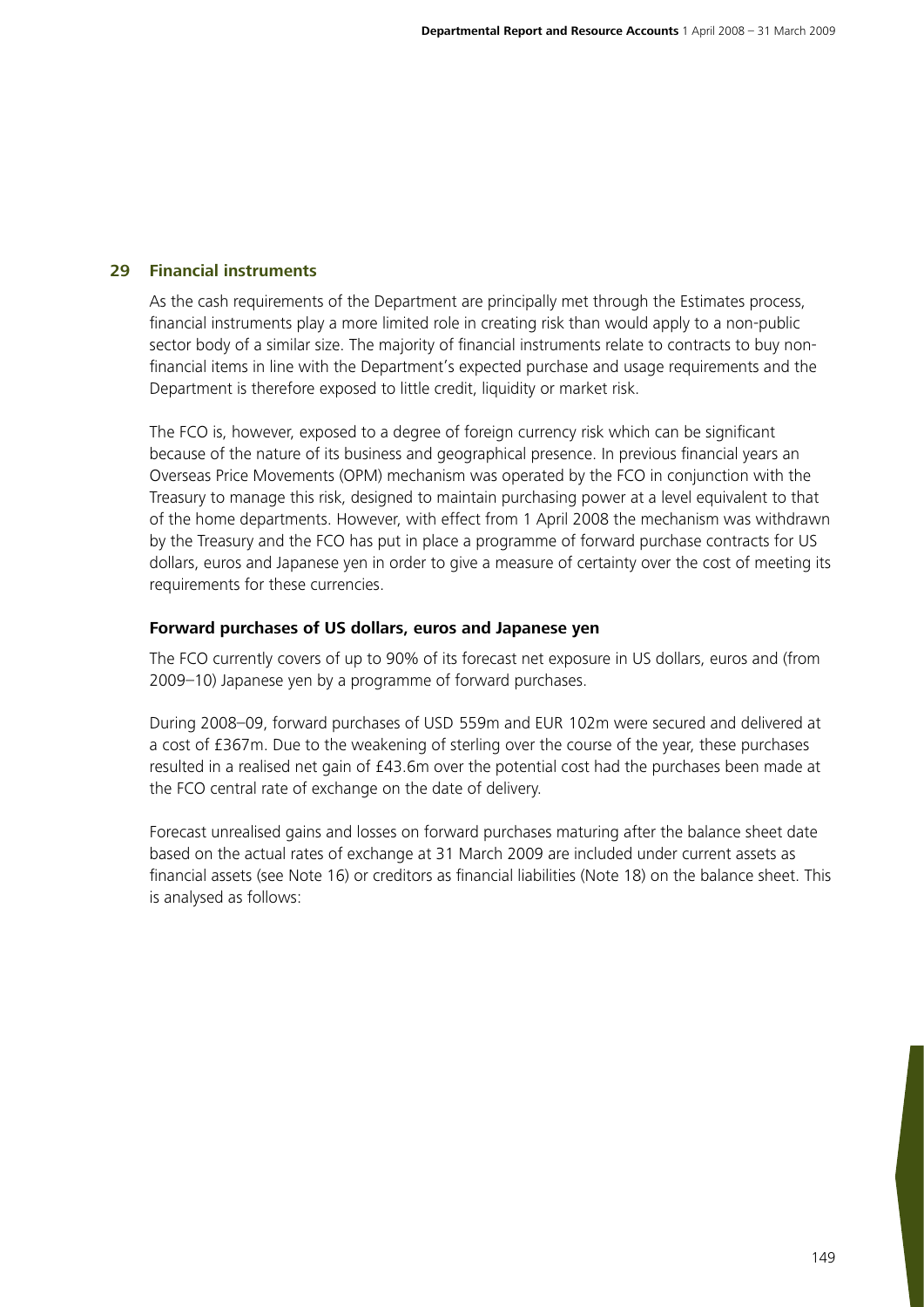## 29 Financial instruments

As the cash requirements of the Department are principally met through the Estimates process, financial instruments play a more limited role in creating risk than would apply to a non-public sector body of a similar size. The majority of financial instruments relate to contracts to buy non-financial items in line with the Department's expected purchase and usage requirements and the Department is therefore exposed to little credit, liquidity or market risk.

The FCO is, however, exposed to a degree of foreign currency risk which can be significant because of the nature of its business and geographical presence. In previous financial years an Overseas Price Movements (OPM) mechanism was operated by the FCO in conjunction with the Treasury to manage this risk, designed to maintain purchasing power at a level equivalent to that of the home departments. However, with effect from 1 April 2008 the mechanism was withdrawn by the Treasury and the FCO has put in place a programme of forward purchase contracts for US dollars, euros and Japanese yen in order to give a measure of certainty over the cost of meeting its requirements for these currencies.

### Forward purchases of US dollars, euros and Japanese yen

The FCO currently covers of up to 90% of its forecast net exposure in US dollars, euros and (from 2009–10) Japanese yen by a programme of forward purchases.

During 2008–09, forward purchases of USD 559m and EUR 102m were secured and delivered at a cost of £367m. Due to the weakening of sterling over the course of the year, these purchases resulted in a realised net gain of £43.6m over the potential cost had the purchases been made at the FCO central rate of exchange on the date of delivery.

Forecast unrealised gains and losses on forward purchases maturing after the balance sheet date based on the actual rates of exchange at 31 March 2009 are included under current assets as financial assets (see Note 16) or creditors as financial liabilities (Note 18) on the balance sheet. This is analysed as follows: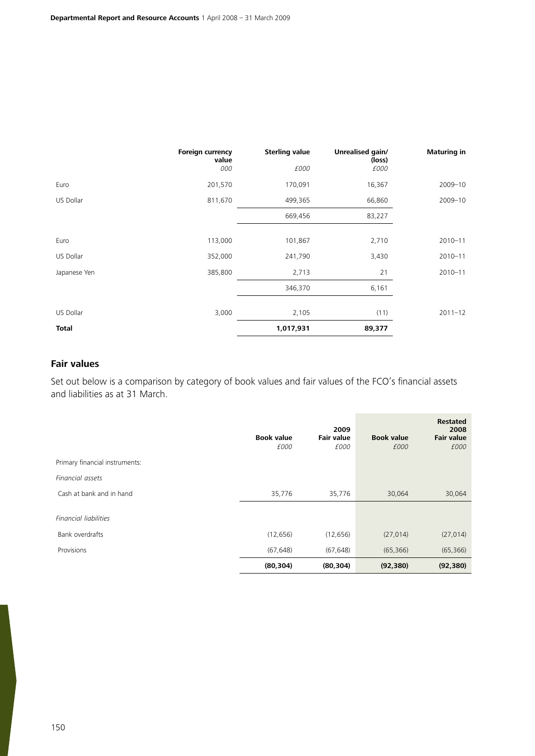| | Foreign currency value | Sterling value | Unrealised gain/ (loss) | Maturing in |
|---|---|---|---|---|
| | *000* | *£000* | *£000* | |
| Euro | 201,570 | 170,091 | 16,367 | 2009–10 |
| US Dollar | 811,670 | 499,365 | 66,860 | 2009–10 |
| | | 669,456 | 83,227 | |
| Euro | 113,000 | 101,867 | 2,710 | 2010–11 |
| US Dollar | 352,000 | 241,790 | 3,430 | 2010–11 |
| Japanese Yen | 385,800 | 2,713 | 21 | 2010–11 |
| | | 346,370 | 6,161 | |
| US Dollar | 3,000 | 2,105 | (11) | 2011–12 |
| **Total** | | **1,017,931** | **89,377** | |

## Fair values

Set out below is a comparison by category of book values and fair values of the FCO's financial assets and liabilities as at 31 March.

| | 2009 | | Restated 2008 | |
|---|---|---|---|---|
| | **Book value** | **Fair value** | **Book value** | **Fair value** |
| | *£000* | *£000* | *£000* | *£000* |
| Primary financial instruments: | | | | |
| *Financial assets* | | | | |
| Cash at bank and in hand | 35,776 | 35,776 | 30,064 | 30,064 |
| *Financial liabilities* | | | | |
| Bank overdrafts | (12,656) | (12,656) | (27,014) | (27,014) |
| Provisions | (67,648) | (67,648) | (65,366) | (65,366) |
| | **(80,304)** | **(80,304)** | **(92,380)** | **(92,380)** |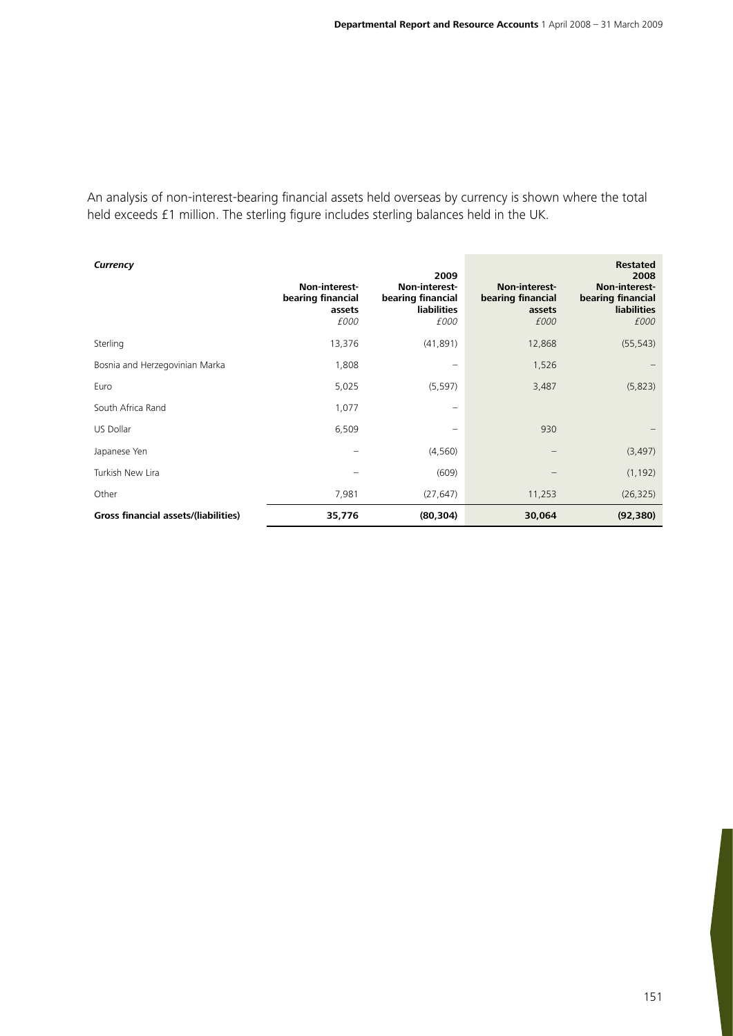An analysis of non-interest-bearing financial assets held overseas by currency is shown where the total held exceeds £1 million. The sterling figure includes sterling balances held in the UK.

| *Currency* | 2009 Non-interest-bearing financial assets *£000* | 2009 Non-interest-bearing financial liabilities *£000* | Restated 2008 Non-interest-bearing financial assets *£000* | Restated 2008 Non-interest-bearing financial liabilities *£000* |
|---|---|---|---|---|
| Sterling | 13,376 | (41,891) | 12,868 | (55,543) |
| Bosnia and Herzegovinian Marka | 1,808 | – | 1,526 | – |
| Euro | 5,025 | (5,597) | 3,487 | (5,823) |
| South Africa Rand | 1,077 | – | | |
| US Dollar | 6,509 | – | 930 | – |
| Japanese Yen | – | (4,560) | – | (3,497) |
| Turkish New Lira | – | (609) | – | (1,192) |
| Other | 7,981 | (27,647) | 11,253 | (26,325) |
| **Gross financial assets/(liabilities)** | **35,776** | **(80,304)** | **30,064** | **(92,380)** |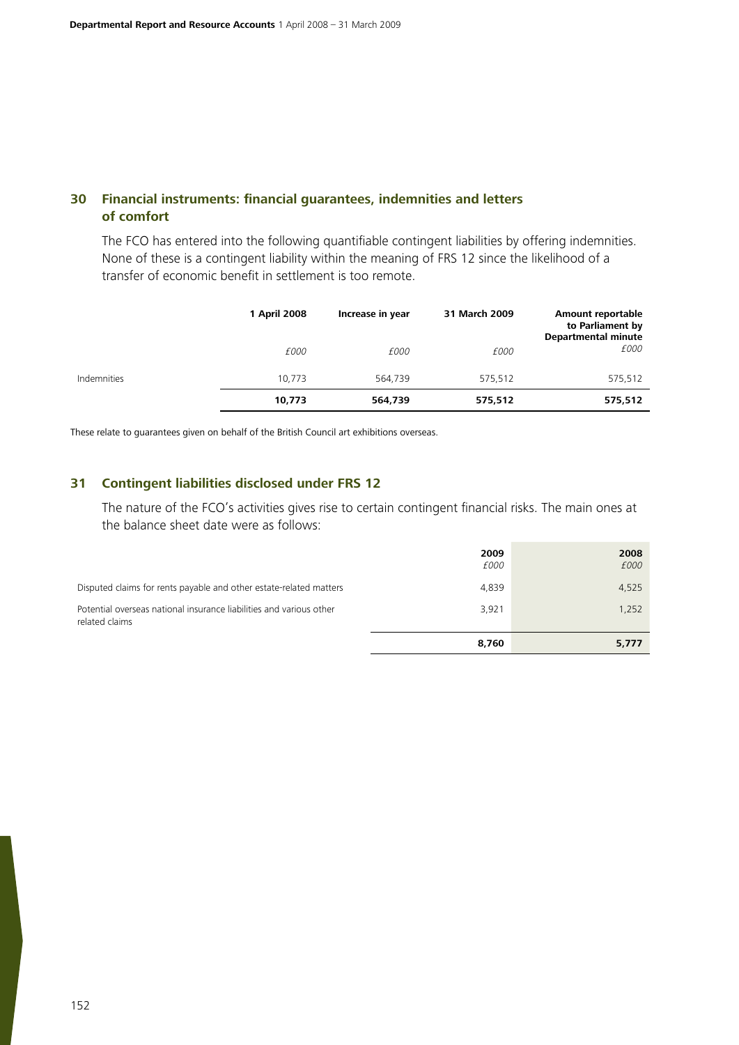## 30 Financial instruments: financial guarantees, indemnities and letters of comfort

The FCO has entered into the following quantifiable contingent liabilities by offering indemnities. None of these is a contingent liability within the meaning of FRS 12 since the likelihood of a transfer of economic benefit in settlement is too remote.

| | 1 April 2008 | Increase in year | 31 March 2009 | Amount reportable to Parliament by Departmental minute |
|---|---|---|---|---|
| | *£000* | *£000* | *£000* | *£000* |
| Indemnities | 10,773 | 564,739 | 575,512 | 575,512 |
| | **10,773** | **564,739** | **575,512** | **575,512** |

These relate to guarantees given on behalf of the British Council art exhibitions overseas.

## 31 Contingent liabilities disclosed under FRS 12

The nature of the FCO's activities gives rise to certain contingent financial risks. The main ones at the balance sheet date were as follows:

| | 2009 *£000* | 2008 *£000* |
|---|---|---|
| Disputed claims for rents payable and other estate-related matters | 4,839 | 4,525 |
| Potential overseas national insurance liabilities and various other related claims | 3,921 | 1,252 |
| | **8,760** | **5,777** |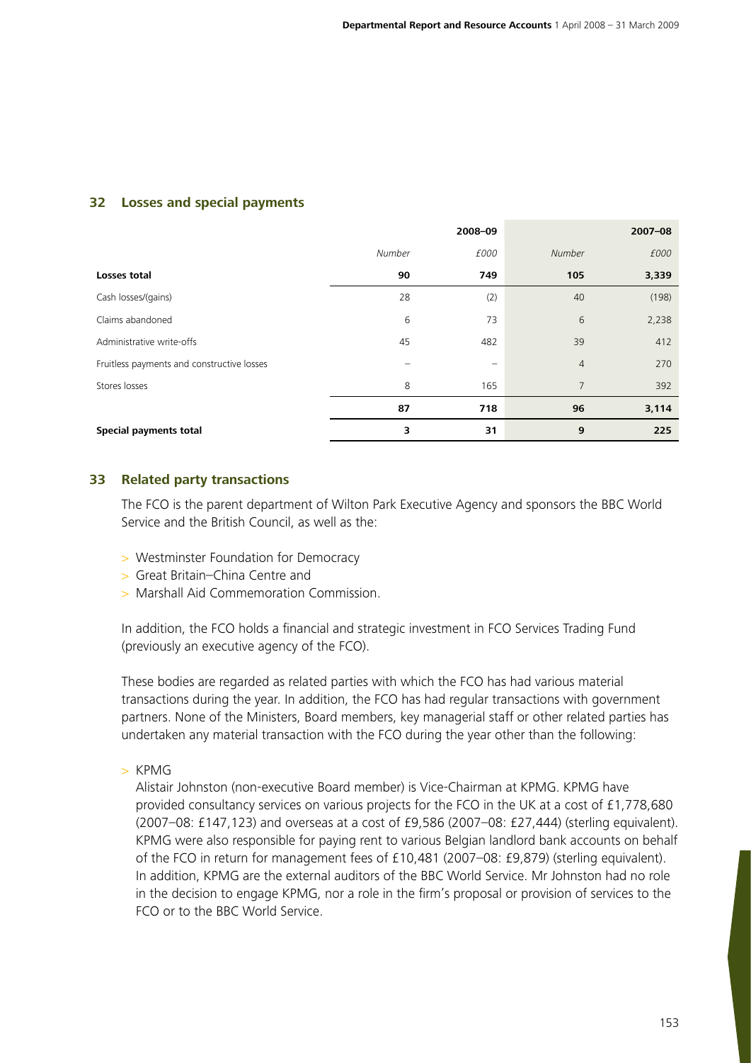## 32 Losses and special payments

| | 2008–09 | | 2007–08 | |
|---|---|---|---|---|
| | *Number* | *£000* | *Number* | *£000* |
| **Losses total** | **90** | **749** | **105** | **3,339** |
| Cash losses/(gains) | 28 | (2) | 40 | (198) |
| Claims abandoned | 6 | 73 | 6 | 2,238 |
| Administrative write-offs | 45 | 482 | 39 | 412 |
| Fruitless payments and constructive losses | – | – | 4 | 270 |
| Stores losses | 8 | 165 | 7 | 392 |
| | **87** | **718** | **96** | **3,114** |
| **Special payments total** | **3** | **31** | **9** | **225** |

## 33 Related party transactions

The FCO is the parent department of Wilton Park Executive Agency and sponsors the BBC World Service and the British Council, as well as the:

- Westminster Foundation for Democracy
- Great Britain–China Centre and
- Marshall Aid Commemoration Commission.

In addition, the FCO holds a financial and strategic investment in FCO Services Trading Fund (previously an executive agency of the FCO).

These bodies are regarded as related parties with which the FCO has had various material transactions during the year. In addition, the FCO has had regular transactions with government partners. None of the Ministers, Board members, key managerial staff or other related parties has undertaken any material transaction with the FCO during the year other than the following:

- KPMG

  Alistair Johnston (non-executive Board member) is Vice-Chairman at KPMG. KPMG have provided consultancy services on various projects for the FCO in the UK at a cost of £1,778,680 (2007–08: £147,123) and overseas at a cost of £9,586 (2007–08: £27,444) (sterling equivalent). KPMG were also responsible for paying rent to various Belgian landlord bank accounts on behalf of the FCO in return for management fees of £10,481 (2007–08: £9,879) (sterling equivalent). In addition, KPMG are the external auditors of the BBC World Service. Mr Johnston had no role in the decision to engage KPMG, nor a role in the firm's proposal or provision of services to the FCO or to the BBC World Service.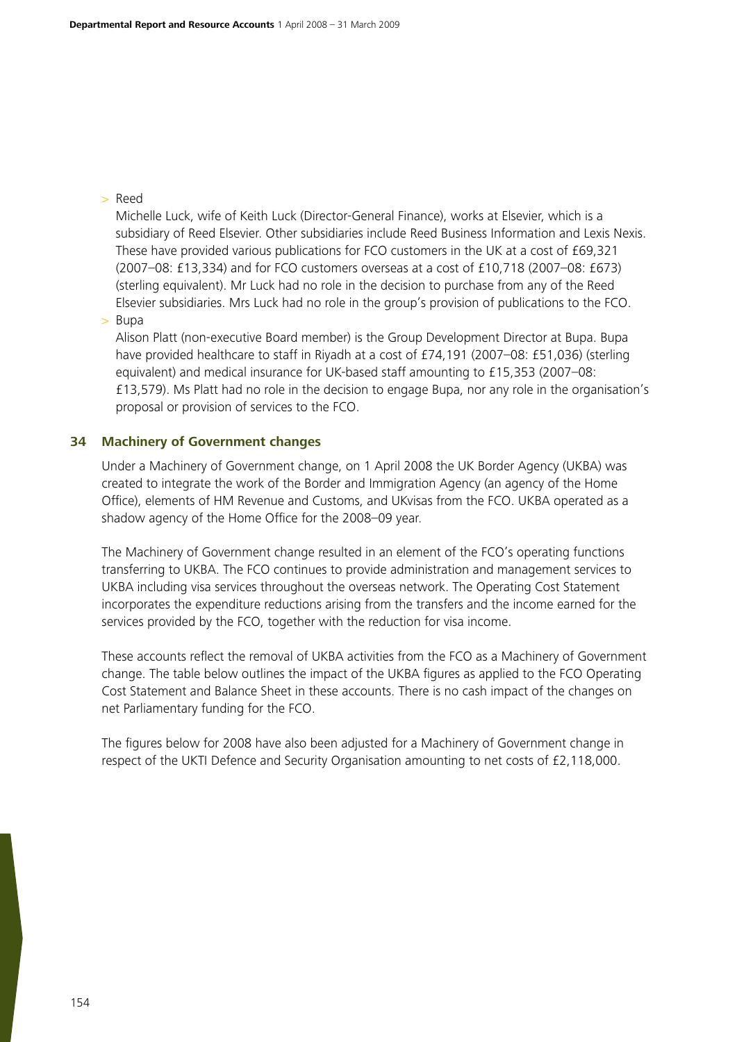- Reed

  Michelle Luck, wife of Keith Luck (Director-General Finance), works at Elsevier, which is a subsidiary of Reed Elsevier. Other subsidiaries include Reed Business Information and Lexis Nexis. These have provided various publications for FCO customers in the UK at a cost of £69,321 (2007–08: £13,334) and for FCO customers overseas at a cost of £10,718 (2007–08: £673) (sterling equivalent). Mr Luck had no role in the decision to purchase from any of the Reed Elsevier subsidiaries. Mrs Luck had no role in the group's provision of publications to the FCO.

- Bupa

  Alison Platt (non-executive Board member) is the Group Development Director at Bupa. Bupa have provided healthcare to staff in Riyadh at a cost of £74,191 (2007–08: £51,036) (sterling equivalent) and medical insurance for UK-based staff amounting to £15,353 (2007–08: £13,579). Ms Platt had no role in the decision to engage Bupa, nor any role in the organisation's proposal or provision of services to the FCO.

## 34 Machinery of Government changes

Under a Machinery of Government change, on 1 April 2008 the UK Border Agency (UKBA) was created to integrate the work of the Border and Immigration Agency (an agency of the Home Office), elements of HM Revenue and Customs, and UKvisas from the FCO. UKBA operated as a shadow agency of the Home Office for the 2008–09 year.

The Machinery of Government change resulted in an element of the FCO's operating functions transferring to UKBA. The FCO continues to provide administration and management services to UKBA including visa services throughout the overseas network. The Operating Cost Statement incorporates the expenditure reductions arising from the transfers and the income earned for the services provided by the FCO, together with the reduction for visa income.

These accounts reflect the removal of UKBA activities from the FCO as a Machinery of Government change. The table below outlines the impact of the UKBA figures as applied to the FCO Operating Cost Statement and Balance Sheet in these accounts. There is no cash impact of the changes on net Parliamentary funding for the FCO.

The figures below for 2008 have also been adjusted for a Machinery of Government change in respect of the UKTI Defence and Security Organisation amounting to net costs of £2,118,000.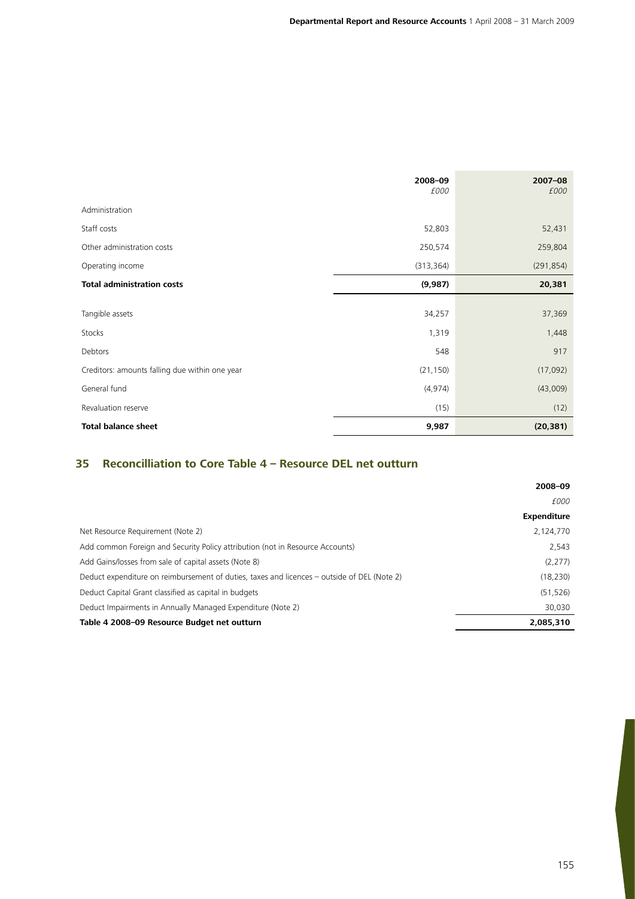| | 2008–09<br>£000 | 2007–08<br>£000 |
|---|---|---|
| Administration | | |
| Staff costs | 52,803 | 52,431 |
| Other administration costs | 250,574 | 259,804 |
| Operating income | (313,364) | (291,854) |
| **Total administration costs** | **(9,987)** | **20,381** |
| Tangible assets | 34,257 | 37,369 |
| Stocks | 1,319 | 1,448 |
| Debtors | 548 | 917 |
| Creditors: amounts falling due within one year | (21,150) | (17,092) |
| General fund | (4,974) | (43,009) |
| Revaluation reserve | (15) | (12) |
| **Total balance sheet** | **9,987** | **(20,381)** |

## 35 Reconcilliation to Core Table 4 – Resource DEL net outturn

| | 2008–09<br>£000<br>Expenditure |
|---|---|
| Net Resource Requirement (Note 2) | 2,124,770 |
| Add common Foreign and Security Policy attribution (not in Resource Accounts) | 2,543 |
| Add Gains/losses from sale of capital assets (Note 8) | (2,277) |
| Deduct expenditure on reimbursement of duties, taxes and licences – outside of DEL (Note 2) | (18,230) |
| Deduct Capital Grant classified as capital in budgets | (51,526) |
| Deduct Impairments in Annually Managed Expenditure (Note 2) | 30,030 |
| **Table 4 2008–09 Resource Budget net outturn** | **2,085,310** |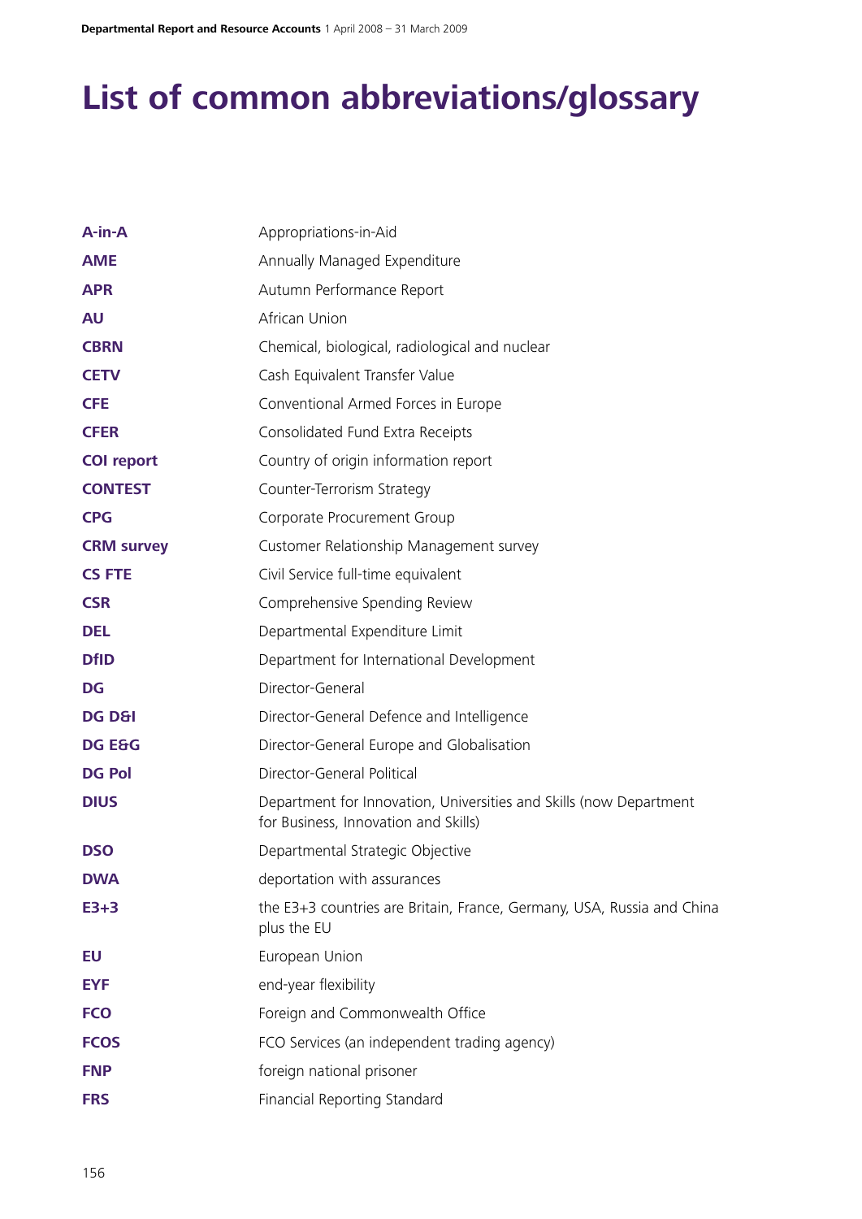# List of common abbreviations/glossary

| | |
|---|---|
| **A-in-A** | Appropriations-in-Aid |
| **AME** | Annually Managed Expenditure |
| **APR** | Autumn Performance Report |
| **AU** | African Union |
| **CBRN** | Chemical, biological, radiological and nuclear |
| **CETV** | Cash Equivalent Transfer Value |
| **CFE** | Conventional Armed Forces in Europe |
| **CFER** | Consolidated Fund Extra Receipts |
| **COI report** | Country of origin information report |
| **CONTEST** | Counter-Terrorism Strategy |
| **CPG** | Corporate Procurement Group |
| **CRM survey** | Customer Relationship Management survey |
| **CS FTE** | Civil Service full-time equivalent |
| **CSR** | Comprehensive Spending Review |
| **DEL** | Departmental Expenditure Limit |
| **DfID** | Department for International Development |
| **DG** | Director-General |
| **DG D&I** | Director-General Defence and Intelligence |
| **DG E&G** | Director-General Europe and Globalisation |
| **DG Pol** | Director-General Political |
| **DIUS** | Department for Innovation, Universities and Skills (now Department for Business, Innovation and Skills) |
| **DSO** | Departmental Strategic Objective |
| **DWA** | deportation with assurances |
| **E3+3** | the E3+3 countries are Britain, France, Germany, USA, Russia and China plus the EU |
| **EU** | European Union |
| **EYF** | end-year flexibility |
| **FCO** | Foreign and Commonwealth Office |
| **FCOS** | FCO Services (an independent trading agency) |
| **FNP** | foreign national prisoner |
| **FRS** | Financial Reporting Standard |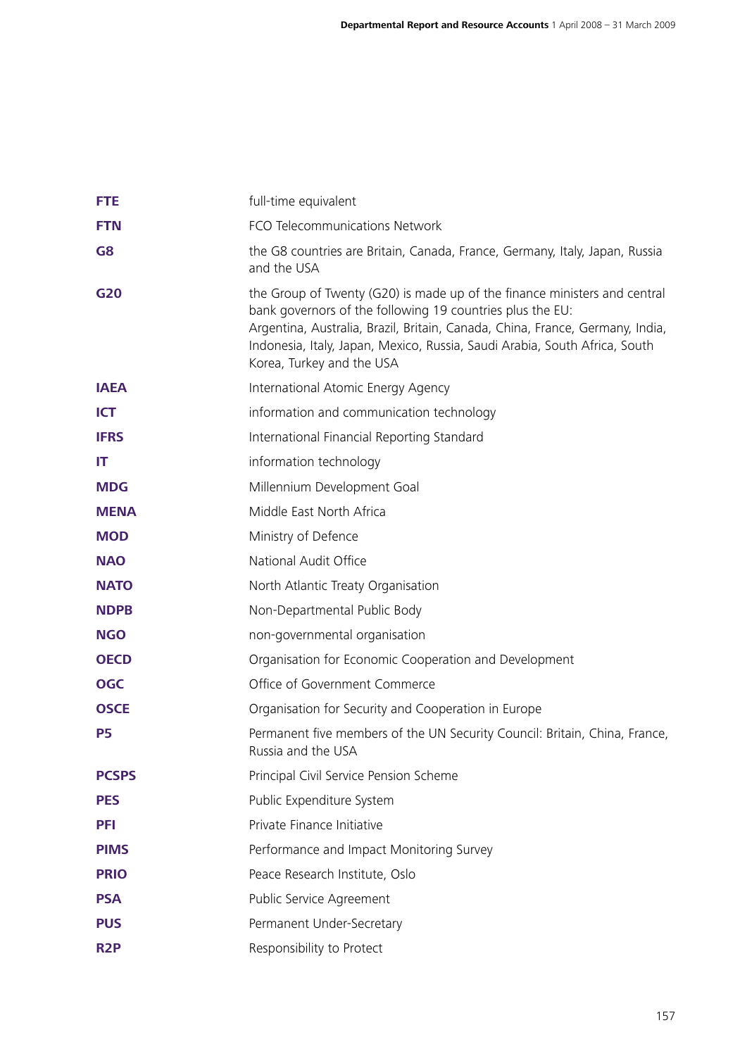| | |
|---|---|
| **FTE** | full-time equivalent |
| **FTN** | FCO Telecommunications Network |
| **G8** | the G8 countries are Britain, Canada, France, Germany, Italy, Japan, Russia and the USA |
| **G20** | the Group of Twenty (G20) is made up of the finance ministers and central bank governors of the following 19 countries plus the EU: Argentina, Australia, Brazil, Britain, Canada, China, France, Germany, India, Indonesia, Italy, Japan, Mexico, Russia, Saudi Arabia, South Africa, South Korea, Turkey and the USA |
| **IAEA** | International Atomic Energy Agency |
| **ICT** | information and communication technology |
| **IFRS** | International Financial Reporting Standard |
| **IT** | information technology |
| **MDG** | Millennium Development Goal |
| **MENA** | Middle East North Africa |
| **MOD** | Ministry of Defence |
| **NAO** | National Audit Office |
| **NATO** | North Atlantic Treaty Organisation |
| **NDPB** | Non-Departmental Public Body |
| **NGO** | non-governmental organisation |
| **OECD** | Organisation for Economic Cooperation and Development |
| **OGC** | Office of Government Commerce |
| **OSCE** | Organisation for Security and Cooperation in Europe |
| **P5** | Permanent five members of the UN Security Council: Britain, China, France, Russia and the USA |
| **PCSPS** | Principal Civil Service Pension Scheme |
| **PES** | Public Expenditure System |
| **PFI** | Private Finance Initiative |
| **PIMS** | Performance and Impact Monitoring Survey |
| **PRIO** | Peace Research Institute, Oslo |
| **PSA** | Public Service Agreement |
| **PUS** | Permanent Under-Secretary |
| **R2P** | Responsibility to Protect |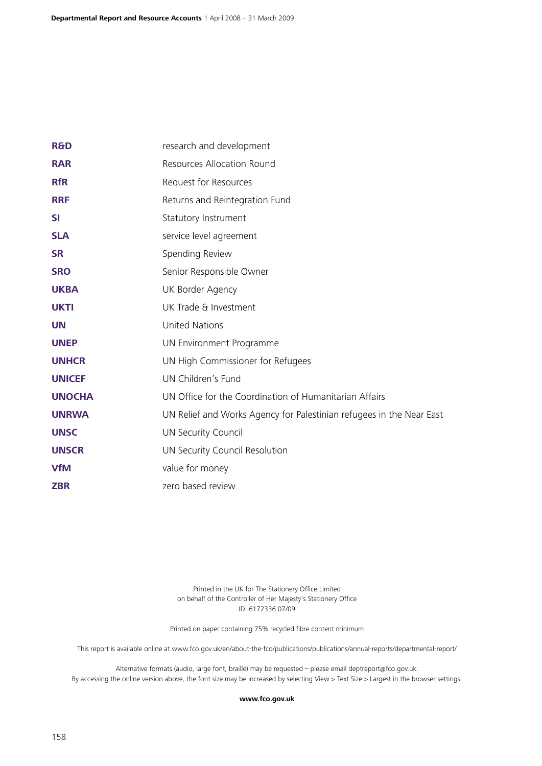| | |
|---|---|
| **R&D** | research and development |
| **RAR** | Resources Allocation Round |
| **RfR** | Request for Resources |
| **RRF** | Returns and Reintegration Fund |
| **SI** | Statutory Instrument |
| **SLA** | service level agreement |
| **SR** | Spending Review |
| **SRO** | Senior Responsible Owner |
| **UKBA** | UK Border Agency |
| **UKTI** | UK Trade & Investment |
| **UN** | United Nations |
| **UNEP** | UN Environment Programme |
| **UNHCR** | UN High Commissioner for Refugees |
| **UNICEF** | UN Children's Fund |
| **UNOCHA** | UN Office for the Coordination of Humanitarian Affairs |
| **UNRWA** | UN Relief and Works Agency for Palestinian refugees in the Near East |
| **UNSC** | UN Security Council |
| **UNSCR** | UN Security Council Resolution |
| **VfM** | value for money |
| **ZBR** | zero based review |

Printed in the UK for The Stationery Office Limited
on behalf of the Controller of Her Majesty's Stationery Office
ID 6172336 07/09

Printed on paper containing 75% recycled fibre content minimum

This report is available online at www.fco.gov.uk/en/about-the-fco/publications/publications/annual-reports/departmental-report/

Alternative formats (audio, large font, braille) may be requested – please email deptreport@fco.gov.uk.
By accessing the online version above, the font size may be increased by selecting View > Text Size > Largest in the browser settings.

**www.fco.gov.uk**